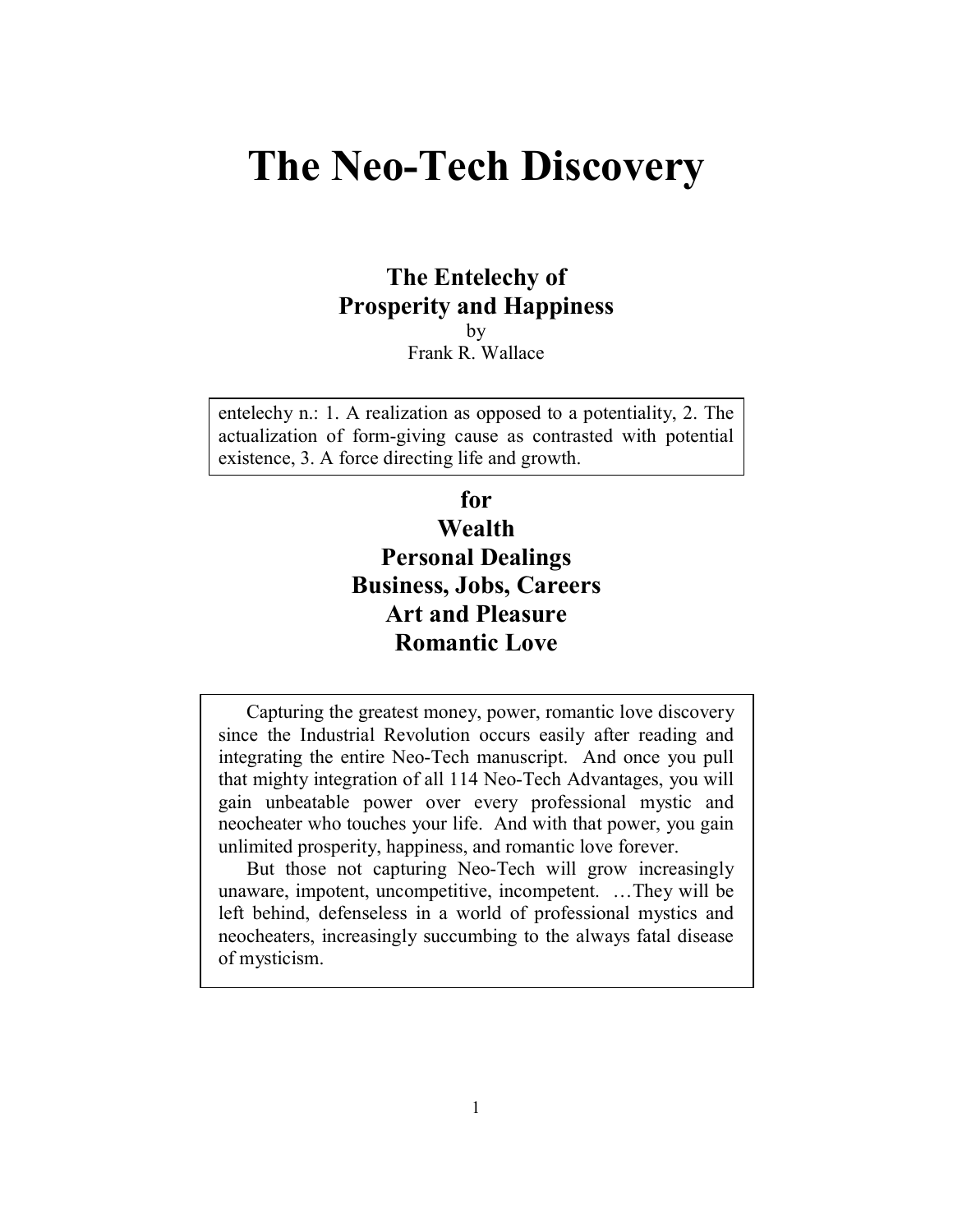# The Neo-Tech Discovery

## The Entelechy of Prosperity and Happiness

by
Frank R. Wallace

entelechy n.: 1. A realization as opposed to a potentiality, 2. The actualization of form-giving cause as contrasted with potential existence, 3. A force directing life and growth.

### for
### Wealth
### Personal Dealings
### Business, Jobs, Careers
### Art and Pleasure
### Romantic Love

Capturing the greatest money, power, romantic love discovery since the Industrial Revolution occurs easily after reading and integrating the entire Neo-Tech manuscript. And once you pull that mighty integration of all 114 Neo-Tech Advantages, you will gain unbeatable power over every professional mystic and neocheater who touches your life. And with that power, you gain unlimited prosperity, happiness, and romantic love forever.

But those not capturing Neo-Tech will grow increasingly unaware, impotent, uncompetitive, incompetent. …They will be left behind, defenseless in a world of professional mystics and neocheaters, increasingly succumbing to the always fatal disease of mysticism.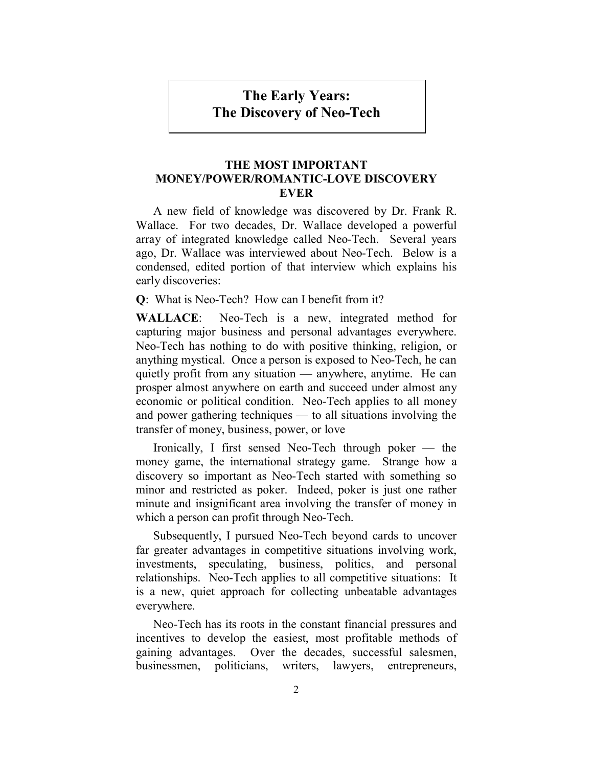# The Early Years: The Discovery of Neo-Tech

## THE MOST IMPORTANT MONEY/POWER/ROMANTIC-LOVE DISCOVERY EVER

A new field of knowledge was discovered by Dr. Frank R. Wallace. For two decades, Dr. Wallace developed a powerful array of integrated knowledge called Neo-Tech. Several years ago, Dr. Wallace was interviewed about Neo-Tech. Below is a condensed, edited portion of that interview which explains his early discoveries:

**Q**: What is Neo-Tech? How can I benefit from it?

**WALLACE**: Neo-Tech is a new, integrated method for capturing major business and personal advantages everywhere. Neo-Tech has nothing to do with positive thinking, religion, or anything mystical. Once a person is exposed to Neo-Tech, he can quietly profit from any situation — anywhere, anytime. He can prosper almost anywhere on earth and succeed under almost any economic or political condition. Neo-Tech applies to all money and power gathering techniques — to all situations involving the transfer of money, business, power, or love

Ironically, I first sensed Neo-Tech through poker — the money game, the international strategy game. Strange how a discovery so important as Neo-Tech started with something so minor and restricted as poker. Indeed, poker is just one rather minute and insignificant area involving the transfer of money in which a person can profit through Neo-Tech.

Subsequently, I pursued Neo-Tech beyond cards to uncover far greater advantages in competitive situations involving work, investments, speculating, business, politics, and personal relationships. Neo-Tech applies to all competitive situations: It is a new, quiet approach for collecting unbeatable advantages everywhere.

Neo-Tech has its roots in the constant financial pressures and incentives to develop the easiest, most profitable methods of gaining advantages. Over the decades, successful salesmen, businessmen, politicians, writers, lawyers, entrepreneurs,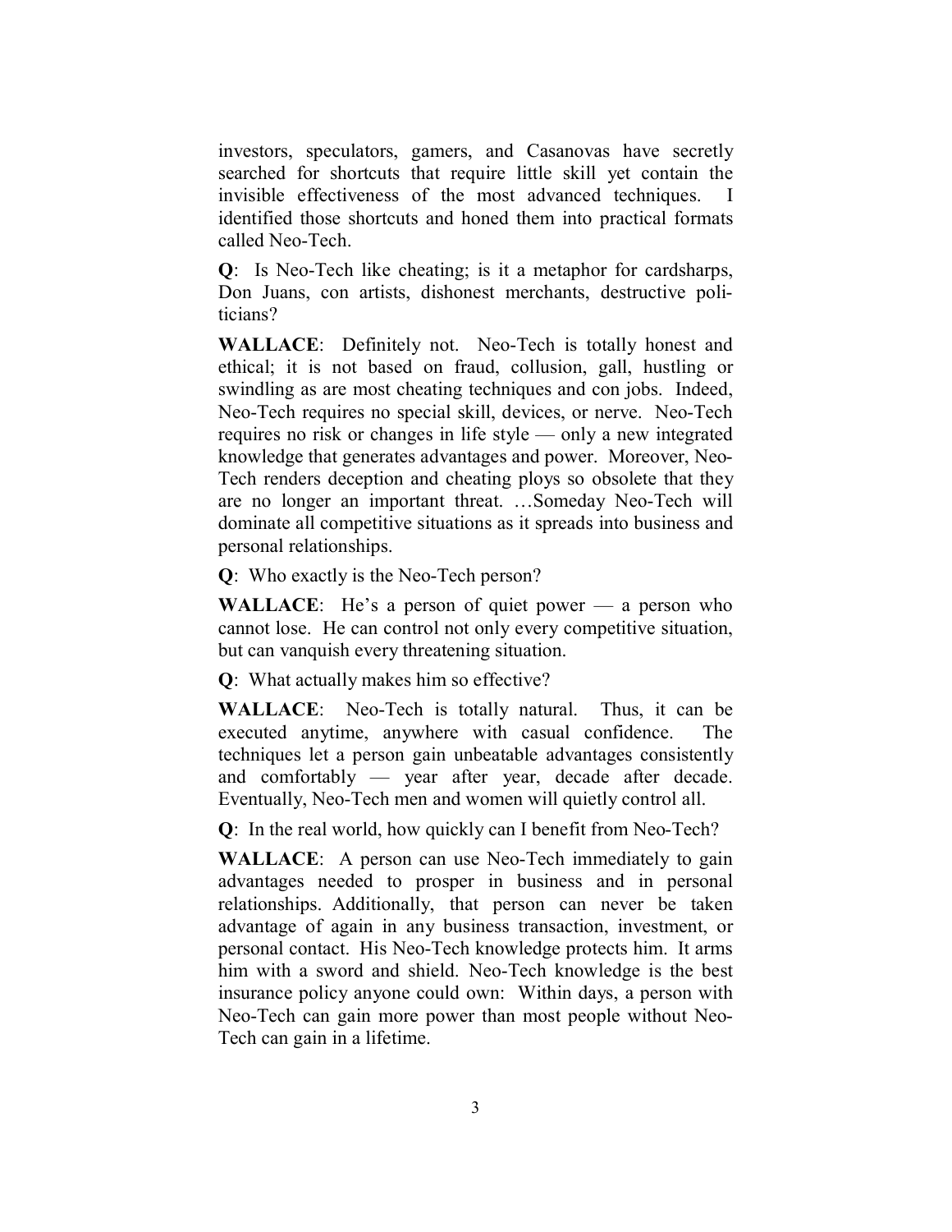investors, speculators, gamers, and Casanovas have secretly searched for shortcuts that require little skill yet contain the invisible effectiveness of the most advanced techniques. I identified those shortcuts and honed them into practical formats called Neo-Tech.

**Q**: Is Neo-Tech like cheating; is it a metaphor for cardsharps, Don Juans, con artists, dishonest merchants, destructive politicians?

**WALLACE**: Definitely not. Neo-Tech is totally honest and ethical; it is not based on fraud, collusion, gall, hustling or swindling as are most cheating techniques and con jobs. Indeed, Neo-Tech requires no special skill, devices, or nerve. Neo-Tech requires no risk or changes in life style — only a new integrated knowledge that generates advantages and power. Moreover, Neo-Tech renders deception and cheating ploys so obsolete that they are no longer an important threat. …Someday Neo-Tech will dominate all competitive situations as it spreads into business and personal relationships.

**Q**: Who exactly is the Neo-Tech person?

**WALLACE**: He's a person of quiet power — a person who cannot lose. He can control not only every competitive situation, but can vanquish every threatening situation.

**Q**: What actually makes him so effective?

**WALLACE**: Neo-Tech is totally natural. Thus, it can be executed anytime, anywhere with casual confidence. The techniques let a person gain unbeatable advantages consistently and comfortably — year after year, decade after decade. Eventually, Neo-Tech men and women will quietly control all.

**Q**: In the real world, how quickly can I benefit from Neo-Tech?

**WALLACE**: A person can use Neo-Tech immediately to gain advantages needed to prosper in business and in personal relationships. Additionally, that person can never be taken advantage of again in any business transaction, investment, or personal contact. His Neo-Tech knowledge protects him. It arms him with a sword and shield. Neo-Tech knowledge is the best insurance policy anyone could own: Within days, a person with Neo-Tech can gain more power than most people without Neo-Tech can gain in a lifetime.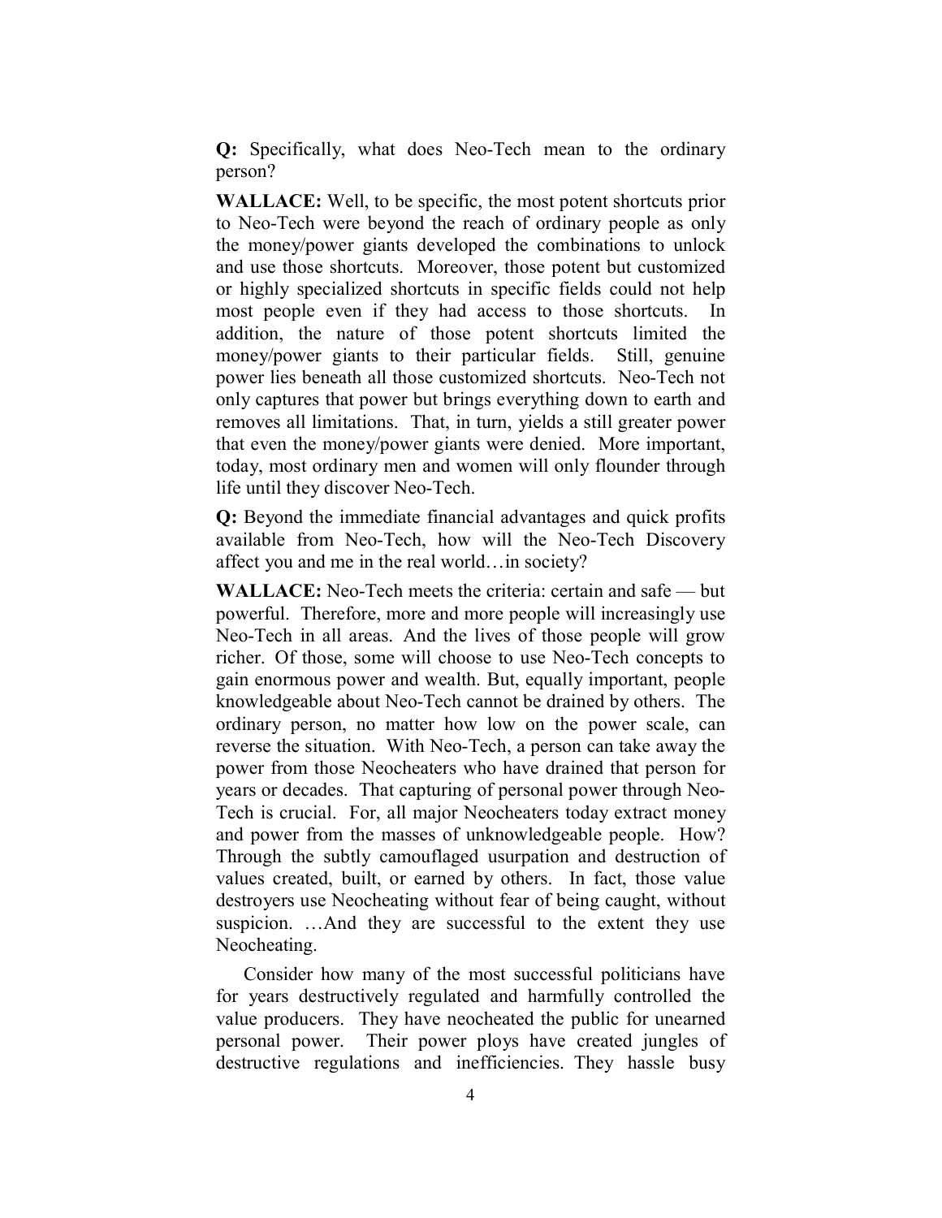**Q:** Specifically, what does Neo-Tech mean to the ordinary person?

**WALLACE:** Well, to be specific, the most potent shortcuts prior to Neo-Tech were beyond the reach of ordinary people as only the money/power giants developed the combinations to unlock and use those shortcuts. Moreover, those potent but customized or highly specialized shortcuts in specific fields could not help most people even if they had access to those shortcuts. In addition, the nature of those potent shortcuts limited the money/power giants to their particular fields. Still, genuine power lies beneath all those customized shortcuts. Neo-Tech not only captures that power but brings everything down to earth and removes all limitations. That, in turn, yields a still greater power that even the money/power giants were denied. More important, today, most ordinary men and women will only flounder through life until they discover Neo-Tech.

**Q:** Beyond the immediate financial advantages and quick profits available from Neo-Tech, how will the Neo-Tech Discovery affect you and me in the real world…in society?

**WALLACE:** Neo-Tech meets the criteria: certain and safe — but powerful. Therefore, more and more people will increasingly use Neo-Tech in all areas. And the lives of those people will grow richer. Of those, some will choose to use Neo-Tech concepts to gain enormous power and wealth. But, equally important, people knowledgeable about Neo-Tech cannot be drained by others. The ordinary person, no matter how low on the power scale, can reverse the situation. With Neo-Tech, a person can take away the power from those Neocheaters who have drained that person for years or decades. That capturing of personal power through Neo-Tech is crucial. For, all major Neocheaters today extract money and power from the masses of unknowledgeable people. How? Through the subtly camouflaged usurpation and destruction of values created, built, or earned by others. In fact, those value destroyers use Neocheating without fear of being caught, without suspicion. …And they are successful to the extent they use Neocheating.

Consider how many of the most successful politicians have for years destructively regulated and harmfully controlled the value producers. They have neocheated the public for unearned personal power. Their power ploys have created jungles of destructive regulations and inefficiencies. They hassle busy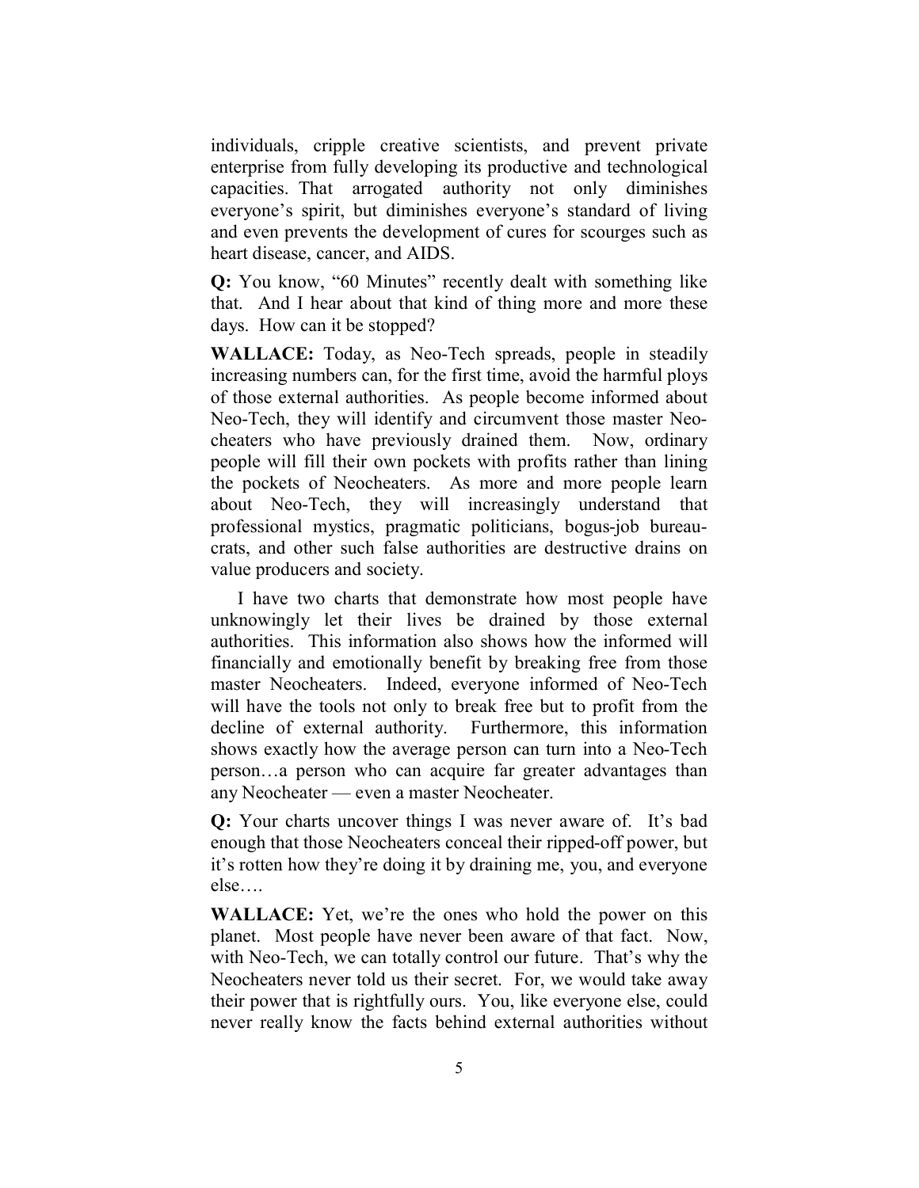individuals, cripple creative scientists, and prevent private enterprise from fully developing its productive and technological capacities. That arrogated authority not only diminishes everyone's spirit, but diminishes everyone's standard of living and even prevents the development of cures for scourges such as heart disease, cancer, and AIDS.

**Q:** You know, "60 Minutes" recently dealt with something like that. And I hear about that kind of thing more and more these days. How can it be stopped?

**WALLACE:** Today, as Neo-Tech spreads, people in steadily increasing numbers can, for the first time, avoid the harmful ploys of those external authorities. As people become informed about Neo-Tech, they will identify and circumvent those master Neocheaters who have previously drained them. Now, ordinary people will fill their own pockets with profits rather than lining the pockets of Neocheaters. As more and more people learn about Neo-Tech, they will increasingly understand that professional mystics, pragmatic politicians, bogus-job bureaucrats, and other such false authorities are destructive drains on value producers and society.

I have two charts that demonstrate how most people have unknowingly let their lives be drained by those external authorities. This information also shows how the informed will financially and emotionally benefit by breaking free from those master Neocheaters. Indeed, everyone informed of Neo-Tech will have the tools not only to break free but to profit from the decline of external authority. Furthermore, this information shows exactly how the average person can turn into a Neo-Tech person…a person who can acquire far greater advantages than any Neocheater — even a master Neocheater.

**Q:** Your charts uncover things I was never aware of. It's bad enough that those Neocheaters conceal their ripped-off power, but it's rotten how they're doing it by draining me, you, and everyone else….

**WALLACE:** Yet, we're the ones who hold the power on this planet. Most people have never been aware of that fact. Now, with Neo-Tech, we can totally control our future. That's why the Neocheaters never told us their secret. For, we would take away their power that is rightfully ours. You, like everyone else, could never really know the facts behind external authorities without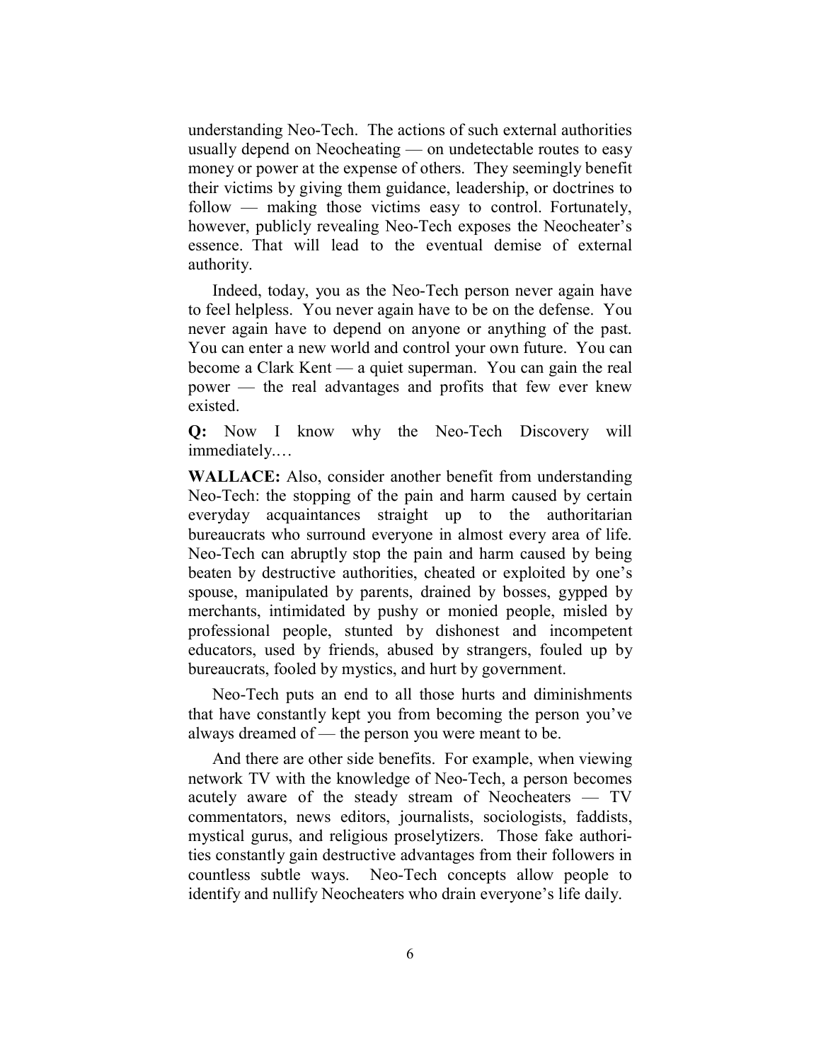understanding Neo-Tech. The actions of such external authorities usually depend on Neocheating — on undetectable routes to easy money or power at the expense of others. They seemingly benefit their victims by giving them guidance, leadership, or doctrines to follow — making those victims easy to control. Fortunately, however, publicly revealing Neo-Tech exposes the Neocheater's essence. That will lead to the eventual demise of external authority.

Indeed, today, you as the Neo-Tech person never again have to feel helpless. You never again have to be on the defense. You never again have to depend on anyone or anything of the past. You can enter a new world and control your own future. You can become a Clark Kent — a quiet superman. You can gain the real power — the real advantages and profits that few ever knew existed.

**Q:** Now I know why the Neo-Tech Discovery will immediately.…

**WALLACE:** Also, consider another benefit from understanding Neo-Tech: the stopping of the pain and harm caused by certain everyday acquaintances straight up to the authoritarian bureaucrats who surround everyone in almost every area of life. Neo-Tech can abruptly stop the pain and harm caused by being beaten by destructive authorities, cheated or exploited by one's spouse, manipulated by parents, drained by bosses, gypped by merchants, intimidated by pushy or monied people, misled by professional people, stunted by dishonest and incompetent educators, used by friends, abused by strangers, fouled up by bureaucrats, fooled by mystics, and hurt by government.

Neo-Tech puts an end to all those hurts and diminishments that have constantly kept you from becoming the person you've always dreamed of — the person you were meant to be.

And there are other side benefits. For example, when viewing network TV with the knowledge of Neo-Tech, a person becomes acutely aware of the steady stream of Neocheaters — TV commentators, news editors, journalists, sociologists, faddists, mystical gurus, and religious proselytizers. Those fake authorities constantly gain destructive advantages from their followers in countless subtle ways. Neo-Tech concepts allow people to identify and nullify Neocheaters who drain everyone's life daily.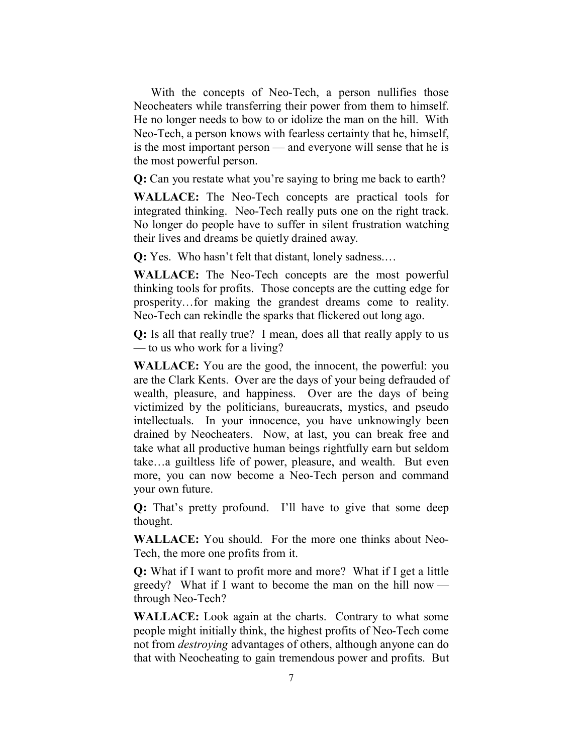With the concepts of Neo-Tech, a person nullifies those Neocheaters while transferring their power from them to himself. He no longer needs to bow to or idolize the man on the hill. With Neo-Tech, a person knows with fearless certainty that he, himself, is the most important person — and everyone will sense that he is the most powerful person.

**Q:** Can you restate what you're saying to bring me back to earth?

**WALLACE:** The Neo-Tech concepts are practical tools for integrated thinking. Neo-Tech really puts one on the right track. No longer do people have to suffer in silent frustration watching their lives and dreams be quietly drained away.

**Q:** Yes. Who hasn't felt that distant, lonely sadness.…

**WALLACE:** The Neo-Tech concepts are the most powerful thinking tools for profits. Those concepts are the cutting edge for prosperity…for making the grandest dreams come to reality. Neo-Tech can rekindle the sparks that flickered out long ago.

**Q:** Is all that really true? I mean, does all that really apply to us — to us who work for a living?

**WALLACE:** You are the good, the innocent, the powerful: you are the Clark Kents. Over are the days of your being defrauded of wealth, pleasure, and happiness. Over are the days of being victimized by the politicians, bureaucrats, mystics, and pseudo intellectuals. In your innocence, you have unknowingly been drained by Neocheaters. Now, at last, you can break free and take what all productive human beings rightfully earn but seldom take…a guiltless life of power, pleasure, and wealth. But even more, you can now become a Neo-Tech person and command your own future.

**Q:** That's pretty profound. I'll have to give that some deep thought.

**WALLACE:** You should. For the more one thinks about Neo-Tech, the more one profits from it.

**Q:** What if I want to profit more and more? What if I get a little greedy? What if I want to become the man on the hill now — through Neo-Tech?

**WALLACE:** Look again at the charts. Contrary to what some people might initially think, the highest profits of Neo-Tech come not from *destroying* advantages of others, although anyone can do that with Neocheating to gain tremendous power and profits. But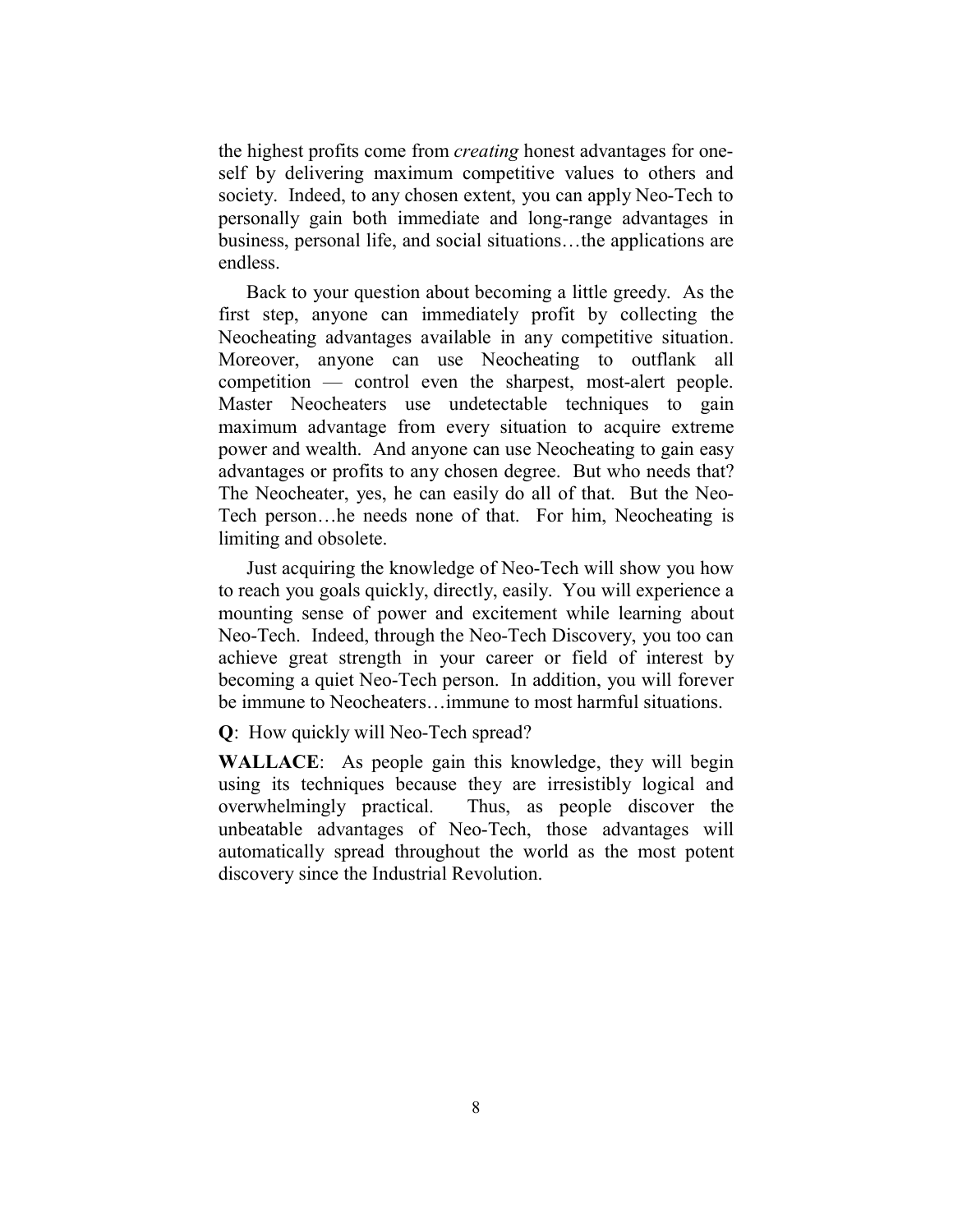the highest profits come from *creating* honest advantages for oneself by delivering maximum competitive values to others and society. Indeed, to any chosen extent, you can apply Neo-Tech to personally gain both immediate and long-range advantages in business, personal life, and social situations…the applications are endless.

Back to your question about becoming a little greedy. As the first step, anyone can immediately profit by collecting the Neocheating advantages available in any competitive situation. Moreover, anyone can use Neocheating to outflank all competition — control even the sharpest, most-alert people. Master Neocheaters use undetectable techniques to gain maximum advantage from every situation to acquire extreme power and wealth. And anyone can use Neocheating to gain easy advantages or profits to any chosen degree. But who needs that? The Neocheater, yes, he can easily do all of that. But the Neo-Tech person…he needs none of that. For him, Neocheating is limiting and obsolete.

Just acquiring the knowledge of Neo-Tech will show you how to reach you goals quickly, directly, easily. You will experience a mounting sense of power and excitement while learning about Neo-Tech. Indeed, through the Neo-Tech Discovery, you too can achieve great strength in your career or field of interest by becoming a quiet Neo-Tech person. In addition, you will forever be immune to Neocheaters…immune to most harmful situations.

**Q**: How quickly will Neo-Tech spread?

**WALLACE**: As people gain this knowledge, they will begin using its techniques because they are irresistibly logical and overwhelmingly practical. Thus, as people discover the unbeatable advantages of Neo-Tech, those advantages will automatically spread throughout the world as the most potent discovery since the Industrial Revolution.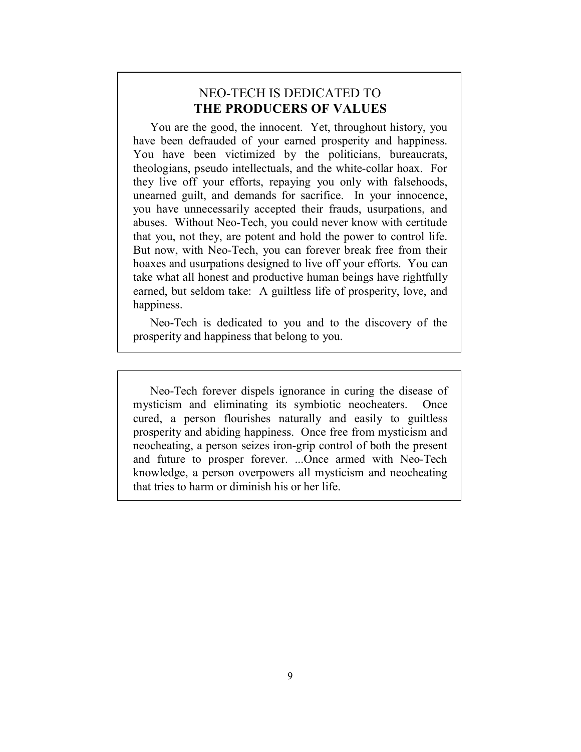## NEO-TECH IS DEDICATED TO **THE PRODUCERS OF VALUES**

You are the good, the innocent. Yet, throughout history, you have been defrauded of your earned prosperity and happiness. You have been victimized by the politicians, bureaucrats, theologians, pseudo intellectuals, and the white-collar hoax. For they live off your efforts, repaying you only with falsehoods, unearned guilt, and demands for sacrifice. In your innocence, you have unnecessarily accepted their frauds, usurpations, and abuses. Without Neo-Tech, you could never know with certitude that you, not they, are potent and hold the power to control life. But now, with Neo-Tech, you can forever break free from their hoaxes and usurpations designed to live off your efforts. You can take what all honest and productive human beings have rightfully earned, but seldom take: A guiltless life of prosperity, love, and happiness.

Neo-Tech is dedicated to you and to the discovery of the prosperity and happiness that belong to you.

---

Neo-Tech forever dispels ignorance in curing the disease of mysticism and eliminating its symbiotic neocheaters. Once cured, a person flourishes naturally and easily to guiltless prosperity and abiding happiness. Once free from mysticism and neocheating, a person seizes iron-grip control of both the present and future to prosper forever. ...Once armed with Neo-Tech knowledge, a person overpowers all mysticism and neocheating that tries to harm or diminish his or her life.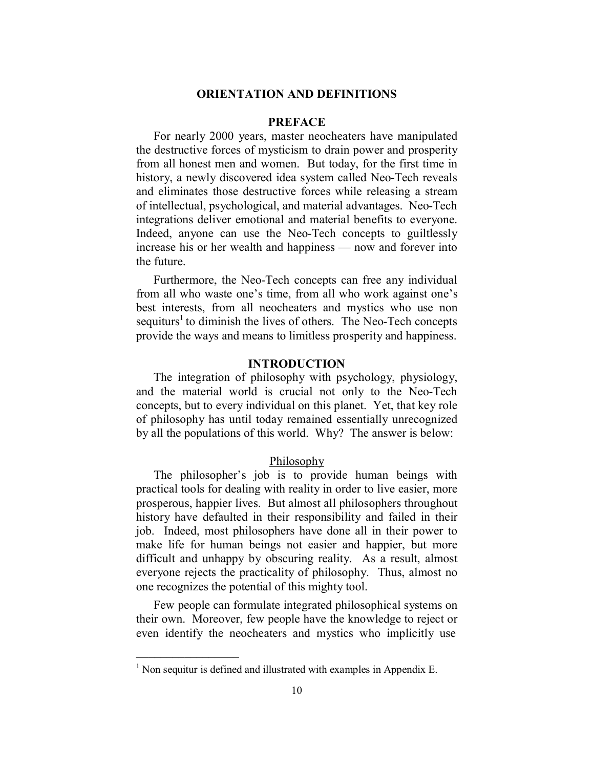# ORIENTATION AND DEFINITIONS

## PREFACE

For nearly 2000 years, master neocheaters have manipulated the destructive forces of mysticism to drain power and prosperity from all honest men and women. But today, for the first time in history, a newly discovered idea system called Neo-Tech reveals and eliminates those destructive forces while releasing a stream of intellectual, psychological, and material advantages. Neo-Tech integrations deliver emotional and material benefits to everyone. Indeed, anyone can use the Neo-Tech concepts to guiltlessly increase his or her wealth and happiness — now and forever into the future.

Furthermore, the Neo-Tech concepts can free any individual from all who waste one's time, from all who work against one's best interests, from all neocheaters and mystics who use non sequiturs[1] to diminish the lives of others. The Neo-Tech concepts provide the ways and means to limitless prosperity and happiness.

## INTRODUCTION

The integration of philosophy with psychology, physiology, and the material world is crucial not only to the Neo-Tech concepts, but to every individual on this planet. Yet, that key role of philosophy has until today remained essentially unrecognized by all the populations of this world. Why? The answer is below:

### Philosophy

The philosopher's job is to provide human beings with practical tools for dealing with reality in order to live easier, more prosperous, happier lives. But almost all philosophers throughout history have defaulted in their responsibility and failed in their job. Indeed, most philosophers have done all in their power to make life for human beings not easier and happier, but more difficult and unhappy by obscuring reality. As a result, almost everyone rejects the practicality of philosophy. Thus, almost no one recognizes the potential of this mighty tool.

Few people can formulate integrated philosophical systems on their own. Moreover, few people have the knowledge to reject or even identify the neocheaters and mystics who implicitly use

---

[1] Non sequitur is defined and illustrated with examples in Appendix E.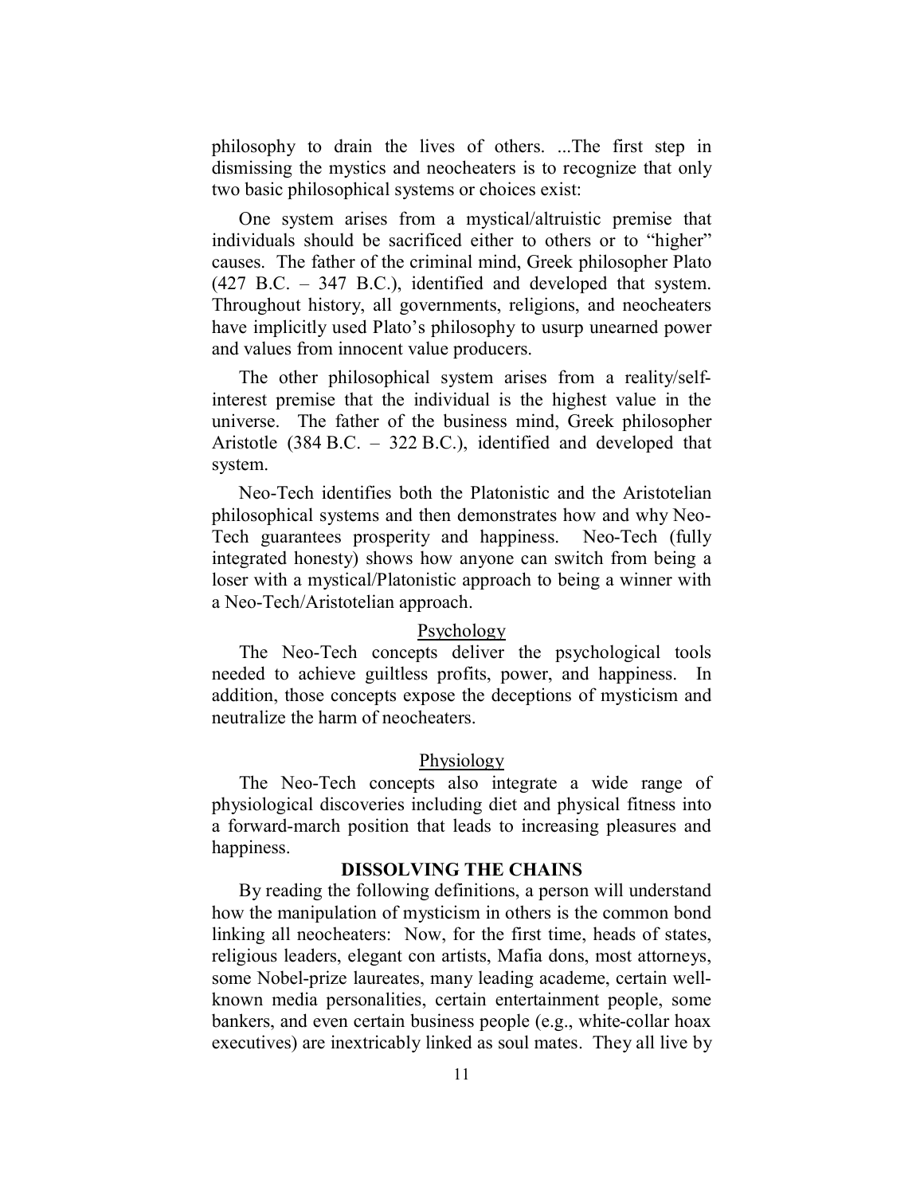philosophy to drain the lives of others. ...The first step in dismissing the mystics and neocheaters is to recognize that only two basic philosophical systems or choices exist:

One system arises from a mystical/altruistic premise that individuals should be sacrificed either to others or to "higher" causes. The father of the criminal mind, Greek philosopher Plato (427 B.C. – 347 B.C.), identified and developed that system. Throughout history, all governments, religions, and neocheaters have implicitly used Plato's philosophy to usurp unearned power and values from innocent value producers.

The other philosophical system arises from a reality/self-interest premise that the individual is the highest value in the universe. The father of the business mind, Greek philosopher Aristotle (384 B.C. – 322 B.C.), identified and developed that system.

Neo-Tech identifies both the Platonistic and the Aristotelian philosophical systems and then demonstrates how and why Neo-Tech guarantees prosperity and happiness. Neo-Tech (fully integrated honesty) shows how anyone can switch from being a loser with a mystical/Platonistic approach to being a winner with a Neo-Tech/Aristotelian approach.

### Psychology

The Neo-Tech concepts deliver the psychological tools needed to achieve guiltless profits, power, and happiness. In addition, those concepts expose the deceptions of mysticism and neutralize the harm of neocheaters.

### Physiology

The Neo-Tech concepts also integrate a wide range of physiological discoveries including diet and physical fitness into a forward-march position that leads to increasing pleasures and happiness.

## DISSOLVING THE CHAINS

By reading the following definitions, a person will understand how the manipulation of mysticism in others is the common bond linking all neocheaters: Now, for the first time, heads of states, religious leaders, elegant con artists, Mafia dons, most attorneys, some Nobel-prize laureates, many leading academe, certain well-known media personalities, certain entertainment people, some bankers, and even certain business people (e.g., white-collar hoax executives) are inextricably linked as soul mates. They all live by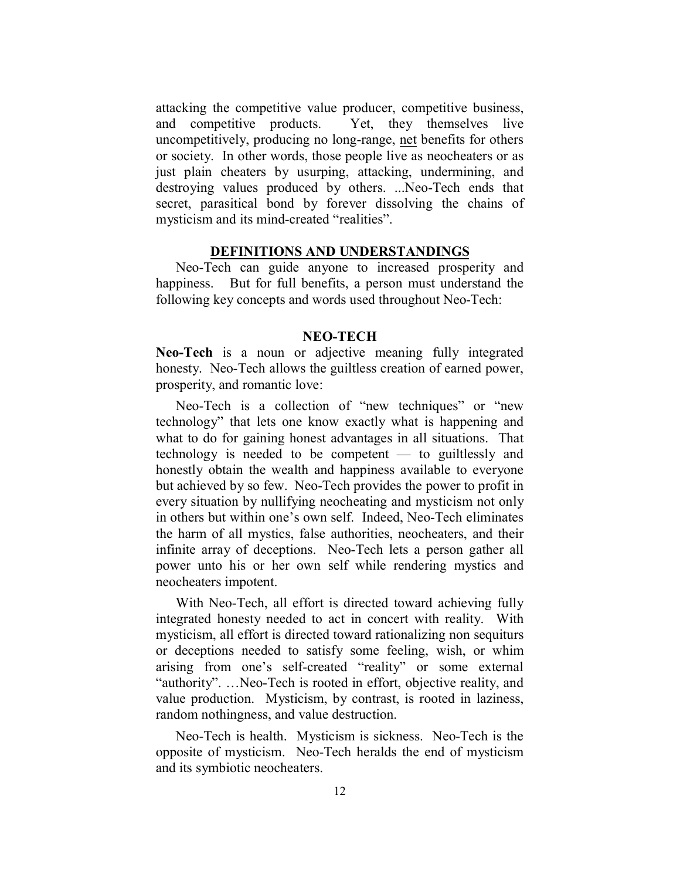attacking the competitive value producer, competitive business, and competitive products. Yet, they themselves live uncompetitively, producing no long-range, <u>net</u> benefits for others or society. In other words, those people live as neocheaters or as just plain cheaters by usurping, attacking, undermining, and destroying values produced by others. ...Neo-Tech ends that secret, parasitical bond by forever dissolving the chains of mysticism and its mind-created "realities".

## DEFINITIONS AND UNDERSTANDINGS

Neo-Tech can guide anyone to increased prosperity and happiness. But for full benefits, a person must understand the following key concepts and words used throughout Neo-Tech:

### NEO-TECH

**Neo-Tech** is a noun or adjective meaning fully integrated honesty. Neo-Tech allows the guiltless creation of earned power, prosperity, and romantic love:

Neo-Tech is a collection of "new techniques" or "new technology" that lets one know exactly what is happening and what to do for gaining honest advantages in all situations. That technology is needed to be competent — to guiltlessly and honestly obtain the wealth and happiness available to everyone but achieved by so few. Neo-Tech provides the power to profit in every situation by nullifying neocheating and mysticism not only in others but within one's own self. Indeed, Neo-Tech eliminates the harm of all mystics, false authorities, neocheaters, and their infinite array of deceptions. Neo-Tech lets a person gather all power unto his or her own self while rendering mystics and neocheaters impotent.

With Neo-Tech, all effort is directed toward achieving fully integrated honesty needed to act in concert with reality. With mysticism, all effort is directed toward rationalizing non sequiturs or deceptions needed to satisfy some feeling, wish, or whim arising from one's self-created "reality" or some external "authority". …Neo-Tech is rooted in effort, objective reality, and value production. Mysticism, by contrast, is rooted in laziness, random nothingness, and value destruction.

Neo-Tech is health. Mysticism is sickness. Neo-Tech is the opposite of mysticism. Neo-Tech heralds the end of mysticism and its symbiotic neocheaters.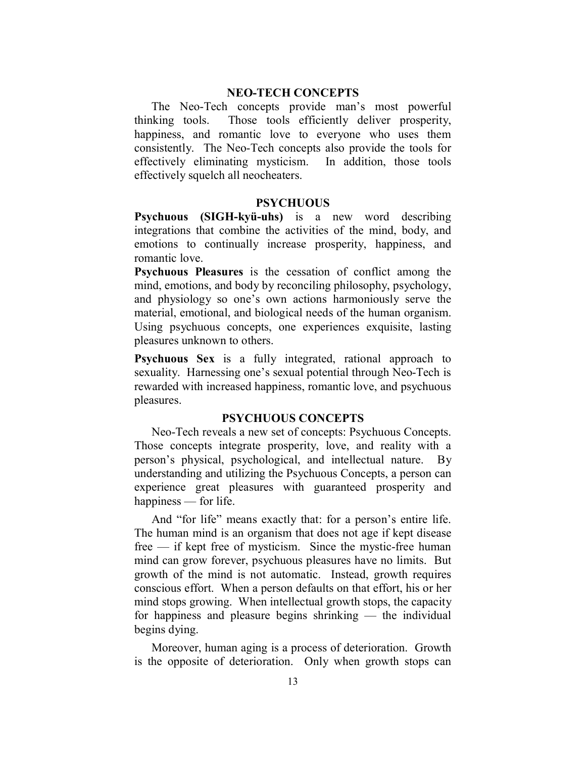## NEO-TECH CONCEPTS

The Neo-Tech concepts provide man's most powerful thinking tools. Those tools efficiently deliver prosperity, happiness, and romantic love to everyone who uses them consistently. The Neo-Tech concepts also provide the tools for effectively eliminating mysticism. In addition, those tools effectively squelch all neocheaters.

## PSYCHUOUS

**Psychuous (SIGH-kyü-uhs)** is a new word describing integrations that combine the activities of the mind, body, and emotions to continually increase prosperity, happiness, and romantic love.

**Psychuous Pleasures** is the cessation of conflict among the mind, emotions, and body by reconciling philosophy, psychology, and physiology so one's own actions harmoniously serve the material, emotional, and biological needs of the human organism. Using psychuous concepts, one experiences exquisite, lasting pleasures unknown to others.

**Psychuous Sex** is a fully integrated, rational approach to sexuality. Harnessing one's sexual potential through Neo-Tech is rewarded with increased happiness, romantic love, and psychuous pleasures.

## PSYCHUOUS CONCEPTS

Neo-Tech reveals a new set of concepts: Psychuous Concepts. Those concepts integrate prosperity, love, and reality with a person's physical, psychological, and intellectual nature. By understanding and utilizing the Psychuous Concepts, a person can experience great pleasures with guaranteed prosperity and happiness — for life.

And "for life" means exactly that: for a person's entire life. The human mind is an organism that does not age if kept disease free — if kept free of mysticism. Since the mystic-free human mind can grow forever, psychuous pleasures have no limits. But growth of the mind is not automatic. Instead, growth requires conscious effort. When a person defaults on that effort, his or her mind stops growing. When intellectual growth stops, the capacity for happiness and pleasure begins shrinking — the individual begins dying.

Moreover, human aging is a process of deterioration. Growth is the opposite of deterioration. Only when growth stops can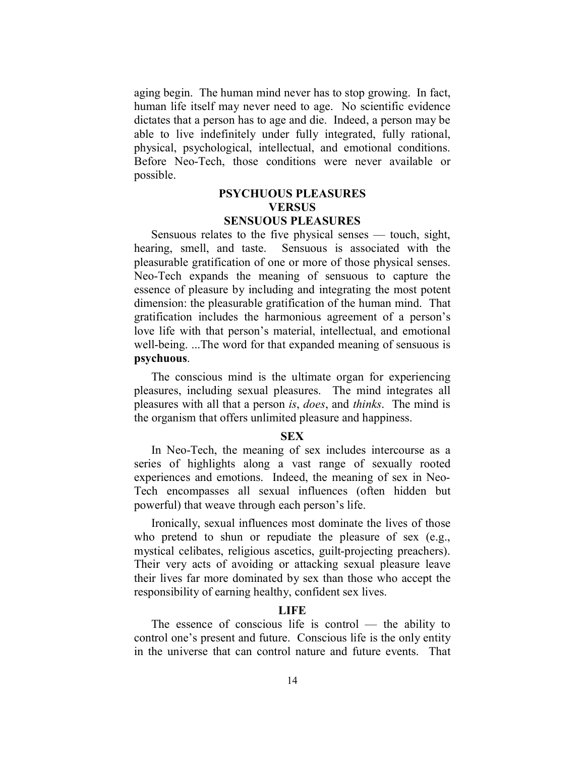aging begin. The human mind never has to stop growing. In fact, human life itself may never need to age. No scientific evidence dictates that a person has to age and die. Indeed, a person may be able to live indefinitely under fully integrated, fully rational, physical, psychological, intellectual, and emotional conditions. Before Neo-Tech, those conditions were never available or possible.

## PSYCHUOUS PLEASURES VERSUS SENSUOUS PLEASURES

Sensuous relates to the five physical senses — touch, sight, hearing, smell, and taste. Sensuous is associated with the pleasurable gratification of one or more of those physical senses. Neo-Tech expands the meaning of sensuous to capture the essence of pleasure by including and integrating the most potent dimension: the pleasurable gratification of the human mind. That gratification includes the harmonious agreement of a person's love life with that person's material, intellectual, and emotional well-being. ...The word for that expanded meaning of sensuous is **psychuous**.

The conscious mind is the ultimate organ for experiencing pleasures, including sexual pleasures. The mind integrates all pleasures with all that a person *is*, *does*, and *thinks*. The mind is the organism that offers unlimited pleasure and happiness.

## SEX

In Neo-Tech, the meaning of sex includes intercourse as a series of highlights along a vast range of sexually rooted experiences and emotions. Indeed, the meaning of sex in Neo-Tech encompasses all sexual influences (often hidden but powerful) that weave through each person's life.

Ironically, sexual influences most dominate the lives of those who pretend to shun or repudiate the pleasure of sex (e.g., mystical celibates, religious ascetics, guilt-projecting preachers). Their very acts of avoiding or attacking sexual pleasure leave their lives far more dominated by sex than those who accept the responsibility of earning healthy, confident sex lives.

## LIFE

The essence of conscious life is control — the ability to control one's present and future. Conscious life is the only entity in the universe that can control nature and future events. That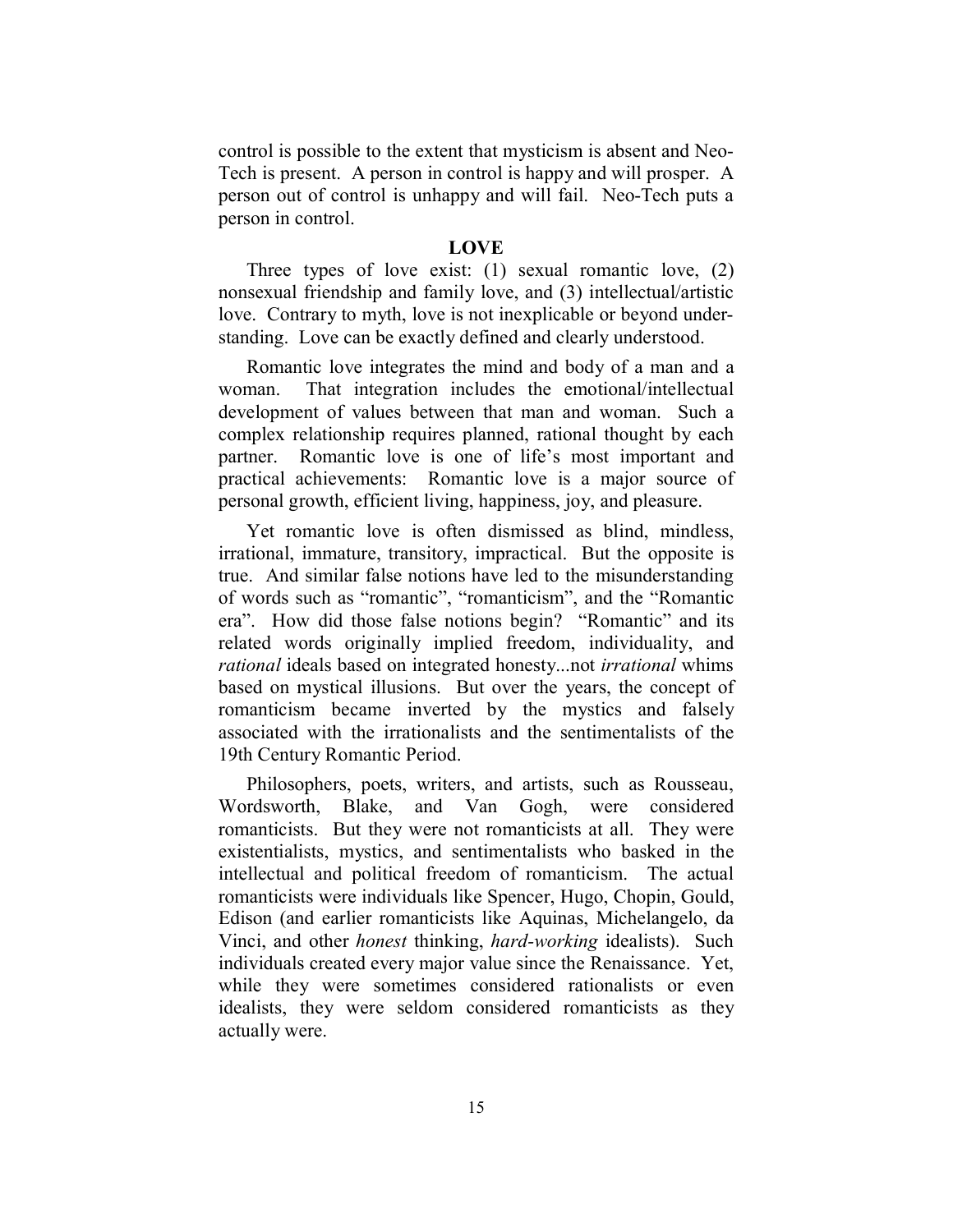control is possible to the extent that mysticism is absent and Neo-Tech is present. A person in control is happy and will prosper. A person out of control is unhappy and will fail. Neo-Tech puts a person in control.

## LOVE

Three types of love exist: (1) sexual romantic love, (2) nonsexual friendship and family love, and (3) intellectual/artistic love. Contrary to myth, love is not inexplicable or beyond understanding. Love can be exactly defined and clearly understood.

Romantic love integrates the mind and body of a man and a woman. That integration includes the emotional/intellectual development of values between that man and woman. Such a complex relationship requires planned, rational thought by each partner. Romantic love is one of life's most important and practical achievements: Romantic love is a major source of personal growth, efficient living, happiness, joy, and pleasure.

Yet romantic love is often dismissed as blind, mindless, irrational, immature, transitory, impractical. But the opposite is true. And similar false notions have led to the misunderstanding of words such as "romantic", "romanticism", and the "Romantic era". How did those false notions begin? "Romantic" and its related words originally implied freedom, individuality, and *rational* ideals based on integrated honesty...not *irrational* whims based on mystical illusions. But over the years, the concept of romanticism became inverted by the mystics and falsely associated with the irrationalists and the sentimentalists of the 19th Century Romantic Period.

Philosophers, poets, writers, and artists, such as Rousseau, Wordsworth, Blake, and Van Gogh, were considered romanticists. But they were not romanticists at all. They were existentialists, mystics, and sentimentalists who basked in the intellectual and political freedom of romanticism. The actual romanticists were individuals like Spencer, Hugo, Chopin, Gould, Edison (and earlier romanticists like Aquinas, Michelangelo, da Vinci, and other *honest* thinking, *hard-working* idealists). Such individuals created every major value since the Renaissance. Yet, while they were sometimes considered rationalists or even idealists, they were seldom considered romanticists as they actually were.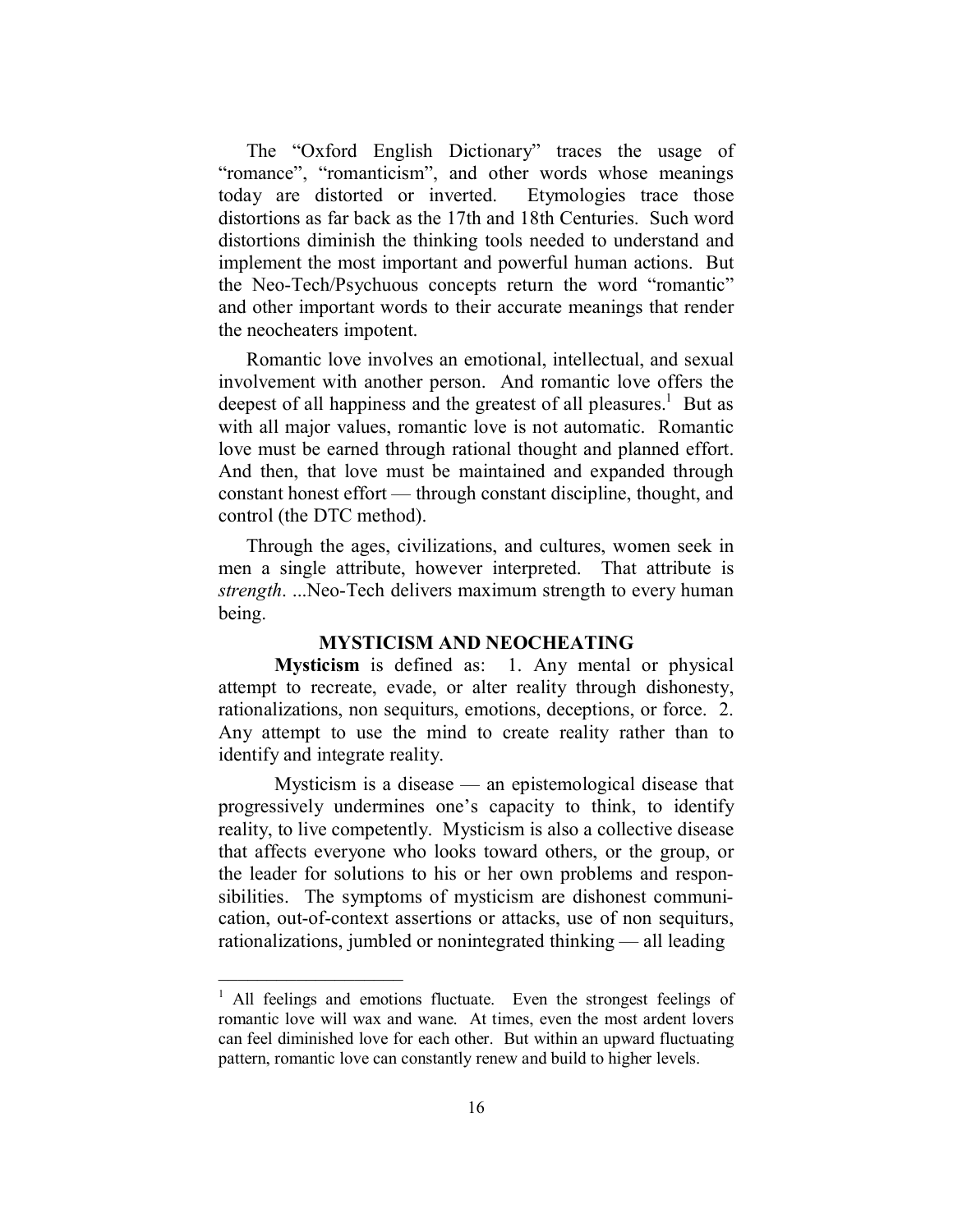The "Oxford English Dictionary" traces the usage of "romance", "romanticism", and other words whose meanings today are distorted or inverted. Etymologies trace those distortions as far back as the 17th and 18th Centuries. Such word distortions diminish the thinking tools needed to understand and implement the most important and powerful human actions. But the Neo-Tech/Psychuous concepts return the word "romantic" and other important words to their accurate meanings that render the neocheaters impotent.

Romantic love involves an emotional, intellectual, and sexual involvement with another person. And romantic love offers the deepest of all happiness and the greatest of all pleasures.[1] But as with all major values, romantic love is not automatic. Romantic love must be earned through rational thought and planned effort. And then, that love must be maintained and expanded through constant honest effort — through constant discipline, thought, and control (the DTC method).

Through the ages, civilizations, and cultures, women seek in men a single attribute, however interpreted. That attribute is *strength*. ...Neo-Tech delivers maximum strength to every human being.

## MYSTICISM AND NEOCHEATING

**Mysticism** is defined as: 1. Any mental or physical attempt to recreate, evade, or alter reality through dishonesty, rationalizations, non sequiturs, emotions, deceptions, or force. 2. Any attempt to use the mind to create reality rather than to identify and integrate reality.

Mysticism is a disease — an epistemological disease that progressively undermines one's capacity to think, to identify reality, to live competently. Mysticism is also a collective disease that affects everyone who looks toward others, or the group, or the leader for solutions to his or her own problems and responsibilities. The symptoms of mysticism are dishonest communication, out-of-context assertions or attacks, use of non sequiturs, rationalizations, jumbled or nonintegrated thinking — all leading

---

[1] All feelings and emotions fluctuate. Even the strongest feelings of romantic love will wax and wane. At times, even the most ardent lovers can feel diminished love for each other. But within an upward fluctuating pattern, romantic love can constantly renew and build to higher levels.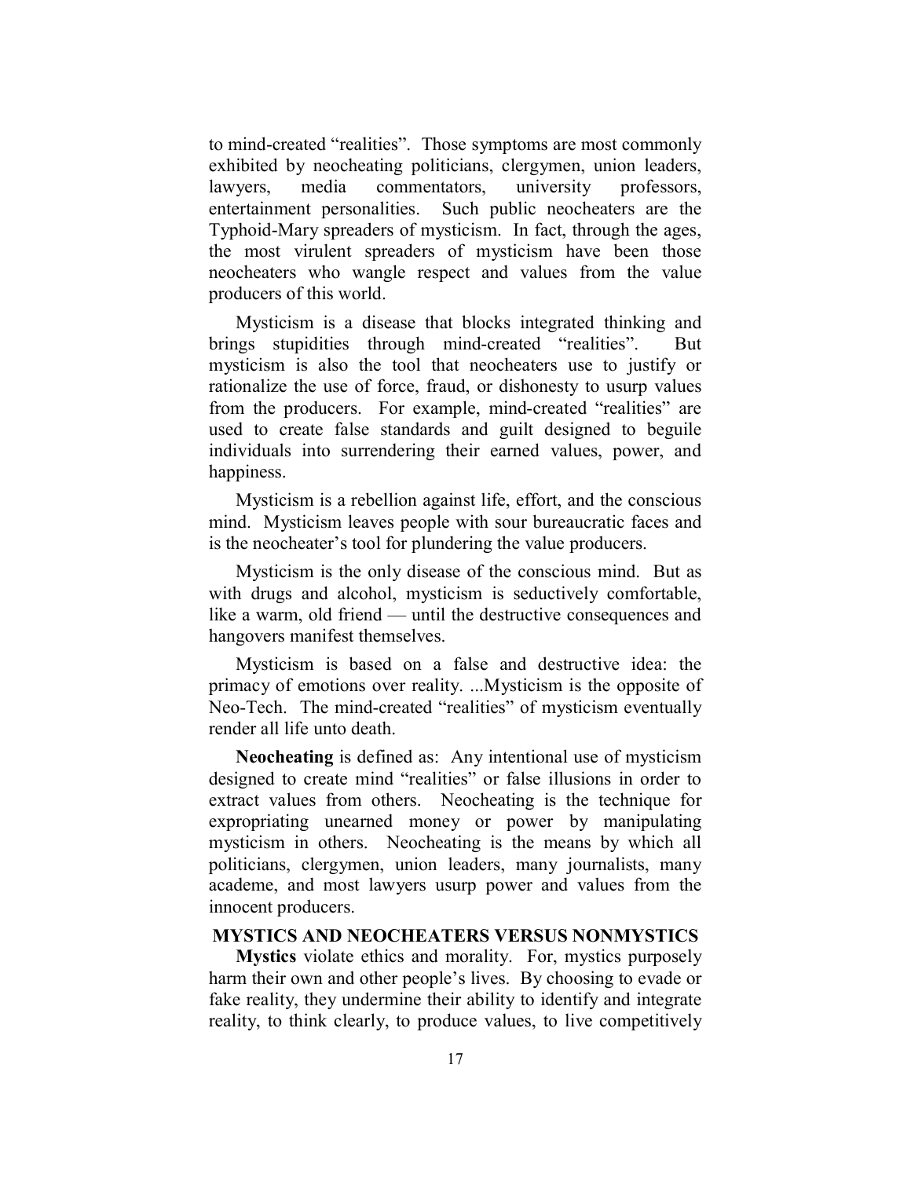to mind-created "realities". Those symptoms are most commonly exhibited by neocheating politicians, clergymen, union leaders, lawyers, media commentators, university professors, entertainment personalities. Such public neocheaters are the Typhoid-Mary spreaders of mysticism. In fact, through the ages, the most virulent spreaders of mysticism have been those neocheaters who wangle respect and values from the value producers of this world.

Mysticism is a disease that blocks integrated thinking and brings stupidities through mind-created "realities". But mysticism is also the tool that neocheaters use to justify or rationalize the use of force, fraud, or dishonesty to usurp values from the producers. For example, mind-created "realities" are used to create false standards and guilt designed to beguile individuals into surrendering their earned values, power, and happiness.

Mysticism is a rebellion against life, effort, and the conscious mind. Mysticism leaves people with sour bureaucratic faces and is the neocheater's tool for plundering the value producers.

Mysticism is the only disease of the conscious mind. But as with drugs and alcohol, mysticism is seductively comfortable, like a warm, old friend — until the destructive consequences and hangovers manifest themselves.

Mysticism is based on a false and destructive idea: the primacy of emotions over reality. ...Mysticism is the opposite of Neo-Tech. The mind-created "realities" of mysticism eventually render all life unto death.

**Neocheating** is defined as: Any intentional use of mysticism designed to create mind "realities" or false illusions in order to extract values from others. Neocheating is the technique for expropriating unearned money or power by manipulating mysticism in others. Neocheating is the means by which all politicians, clergymen, union leaders, many journalists, many academe, and most lawyers usurp power and values from the innocent producers.

### MYSTICS AND NEOCHEATERS VERSUS NONMYSTICS

**Mystics** violate ethics and morality. For, mystics purposely harm their own and other people's lives. By choosing to evade or fake reality, they undermine their ability to identify and integrate reality, to think clearly, to produce values, to live competitively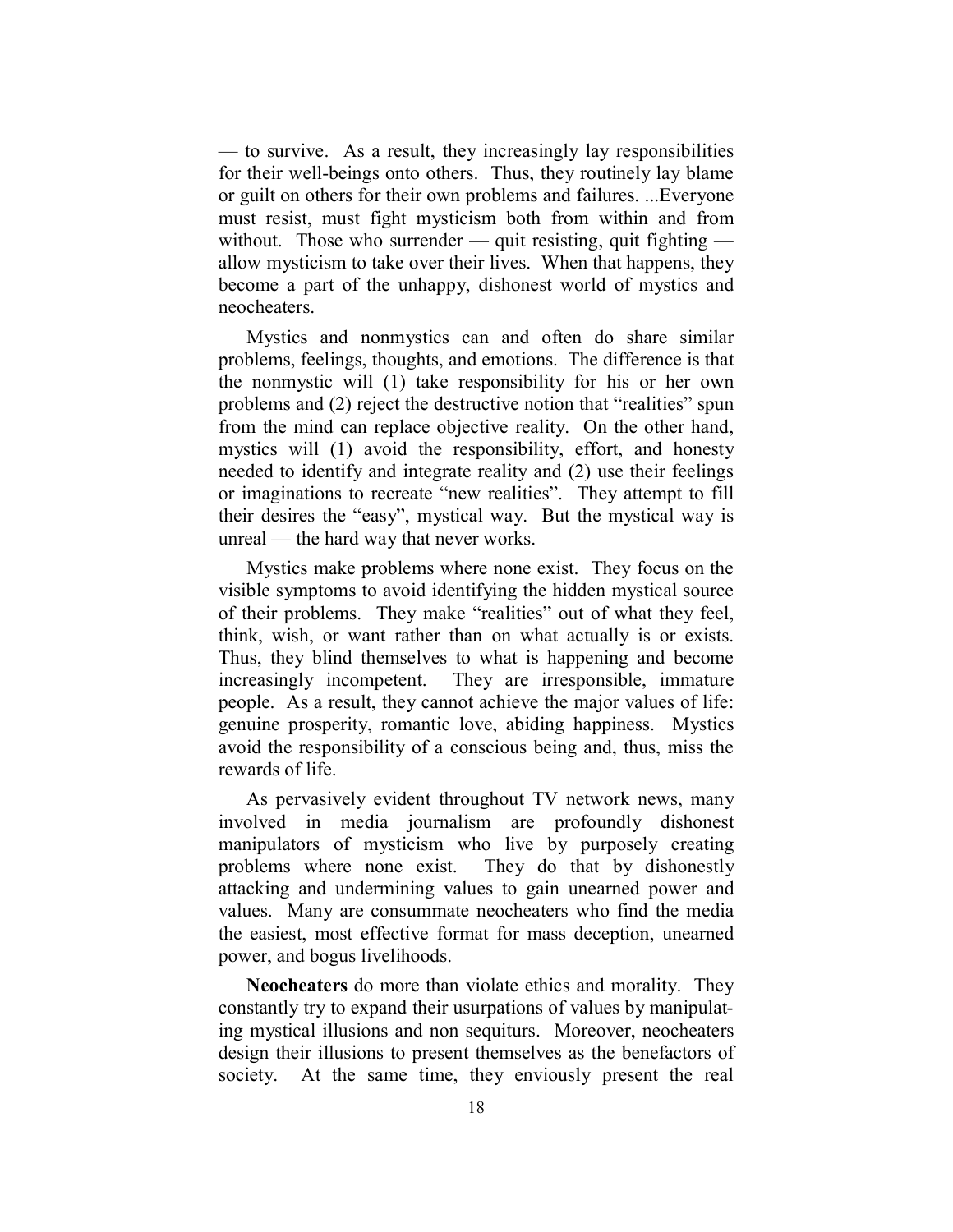— to survive. As a result, they increasingly lay responsibilities for their well-beings onto others. Thus, they routinely lay blame or guilt on others for their own problems and failures. ...Everyone must resist, must fight mysticism both from within and from without. Those who surrender — quit resisting, quit fighting — allow mysticism to take over their lives. When that happens, they become a part of the unhappy, dishonest world of mystics and neocheaters.

Mystics and nonmystics can and often do share similar problems, feelings, thoughts, and emotions. The difference is that the nonmystic will (1) take responsibility for his or her own problems and (2) reject the destructive notion that "realities" spun from the mind can replace objective reality. On the other hand, mystics will (1) avoid the responsibility, effort, and honesty needed to identify and integrate reality and (2) use their feelings or imaginations to recreate "new realities". They attempt to fill their desires the "easy", mystical way. But the mystical way is unreal — the hard way that never works.

Mystics make problems where none exist. They focus on the visible symptoms to avoid identifying the hidden mystical source of their problems. They make "realities" out of what they feel, think, wish, or want rather than on what actually is or exists. Thus, they blind themselves to what is happening and become increasingly incompetent. They are irresponsible, immature people. As a result, they cannot achieve the major values of life: genuine prosperity, romantic love, abiding happiness. Mystics avoid the responsibility of a conscious being and, thus, miss the rewards of life.

As pervasively evident throughout TV network news, many involved in media journalism are profoundly dishonest manipulators of mysticism who live by purposely creating problems where none exist. They do that by dishonestly attacking and undermining values to gain unearned power and values. Many are consummate neocheaters who find the media the easiest, most effective format for mass deception, unearned power, and bogus livelihoods.

**Neocheaters** do more than violate ethics and morality. They constantly try to expand their usurpations of values by manipulating mystical illusions and non sequiturs. Moreover, neocheaters design their illusions to present themselves as the benefactors of society. At the same time, they enviously present the real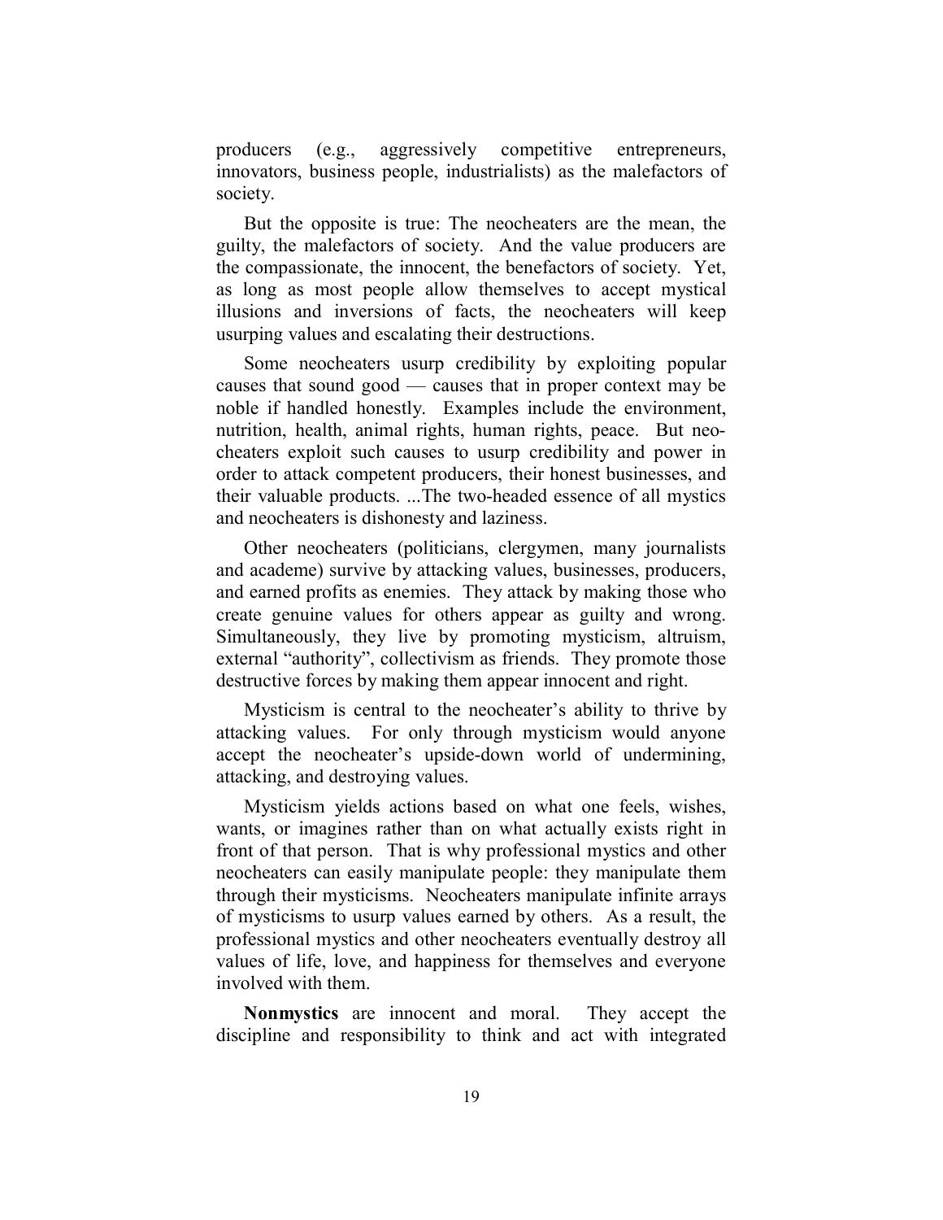producers (e.g., aggressively competitive entrepreneurs, innovators, business people, industrialists) as the malefactors of society.

But the opposite is true: The neocheaters are the mean, the guilty, the malefactors of society. And the value producers are the compassionate, the innocent, the benefactors of society. Yet, as long as most people allow themselves to accept mystical illusions and inversions of facts, the neocheaters will keep usurping values and escalating their destructions.

Some neocheaters usurp credibility by exploiting popular causes that sound good — causes that in proper context may be noble if handled honestly. Examples include the environment, nutrition, health, animal rights, human rights, peace. But neocheaters exploit such causes to usurp credibility and power in order to attack competent producers, their honest businesses, and their valuable products. ...The two-headed essence of all mystics and neocheaters is dishonesty and laziness.

Other neocheaters (politicians, clergymen, many journalists and academe) survive by attacking values, businesses, producers, and earned profits as enemies. They attack by making those who create genuine values for others appear as guilty and wrong. Simultaneously, they live by promoting mysticism, altruism, external "authority", collectivism as friends. They promote those destructive forces by making them appear innocent and right.

Mysticism is central to the neocheater's ability to thrive by attacking values. For only through mysticism would anyone accept the neocheater's upside-down world of undermining, attacking, and destroying values.

Mysticism yields actions based on what one feels, wishes, wants, or imagines rather than on what actually exists right in front of that person. That is why professional mystics and other neocheaters can easily manipulate people: they manipulate them through their mysticisms. Neocheaters manipulate infinite arrays of mysticisms to usurp values earned by others. As a result, the professional mystics and other neocheaters eventually destroy all values of life, love, and happiness for themselves and everyone involved with them.

**Nonmystics** are innocent and moral. They accept the discipline and responsibility to think and act with integrated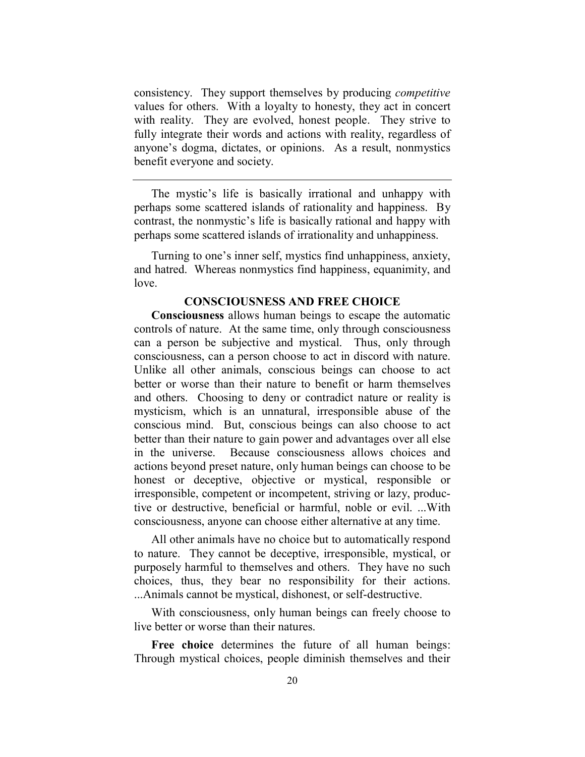consistency. They support themselves by producing *competitive* values for others. With a loyalty to honesty, they act in concert with reality. They are evolved, honest people. They strive to fully integrate their words and actions with reality, regardless of anyone's dogma, dictates, or opinions. As a result, nonmystics benefit everyone and society.

---

The mystic's life is basically irrational and unhappy with perhaps some scattered islands of rationality and happiness. By contrast, the nonmystic's life is basically rational and happy with perhaps some scattered islands of irrationality and unhappiness.

Turning to one's inner self, mystics find unhappiness, anxiety, and hatred. Whereas nonmystics find happiness, equanimity, and love.

## CONSCIOUSNESS AND FREE CHOICE

**Consciousness** allows human beings to escape the automatic controls of nature. At the same time, only through consciousness can a person be subjective and mystical. Thus, only through consciousness, can a person choose to act in discord with nature. Unlike all other animals, conscious beings can choose to act better or worse than their nature to benefit or harm themselves and others. Choosing to deny or contradict nature or reality is mysticism, which is an unnatural, irresponsible abuse of the conscious mind. But, conscious beings can also choose to act better than their nature to gain power and advantages over all else in the universe. Because consciousness allows choices and actions beyond preset nature, only human beings can choose to be honest or deceptive, objective or mystical, responsible or irresponsible, competent or incompetent, striving or lazy, productive or destructive, beneficial or harmful, noble or evil. ...With consciousness, anyone can choose either alternative at any time.

All other animals have no choice but to automatically respond to nature. They cannot be deceptive, irresponsible, mystical, or purposely harmful to themselves and others. They have no such choices, thus, they bear no responsibility for their actions. ...Animals cannot be mystical, dishonest, or self-destructive.

With consciousness, only human beings can freely choose to live better or worse than their natures.

**Free choice** determines the future of all human beings: Through mystical choices, people diminish themselves and their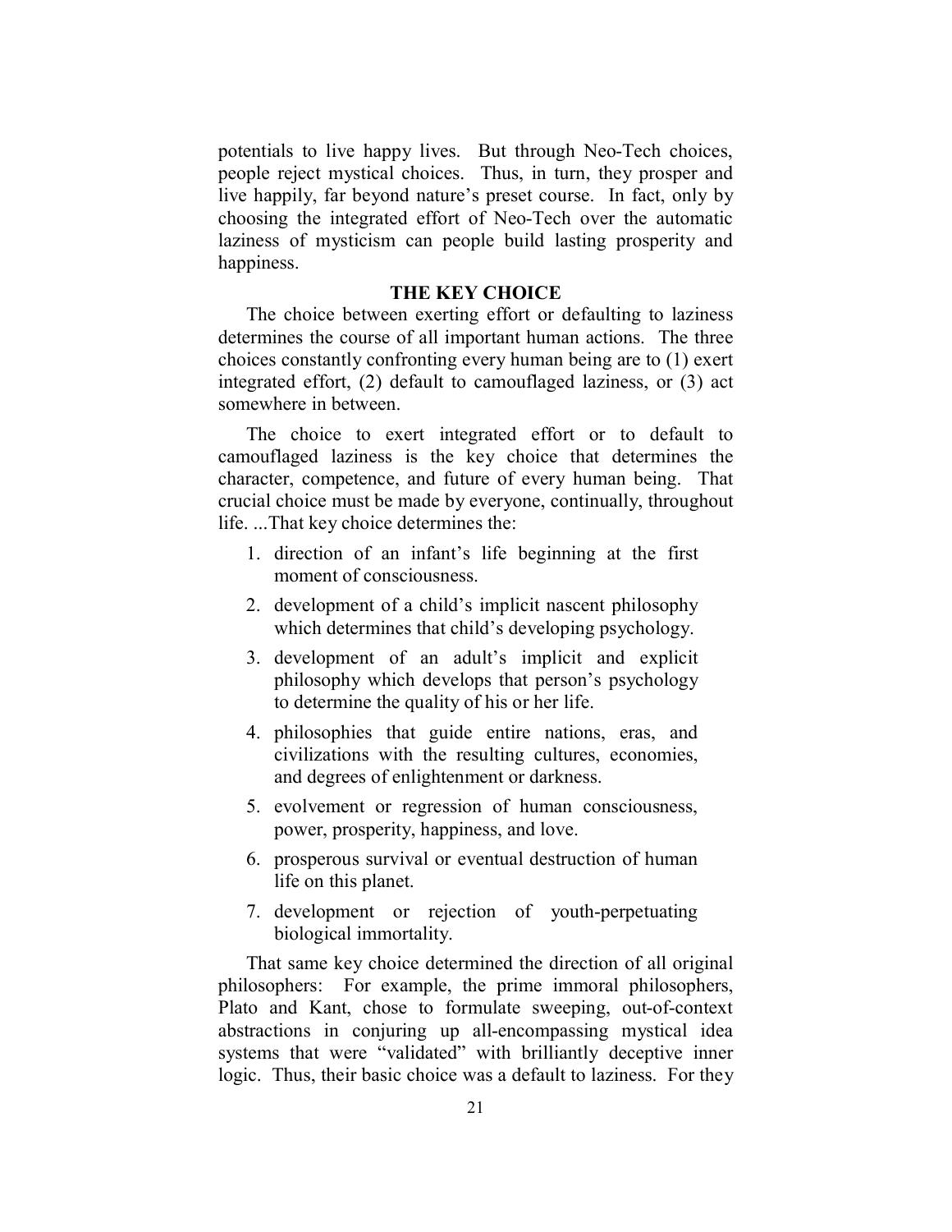potentials to live happy lives. But through Neo-Tech choices, people reject mystical choices. Thus, in turn, they prosper and live happily, far beyond nature's preset course. In fact, only by choosing the integrated effort of Neo-Tech over the automatic laziness of mysticism can people build lasting prosperity and happiness.

## THE KEY CHOICE

The choice between exerting effort or defaulting to laziness determines the course of all important human actions. The three choices constantly confronting every human being are to (1) exert integrated effort, (2) default to camouflaged laziness, or (3) act somewhere in between.

The choice to exert integrated effort or to default to camouflaged laziness is the key choice that determines the character, competence, and future of every human being. That crucial choice must be made by everyone, continually, throughout life. ...That key choice determines the:

1. direction of an infant's life beginning at the first moment of consciousness.
2. development of a child's implicit nascent philosophy which determines that child's developing psychology.
3. development of an adult's implicit and explicit philosophy which develops that person's psychology to determine the quality of his or her life.
4. philosophies that guide entire nations, eras, and civilizations with the resulting cultures, economies, and degrees of enlightenment or darkness.
5. evolvement or regression of human consciousness, power, prosperity, happiness, and love.
6. prosperous survival or eventual destruction of human life on this planet.
7. development or rejection of youth-perpetuating biological immortality.

That same key choice determined the direction of all original philosophers: For example, the prime immoral philosophers, Plato and Kant, chose to formulate sweeping, out-of-context abstractions in conjuring up all-encompassing mystical idea systems that were "validated" with brilliantly deceptive inner logic. Thus, their basic choice was a default to laziness. For they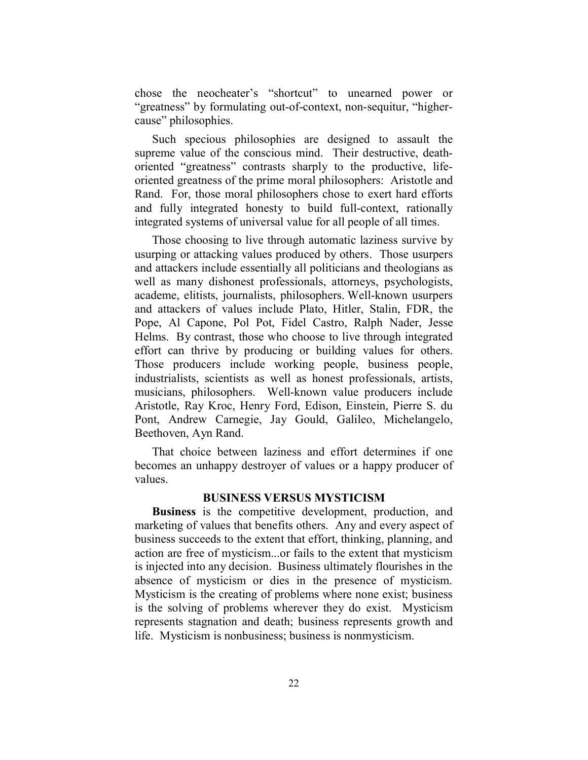chose the neocheater's "shortcut" to unearned power or "greatness" by formulating out-of-context, non-sequitur, "higher-cause" philosophies.

Such specious philosophies are designed to assault the supreme value of the conscious mind. Their destructive, death-oriented "greatness" contrasts sharply to the productive, life-oriented greatness of the prime moral philosophers: Aristotle and Rand. For, those moral philosophers chose to exert hard efforts and fully integrated honesty to build full-context, rationally integrated systems of universal value for all people of all times.

Those choosing to live through automatic laziness survive by usurping or attacking values produced by others. Those usurpers and attackers include essentially all politicians and theologians as well as many dishonest professionals, attorneys, psychologists, academe, elitists, journalists, philosophers. Well-known usurpers and attackers of values include Plato, Hitler, Stalin, FDR, the Pope, Al Capone, Pol Pot, Fidel Castro, Ralph Nader, Jesse Helms. By contrast, those who choose to live through integrated effort can thrive by producing or building values for others. Those producers include working people, business people, industrialists, scientists as well as honest professionals, artists, musicians, philosophers. Well-known value producers include Aristotle, Ray Kroc, Henry Ford, Edison, Einstein, Pierre S. du Pont, Andrew Carnegie, Jay Gould, Galileo, Michelangelo, Beethoven, Ayn Rand.

That choice between laziness and effort determines if one becomes an unhappy destroyer of values or a happy producer of values.

## BUSINESS VERSUS MYSTICISM

**Business** is the competitive development, production, and marketing of values that benefits others. Any and every aspect of business succeeds to the extent that effort, thinking, planning, and action are free of mysticism...or fails to the extent that mysticism is injected into any decision. Business ultimately flourishes in the absence of mysticism or dies in the presence of mysticism. Mysticism is the creating of problems where none exist; business is the solving of problems wherever they do exist. Mysticism represents stagnation and death; business represents growth and life. Mysticism is nonbusiness; business is nonmysticism.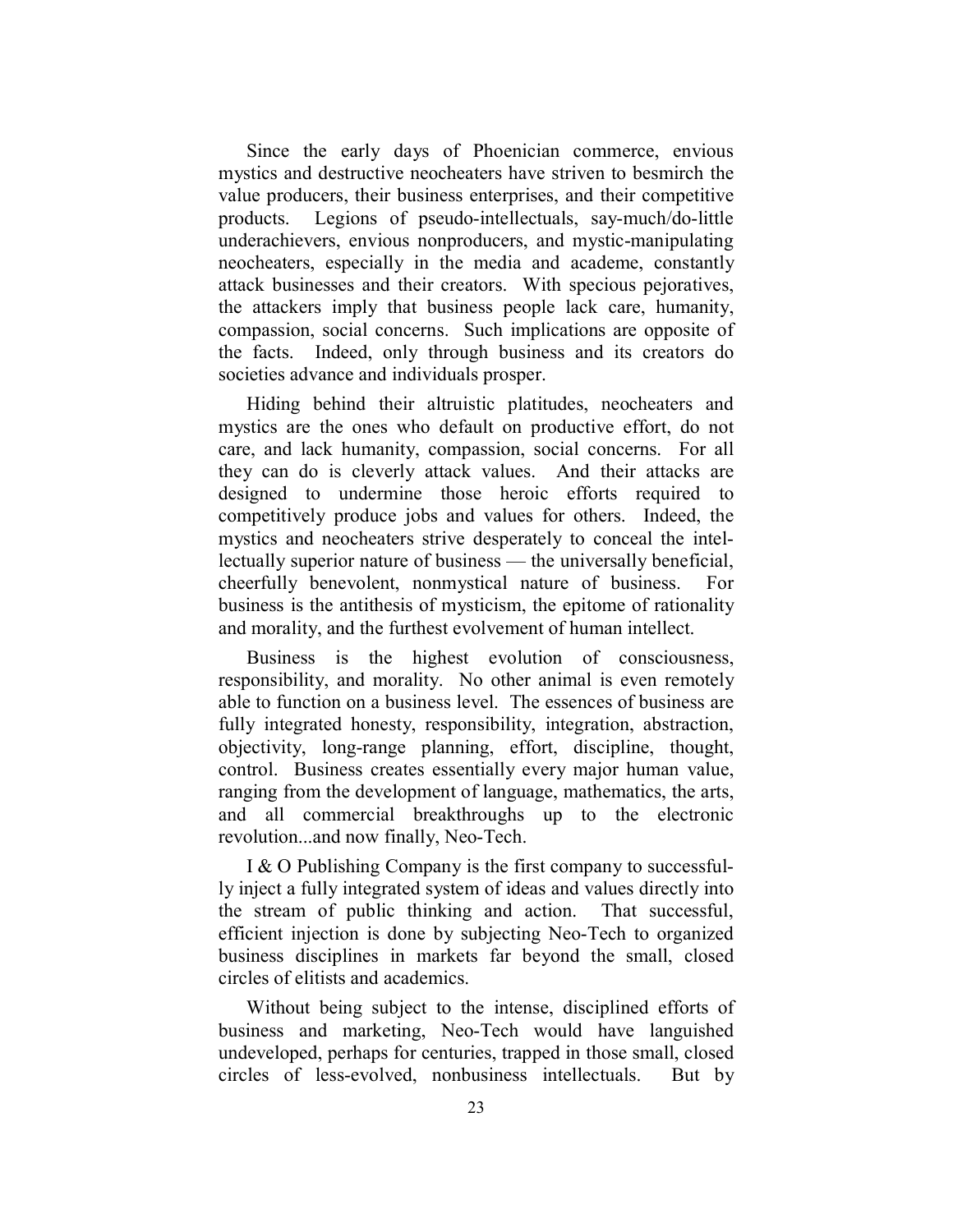Since the early days of Phoenician commerce, envious mystics and destructive neocheaters have striven to besmirch the value producers, their business enterprises, and their competitive products. Legions of pseudo-intellectuals, say-much/do-little underachievers, envious nonproducers, and mystic-manipulating neocheaters, especially in the media and academe, constantly attack businesses and their creators. With specious pejoratives, the attackers imply that business people lack care, humanity, compassion, social concerns. Such implications are opposite of the facts. Indeed, only through business and its creators do societies advance and individuals prosper.

Hiding behind their altruistic platitudes, neocheaters and mystics are the ones who default on productive effort, do not care, and lack humanity, compassion, social concerns. For all they can do is cleverly attack values. And their attacks are designed to undermine those heroic efforts required to competitively produce jobs and values for others. Indeed, the mystics and neocheaters strive desperately to conceal the intellectually superior nature of business — the universally beneficial, cheerfully benevolent, nonmystical nature of business. For business is the antithesis of mysticism, the epitome of rationality and morality, and the furthest evolvement of human intellect.

Business is the highest evolution of consciousness, responsibility, and morality. No other animal is even remotely able to function on a business level. The essences of business are fully integrated honesty, responsibility, integration, abstraction, objectivity, long-range planning, effort, discipline, thought, control. Business creates essentially every major human value, ranging from the development of language, mathematics, the arts, and all commercial breakthroughs up to the electronic revolution...and now finally, Neo-Tech.

I & O Publishing Company is the first company to successfully inject a fully integrated system of ideas and values directly into the stream of public thinking and action. That successful, efficient injection is done by subjecting Neo-Tech to organized business disciplines in markets far beyond the small, closed circles of elitists and academics.

Without being subject to the intense, disciplined efforts of business and marketing, Neo-Tech would have languished undeveloped, perhaps for centuries, trapped in those small, closed circles of less-evolved, nonbusiness intellectuals. But by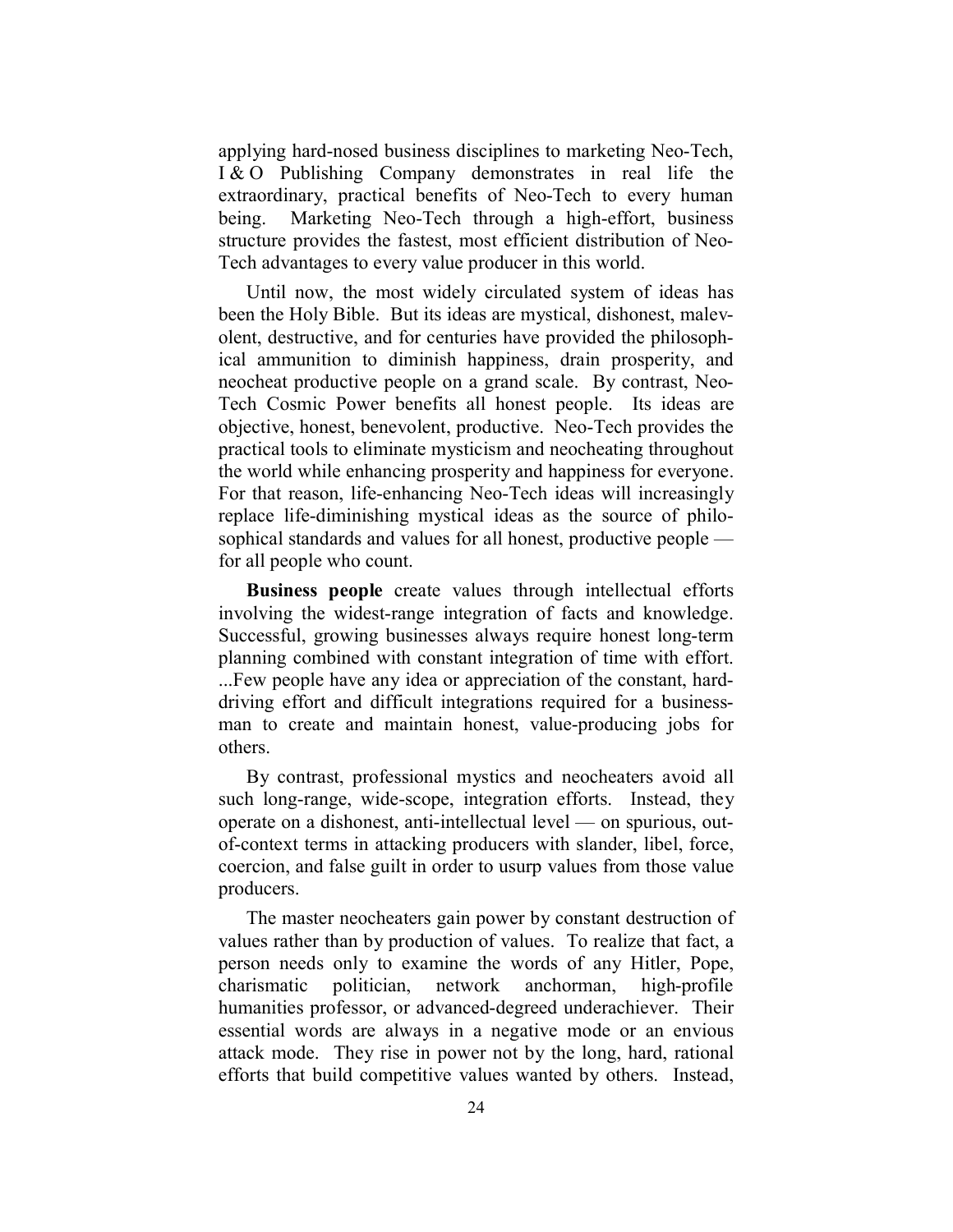applying hard-nosed business disciplines to marketing Neo-Tech, I & O Publishing Company demonstrates in real life the extraordinary, practical benefits of Neo-Tech to every human being. Marketing Neo-Tech through a high-effort, business structure provides the fastest, most efficient distribution of Neo-Tech advantages to every value producer in this world.

Until now, the most widely circulated system of ideas has been the Holy Bible. But its ideas are mystical, dishonest, malevolent, destructive, and for centuries have provided the philosophical ammunition to diminish happiness, drain prosperity, and neocheat productive people on a grand scale. By contrast, Neo-Tech Cosmic Power benefits all honest people. Its ideas are objective, honest, benevolent, productive. Neo-Tech provides the practical tools to eliminate mysticism and neocheating throughout the world while enhancing prosperity and happiness for everyone. For that reason, life-enhancing Neo-Tech ideas will increasingly replace life-diminishing mystical ideas as the source of philosophical standards and values for all honest, productive people — for all people who count.

**Business people** create values through intellectual efforts involving the widest-range integration of facts and knowledge. Successful, growing businesses always require honest long-term planning combined with constant integration of time with effort. ...Few people have any idea or appreciation of the constant, hard-driving effort and difficult integrations required for a businessman to create and maintain honest, value-producing jobs for others.

By contrast, professional mystics and neocheaters avoid all such long-range, wide-scope, integration efforts. Instead, they operate on a dishonest, anti-intellectual level — on spurious, out-of-context terms in attacking producers with slander, libel, force, coercion, and false guilt in order to usurp values from those value producers.

The master neocheaters gain power by constant destruction of values rather than by production of values. To realize that fact, a person needs only to examine the words of any Hitler, Pope, charismatic politician, network anchorman, high-profile humanities professor, or advanced-degreed underachiever. Their essential words are always in a negative mode or an envious attack mode. They rise in power not by the long, hard, rational efforts that build competitive values wanted by others. Instead,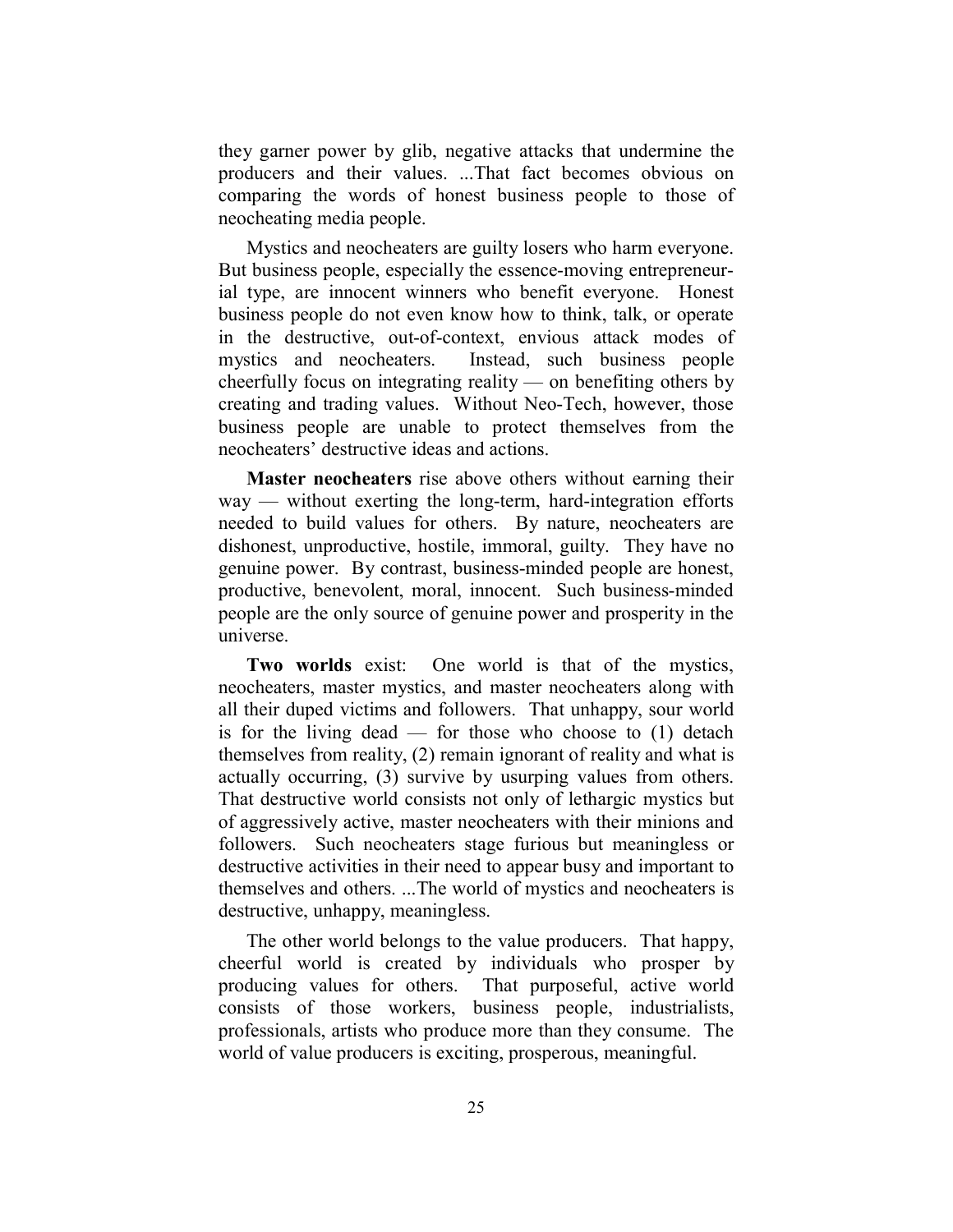they garner power by glib, negative attacks that undermine the producers and their values. ...That fact becomes obvious on comparing the words of honest business people to those of neocheating media people.

Mystics and neocheaters are guilty losers who harm everyone. But business people, especially the essence-moving entrepreneurial type, are innocent winners who benefit everyone. Honest business people do not even know how to think, talk, or operate in the destructive, out-of-context, envious attack modes of mystics and neocheaters. Instead, such business people cheerfully focus on integrating reality — on benefiting others by creating and trading values. Without Neo-Tech, however, those business people are unable to protect themselves from the neocheaters' destructive ideas and actions.

**Master neocheaters** rise above others without earning their way — without exerting the long-term, hard-integration efforts needed to build values for others. By nature, neocheaters are dishonest, unproductive, hostile, immoral, guilty. They have no genuine power. By contrast, business-minded people are honest, productive, benevolent, moral, innocent. Such business-minded people are the only source of genuine power and prosperity in the universe.

**Two worlds** exist: One world is that of the mystics, neocheaters, master mystics, and master neocheaters along with all their duped victims and followers. That unhappy, sour world is for the living dead — for those who choose to (1) detach themselves from reality, (2) remain ignorant of reality and what is actually occurring, (3) survive by usurping values from others. That destructive world consists not only of lethargic mystics but of aggressively active, master neocheaters with their minions and followers. Such neocheaters stage furious but meaningless or destructive activities in their need to appear busy and important to themselves and others. ...The world of mystics and neocheaters is destructive, unhappy, meaningless.

The other world belongs to the value producers. That happy, cheerful world is created by individuals who prosper by producing values for others. That purposeful, active world consists of those workers, business people, industrialists, professionals, artists who produce more than they consume. The world of value producers is exciting, prosperous, meaningful.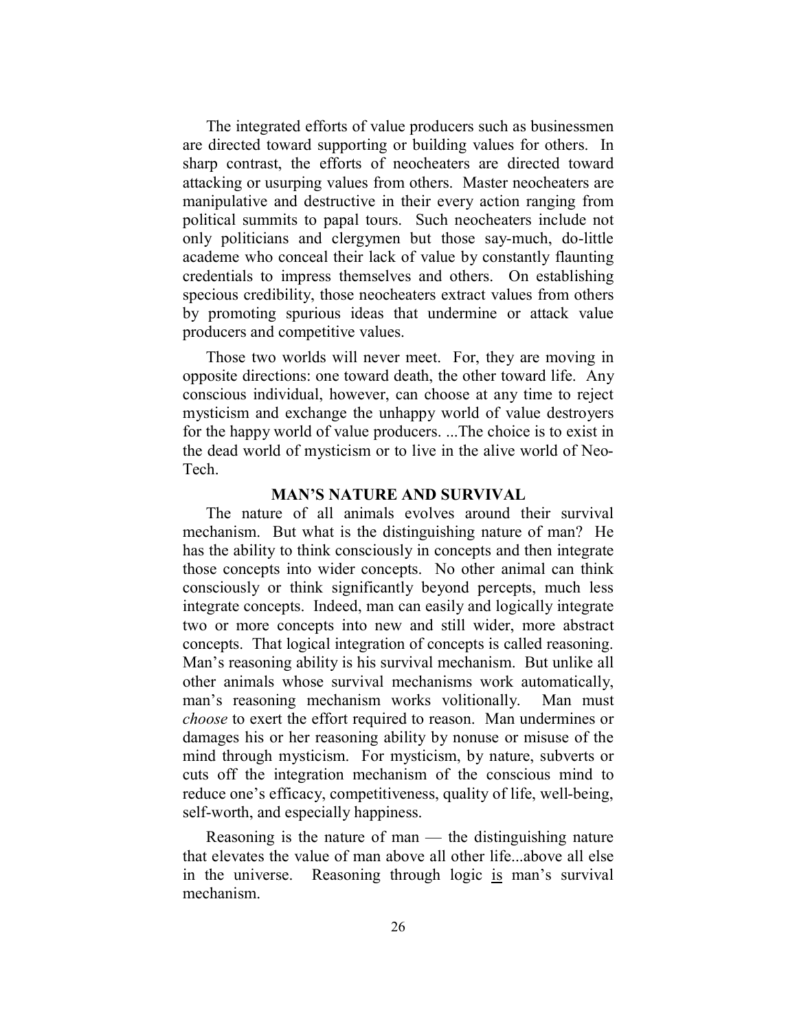The integrated efforts of value producers such as businessmen are directed toward supporting or building values for others. In sharp contrast, the efforts of neocheaters are directed toward attacking or usurping values from others. Master neocheaters are manipulative and destructive in their every action ranging from political summits to papal tours. Such neocheaters include not only politicians and clergymen but those say-much, do-little academe who conceal their lack of value by constantly flaunting credentials to impress themselves and others. On establishing specious credibility, those neocheaters extract values from others by promoting spurious ideas that undermine or attack value producers and competitive values.

Those two worlds will never meet. For, they are moving in opposite directions: one toward death, the other toward life. Any conscious individual, however, can choose at any time to reject mysticism and exchange the unhappy world of value destroyers for the happy world of value producers. ...The choice is to exist in the dead world of mysticism or to live in the alive world of Neo-Tech.

### MAN'S NATURE AND SURVIVAL

The nature of all animals evolves around their survival mechanism. But what is the distinguishing nature of man? He has the ability to think consciously in concepts and then integrate those concepts into wider concepts. No other animal can think consciously or think significantly beyond percepts, much less integrate concepts. Indeed, man can easily and logically integrate two or more concepts into new and still wider, more abstract concepts. That logical integration of concepts is called reasoning. Man's reasoning ability is his survival mechanism. But unlike all other animals whose survival mechanisms work automatically, man's reasoning mechanism works volitionally. Man must *choose* to exert the effort required to reason. Man undermines or damages his or her reasoning ability by nonuse or misuse of the mind through mysticism. For mysticism, by nature, subverts or cuts off the integration mechanism of the conscious mind to reduce one's efficacy, competitiveness, quality of life, well-being, self-worth, and especially happiness.

Reasoning is the nature of man — the distinguishing nature that elevates the value of man above all other life...above all else in the universe. Reasoning through logic <u>is</u> man's survival mechanism.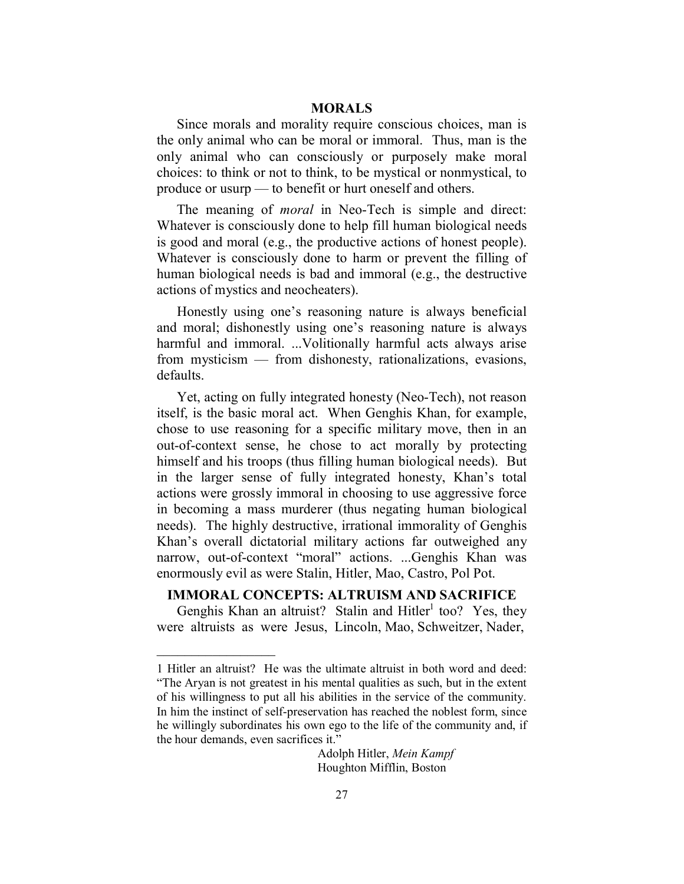## MORALS

Since morals and morality require conscious choices, man is the only animal who can be moral or immoral. Thus, man is the only animal who can consciously or purposely make moral choices: to think or not to think, to be mystical or nonmystical, to produce or usurp — to benefit or hurt oneself and others.

The meaning of *moral* in Neo-Tech is simple and direct: Whatever is consciously done to help fill human biological needs is good and moral (e.g., the productive actions of honest people). Whatever is consciously done to harm or prevent the filling of human biological needs is bad and immoral (e.g., the destructive actions of mystics and neocheaters).

Honestly using one's reasoning nature is always beneficial and moral; dishonestly using one's reasoning nature is always harmful and immoral. ...Volitionally harmful acts always arise from mysticism — from dishonesty, rationalizations, evasions, defaults.

Yet, acting on fully integrated honesty (Neo-Tech), not reason itself, is the basic moral act. When Genghis Khan, for example, chose to use reasoning for a specific military move, then in an out-of-context sense, he chose to act morally by protecting himself and his troops (thus filling human biological needs). But in the larger sense of fully integrated honesty, Khan's total actions were grossly immoral in choosing to use aggressive force in becoming a mass murderer (thus negating human biological needs). The highly destructive, irrational immorality of Genghis Khan's overall dictatorial military actions far outweighed any narrow, out-of-context "moral" actions. ...Genghis Khan was enormously evil as were Stalin, Hitler, Mao, Castro, Pol Pot.

## IMMORAL CONCEPTS: ALTRUISM AND SACRIFICE

Genghis Khan an altruist? Stalin and Hitler[1] too? Yes, they were altruists as were Jesus, Lincoln, Mao, Schweitzer, Nader,

---

1 Hitler an altruist? He was the ultimate altruist in both word and deed: "The Aryan is not greatest in his mental qualities as such, but in the extent of his willingness to put all his abilities in the service of the community. In him the instinct of self-preservation has reached the noblest form, since he willingly subordinates his own ego to the life of the community and, if the hour demands, even sacrifices it."

Adolph Hitler, *Mein Kampf*
Houghton Mifflin, Boston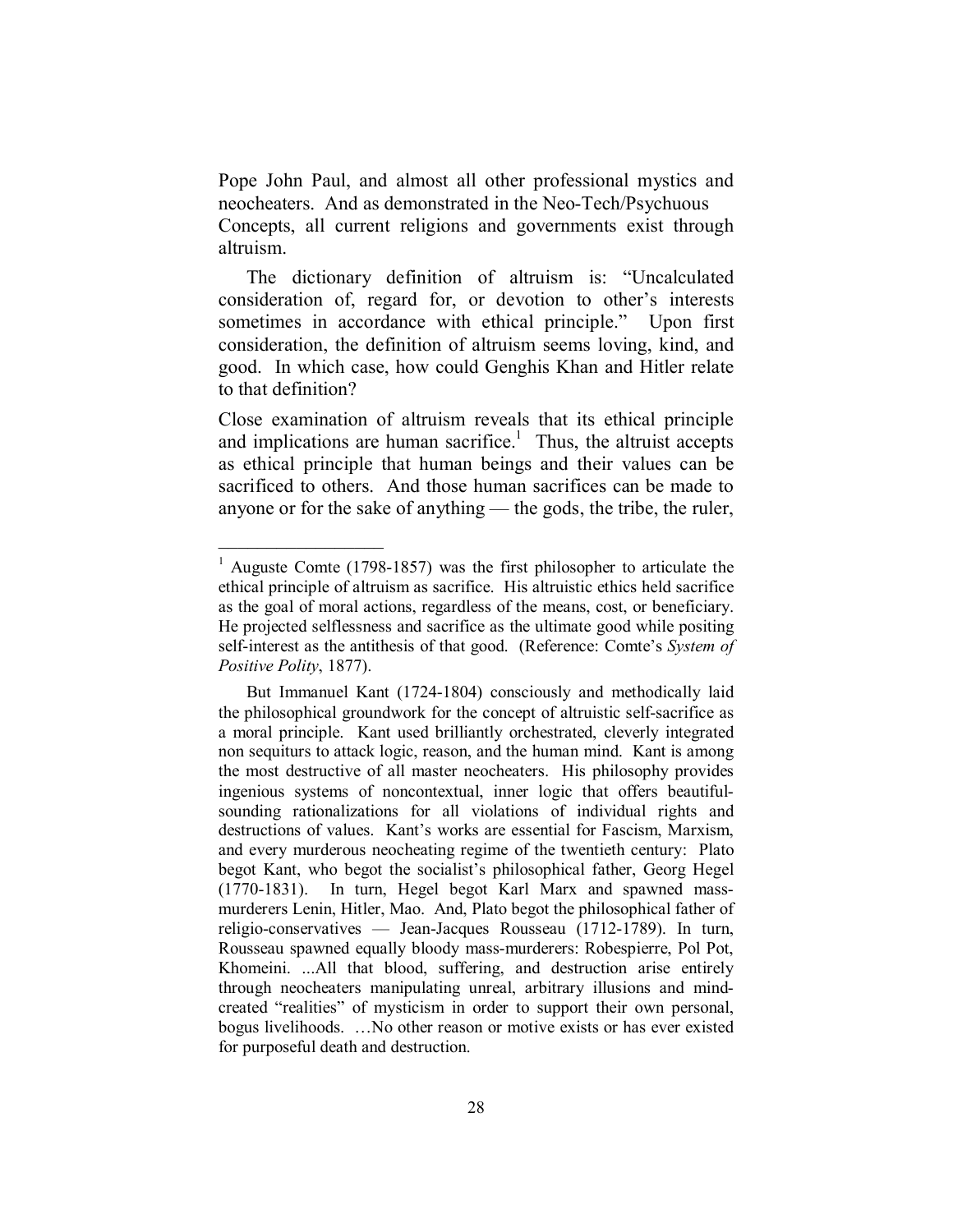Pope John Paul, and almost all other professional mystics and neocheaters. And as demonstrated in the Neo-Tech/Psychuous Concepts, all current religions and governments exist through altruism.

The dictionary definition of altruism is: "Uncalculated consideration of, regard for, or devotion to other's interests sometimes in accordance with ethical principle." Upon first consideration, the definition of altruism seems loving, kind, and good. In which case, how could Genghis Khan and Hitler relate to that definition?

Close examination of altruism reveals that its ethical principle and implications are human sacrifice.[1] Thus, the altruist accepts as ethical principle that human beings and their values can be sacrificed to others. And those human sacrifices can be made to anyone or for the sake of anything — the gods, the tribe, the ruler,

---

[1] Auguste Comte (1798-1857) was the first philosopher to articulate the ethical principle of altruism as sacrifice. His altruistic ethics held sacrifice as the goal of moral actions, regardless of the means, cost, or beneficiary. He projected selflessness and sacrifice as the ultimate good while positing self-interest as the antithesis of that good. (Reference: Comte's *System of Positive Polity*, 1877).

But Immanuel Kant (1724-1804) consciously and methodically laid the philosophical groundwork for the concept of altruistic self-sacrifice as a moral principle. Kant used brilliantly orchestrated, cleverly integrated non sequiturs to attack logic, reason, and the human mind. Kant is among the most destructive of all master neocheaters. His philosophy provides ingenious systems of noncontextual, inner logic that offers beautiful-sounding rationalizations for all violations of individual rights and destructions of values. Kant's works are essential for Fascism, Marxism, and every murderous neocheating regime of the twentieth century: Plato begot Kant, who begot the socialist's philosophical father, Georg Hegel (1770-1831). In turn, Hegel begot Karl Marx and spawned mass-murderers Lenin, Hitler, Mao. And, Plato begot the philosophical father of religio-conservatives — Jean-Jacques Rousseau (1712-1789). In turn, Rousseau spawned equally bloody mass-murderers: Robespierre, Pol Pot, Khomeini. ...All that blood, suffering, and destruction arise entirely through neocheaters manipulating unreal, arbitrary illusions and mind-created "realities" of mysticism in order to support their own personal, bogus livelihoods. …No other reason or motive exists or has ever existed for purposeful death and destruction.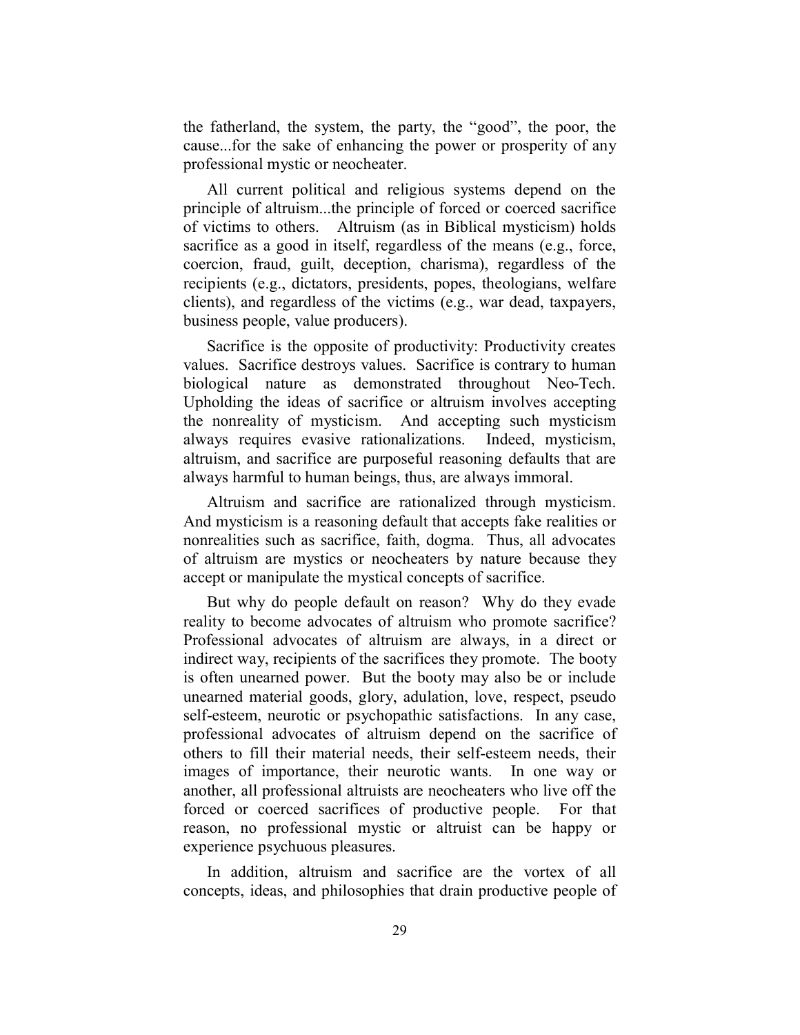the fatherland, the system, the party, the "good", the poor, the cause...for the sake of enhancing the power or prosperity of any professional mystic or neocheater.

All current political and religious systems depend on the principle of altruism...the principle of forced or coerced sacrifice of victims to others. Altruism (as in Biblical mysticism) holds sacrifice as a good in itself, regardless of the means (e.g., force, coercion, fraud, guilt, deception, charisma), regardless of the recipients (e.g., dictators, presidents, popes, theologians, welfare clients), and regardless of the victims (e.g., war dead, taxpayers, business people, value producers).

Sacrifice is the opposite of productivity: Productivity creates values. Sacrifice destroys values. Sacrifice is contrary to human biological nature as demonstrated throughout Neo-Tech. Upholding the ideas of sacrifice or altruism involves accepting the nonreality of mysticism. And accepting such mysticism always requires evasive rationalizations. Indeed, mysticism, altruism, and sacrifice are purposeful reasoning defaults that are always harmful to human beings, thus, are always immoral.

Altruism and sacrifice are rationalized through mysticism. And mysticism is a reasoning default that accepts fake realities or nonrealities such as sacrifice, faith, dogma. Thus, all advocates of altruism are mystics or neocheaters by nature because they accept or manipulate the mystical concepts of sacrifice.

But why do people default on reason? Why do they evade reality to become advocates of altruism who promote sacrifice? Professional advocates of altruism are always, in a direct or indirect way, recipients of the sacrifices they promote. The booty is often unearned power. But the booty may also be or include unearned material goods, glory, adulation, love, respect, pseudo self-esteem, neurotic or psychopathic satisfactions. In any case, professional advocates of altruism depend on the sacrifice of others to fill their material needs, their self-esteem needs, their images of importance, their neurotic wants. In one way or another, all professional altruists are neocheaters who live off the forced or coerced sacrifices of productive people. For that reason, no professional mystic or altruist can be happy or experience psychuous pleasures.

In addition, altruism and sacrifice are the vortex of all concepts, ideas, and philosophies that drain productive people of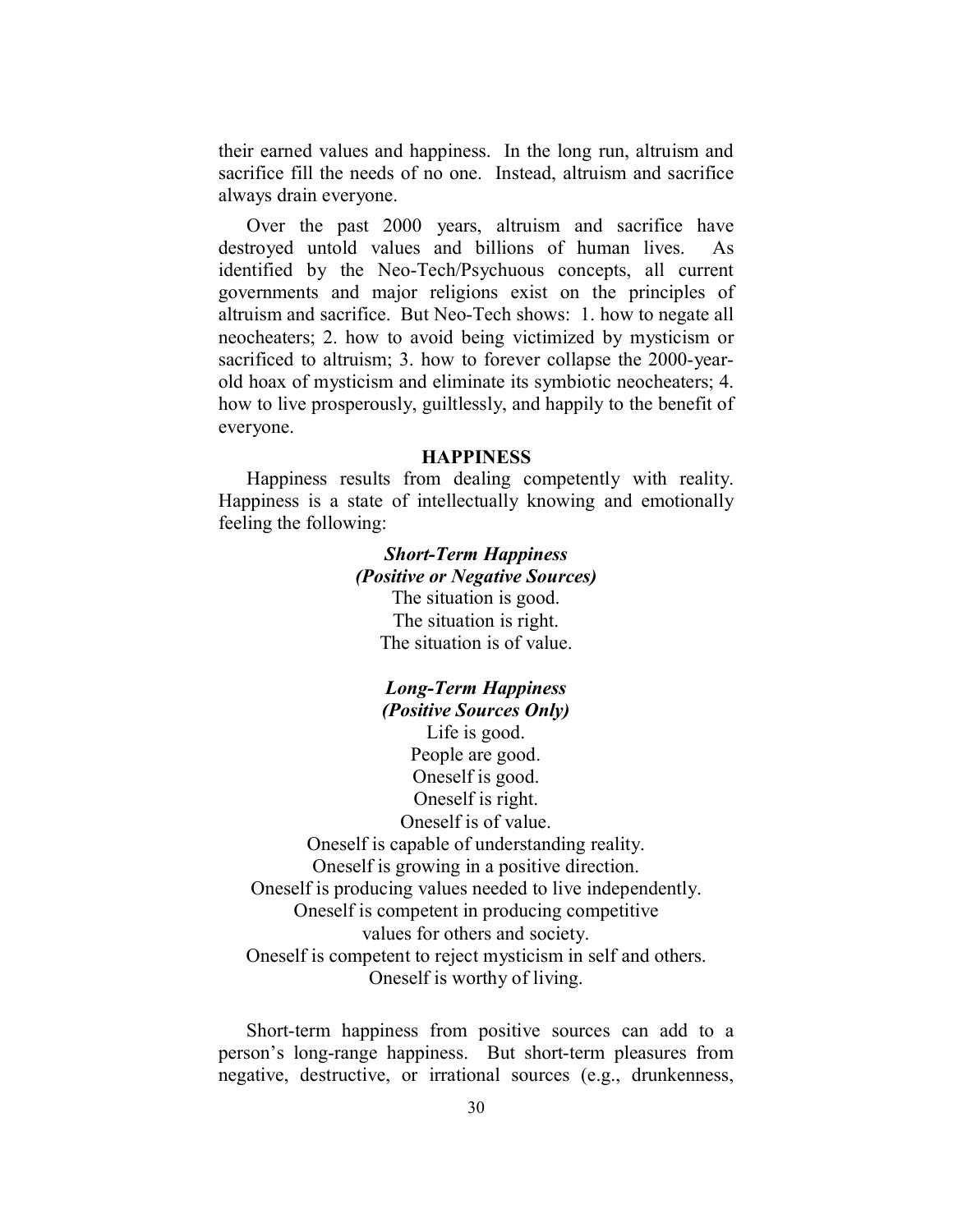their earned values and happiness. In the long run, altruism and sacrifice fill the needs of no one. Instead, altruism and sacrifice always drain everyone.

Over the past 2000 years, altruism and sacrifice have destroyed untold values and billions of human lives. As identified by the Neo-Tech/Psychuous concepts, all current governments and major religions exist on the principles of altruism and sacrifice. But Neo-Tech shows: 1. how to negate all neocheaters; 2. how to avoid being victimized by mysticism or sacrificed to altruism; 3. how to forever collapse the 2000-year-old hoax of mysticism and eliminate its symbiotic neocheaters; 4. how to live prosperously, guiltlessly, and happily to the benefit of everyone.

## HAPPINESS

Happiness results from dealing competently with reality. Happiness is a state of intellectually knowing and emotionally feeling the following:

***Short-Term Happiness***
***(Positive or Negative Sources)***

The situation is good.
The situation is right.
The situation is of value.

***Long-Term Happiness***
***(Positive Sources Only)***

Life is good.
People are good.
Oneself is good.
Oneself is right.
Oneself is of value.
Oneself is capable of understanding reality.
Oneself is growing in a positive direction.
Oneself is producing values needed to live independently.
Oneself is competent in producing competitive values for others and society.
Oneself is competent to reject mysticism in self and others.
Oneself is worthy of living.

Short-term happiness from positive sources can add to a person's long-range happiness. But short-term pleasures from negative, destructive, or irrational sources (e.g., drunkenness,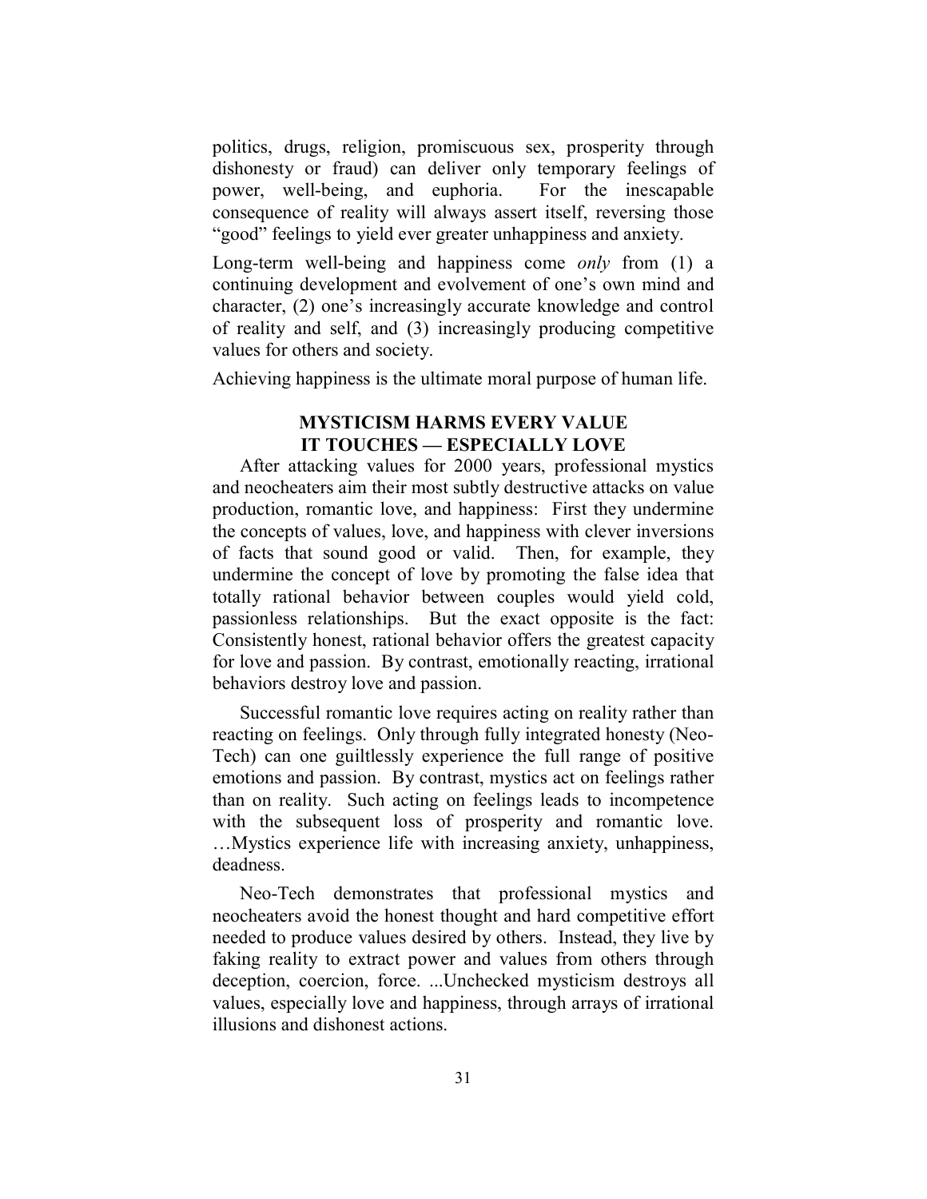politics, drugs, religion, promiscuous sex, prosperity through dishonesty or fraud) can deliver only temporary feelings of power, well-being, and euphoria. For the inescapable consequence of reality will always assert itself, reversing those "good" feelings to yield ever greater unhappiness and anxiety.

Long-term well-being and happiness come *only* from (1) a continuing development and evolvement of one's own mind and character, (2) one's increasingly accurate knowledge and control of reality and self, and (3) increasingly producing competitive values for others and society.

Achieving happiness is the ultimate moral purpose of human life.

## MYSTICISM HARMS EVERY VALUE IT TOUCHES — ESPECIALLY LOVE

After attacking values for 2000 years, professional mystics and neocheaters aim their most subtly destructive attacks on value production, romantic love, and happiness: First they undermine the concepts of values, love, and happiness with clever inversions of facts that sound good or valid. Then, for example, they undermine the concept of love by promoting the false idea that totally rational behavior between couples would yield cold, passionless relationships. But the exact opposite is the fact: Consistently honest, rational behavior offers the greatest capacity for love and passion. By contrast, emotionally reacting, irrational behaviors destroy love and passion.

Successful romantic love requires acting on reality rather than reacting on feelings. Only through fully integrated honesty (Neo-Tech) can one guiltlessly experience the full range of positive emotions and passion. By contrast, mystics act on feelings rather than on reality. Such acting on feelings leads to incompetence with the subsequent loss of prosperity and romantic love. …Mystics experience life with increasing anxiety, unhappiness, deadness.

Neo-Tech demonstrates that professional mystics and neocheaters avoid the honest thought and hard competitive effort needed to produce values desired by others. Instead, they live by faking reality to extract power and values from others through deception, coercion, force. ...Unchecked mysticism destroys all values, especially love and happiness, through arrays of irrational illusions and dishonest actions.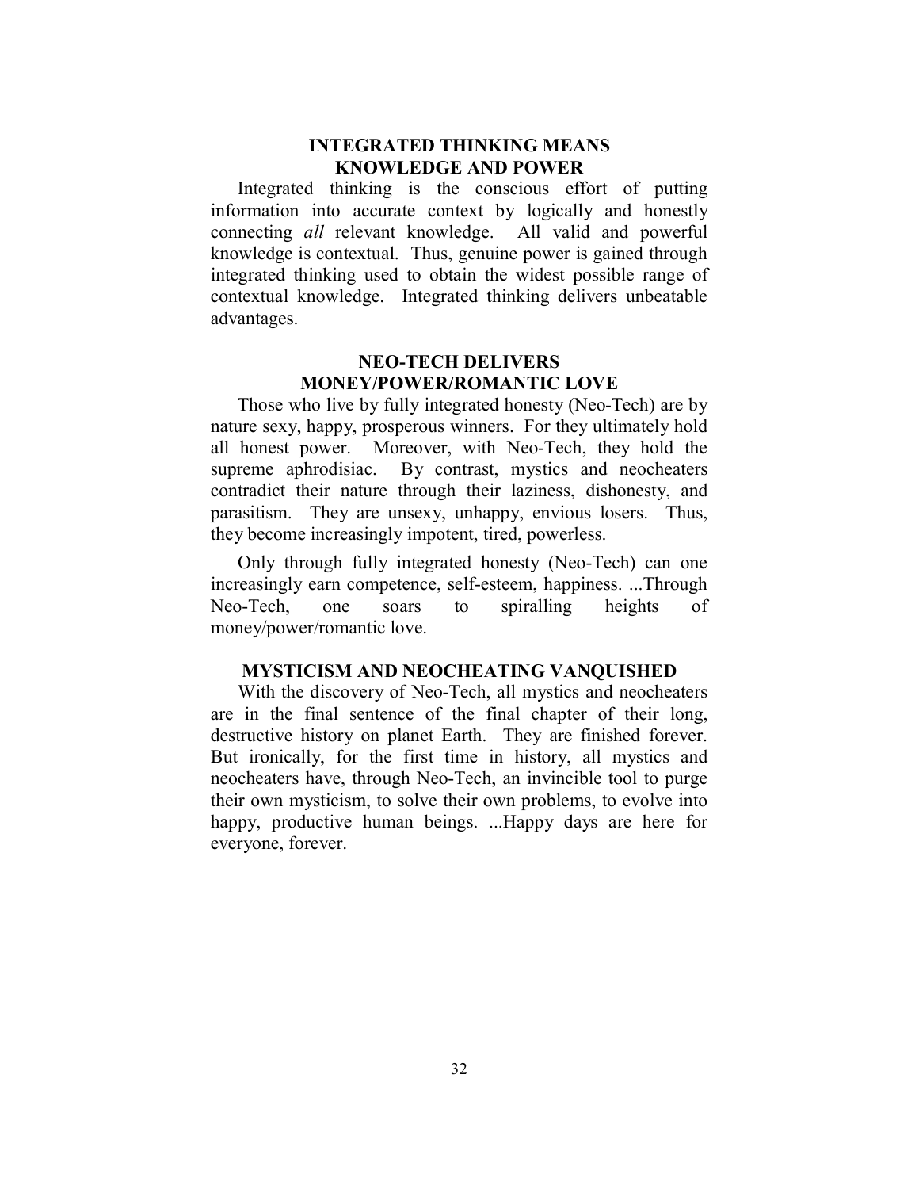## INTEGRATED THINKING MEANS KNOWLEDGE AND POWER

Integrated thinking is the conscious effort of putting information into accurate context by logically and honestly connecting *all* relevant knowledge. All valid and powerful knowledge is contextual. Thus, genuine power is gained through integrated thinking used to obtain the widest possible range of contextual knowledge. Integrated thinking delivers unbeatable advantages.

## NEO-TECH DELIVERS MONEY/POWER/ROMANTIC LOVE

Those who live by fully integrated honesty (Neo-Tech) are by nature sexy, happy, prosperous winners. For they ultimately hold all honest power. Moreover, with Neo-Tech, they hold the supreme aphrodisiac. By contrast, mystics and neocheaters contradict their nature through their laziness, dishonesty, and parasitism. They are unsexy, unhappy, envious losers. Thus, they become increasingly impotent, tired, powerless.

Only through fully integrated honesty (Neo-Tech) can one increasingly earn competence, self-esteem, happiness. ...Through Neo-Tech, one soars to spiralling heights of money/power/romantic love.

## MYSTICISM AND NEOCHEATING VANQUISHED

With the discovery of Neo-Tech, all mystics and neocheaters are in the final sentence of the final chapter of their long, destructive history on planet Earth. They are finished forever. But ironically, for the first time in history, all mystics and neocheaters have, through Neo-Tech, an invincible tool to purge their own mysticism, to solve their own problems, to evolve into happy, productive human beings. ...Happy days are here for everyone, forever.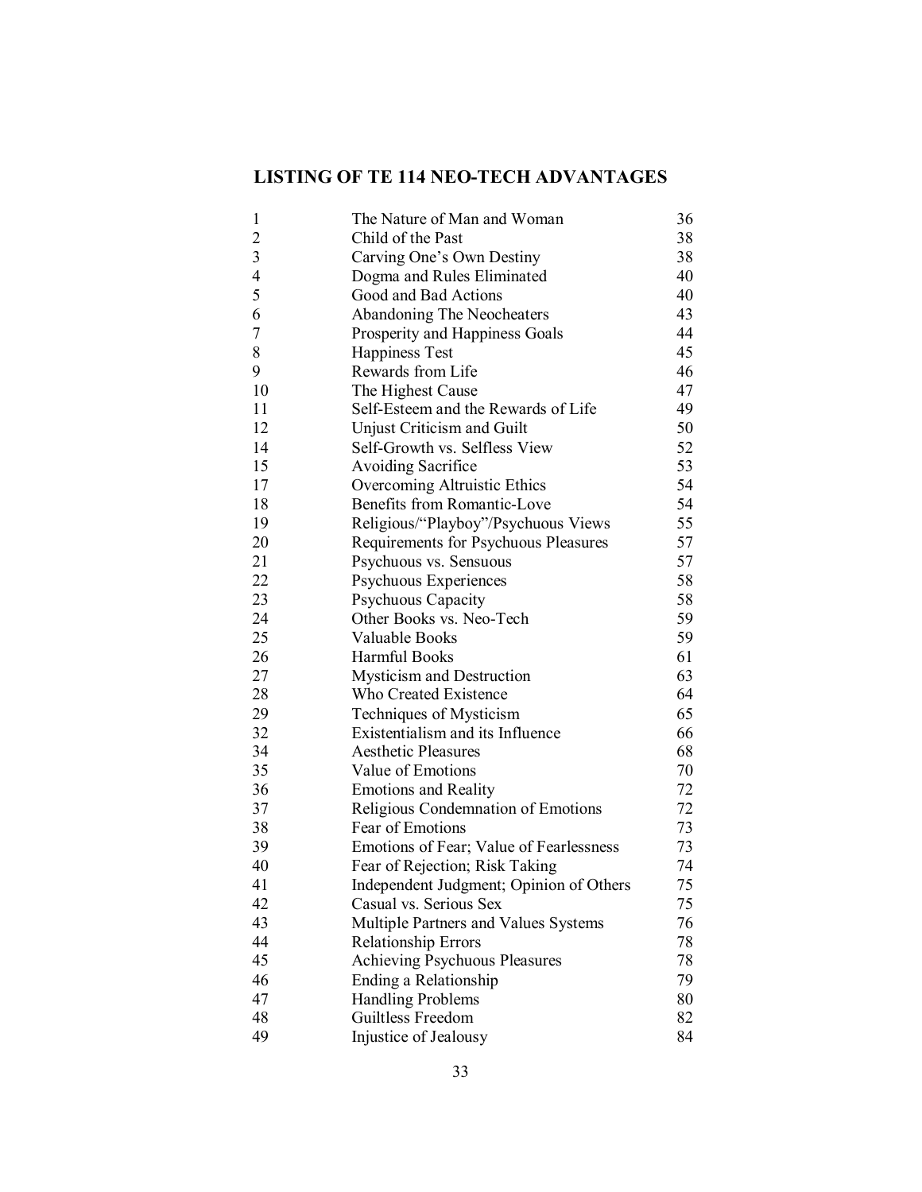## LISTING OF TE 114 NEO-TECH ADVANTAGES

| | | |
|---|---|---|
| 1 | The Nature of Man and Woman | 36 |
| 2 | Child of the Past | 38 |
| 3 | Carving One's Own Destiny | 38 |
| 4 | Dogma and Rules Eliminated | 40 |
| 5 | Good and Bad Actions | 40 |
| 6 | Abandoning The Neocheaters | 43 |
| 7 | Prosperity and Happiness Goals | 44 |
| 8 | Happiness Test | 45 |
| 9 | Rewards from Life | 46 |
| 10 | The Highest Cause | 47 |
| 11 | Self-Esteem and the Rewards of Life | 49 |
| 12 | Unjust Criticism and Guilt | 50 |
| 14 | Self-Growth vs. Selfless View | 52 |
| 15 | Avoiding Sacrifice | 53 |
| 17 | Overcoming Altruistic Ethics | 54 |
| 18 | Benefits from Romantic-Love | 54 |
| 19 | Religious/"Playboy"/Psychuous Views | 55 |
| 20 | Requirements for Psychuous Pleasures | 57 |
| 21 | Psychuous vs. Sensuous | 57 |
| 22 | Psychuous Experiences | 58 |
| 23 | Psychuous Capacity | 58 |
| 24 | Other Books vs. Neo-Tech | 59 |
| 25 | Valuable Books | 59 |
| 26 | Harmful Books | 61 |
| 27 | Mysticism and Destruction | 63 |
| 28 | Who Created Existence | 64 |
| 29 | Techniques of Mysticism | 65 |
| 32 | Existentialism and its Influence | 66 |
| 34 | Aesthetic Pleasures | 68 |
| 35 | Value of Emotions | 70 |
| 36 | Emotions and Reality | 72 |
| 37 | Religious Condemnation of Emotions | 72 |
| 38 | Fear of Emotions | 73 |
| 39 | Emotions of Fear; Value of Fearlessness | 73 |
| 40 | Fear of Rejection; Risk Taking | 74 |
| 41 | Independent Judgment; Opinion of Others | 75 |
| 42 | Casual vs. Serious Sex | 75 |
| 43 | Multiple Partners and Values Systems | 76 |
| 44 | Relationship Errors | 78 |
| 45 | Achieving Psychuous Pleasures | 78 |
| 46 | Ending a Relationship | 79 |
| 47 | Handling Problems | 80 |
| 48 | Guiltless Freedom | 82 |
| 49 | Injustice of Jealousy | 84 |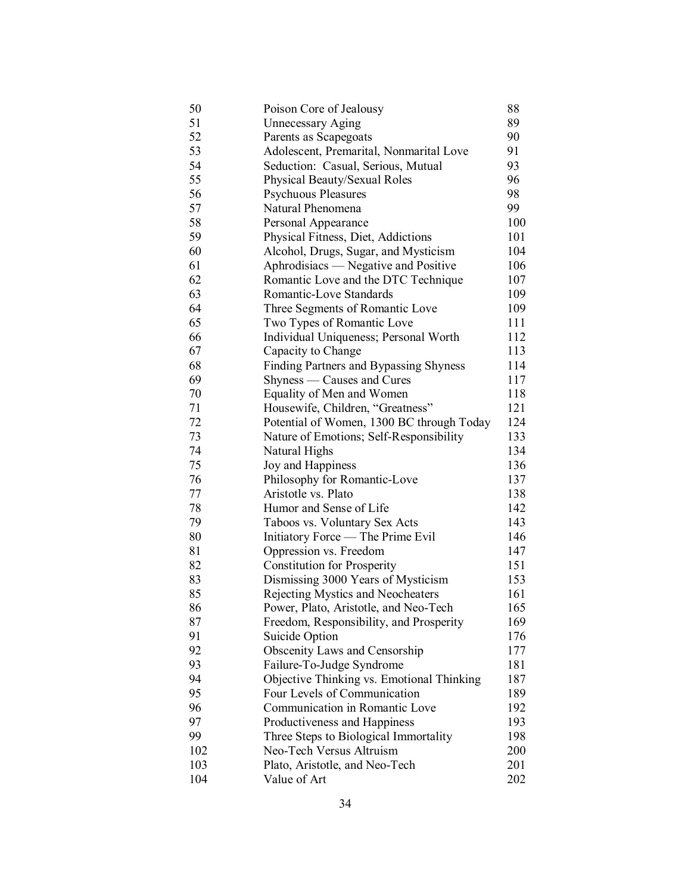| | | |
|---|---|---|
| 50 | Poison Core of Jealousy | 88 |
| 51 | Unnecessary Aging | 89 |
| 52 | Parents as Scapegoats | 90 |
| 53 | Adolescent, Premarital, Nonmarital Love | 91 |
| 54 | Seduction: Casual, Serious, Mutual | 93 |
| 55 | Physical Beauty/Sexual Roles | 96 |
| 56 | Psychuous Pleasures | 98 |
| 57 | Natural Phenomena | 99 |
| 58 | Personal Appearance | 100 |
| 59 | Physical Fitness, Diet, Addictions | 101 |
| 60 | Alcohol, Drugs, Sugar, and Mysticism | 104 |
| 61 | Aphrodisiacs — Negative and Positive | 106 |
| 62 | Romantic Love and the DTC Technique | 107 |
| 63 | Romantic-Love Standards | 109 |
| 64 | Three Segments of Romantic Love | 109 |
| 65 | Two Types of Romantic Love | 111 |
| 66 | Individual Uniqueness; Personal Worth | 112 |
| 67 | Capacity to Change | 113 |
| 68 | Finding Partners and Bypassing Shyness | 114 |
| 69 | Shyness — Causes and Cures | 117 |
| 70 | Equality of Men and Women | 118 |
| 71 | Housewife, Children, "Greatness" | 121 |
| 72 | Potential of Women, 1300 BC through Today | 124 |
| 73 | Nature of Emotions; Self-Responsibility | 133 |
| 74 | Natural Highs | 134 |
| 75 | Joy and Happiness | 136 |
| 76 | Philosophy for Romantic-Love | 137 |
| 77 | Aristotle vs. Plato | 138 |
| 78 | Humor and Sense of Life | 142 |
| 79 | Taboos vs. Voluntary Sex Acts | 143 |
| 80 | Initiatory Force — The Prime Evil | 146 |
| 81 | Oppression vs. Freedom | 147 |
| 82 | Constitution for Prosperity | 151 |
| 83 | Dismissing 3000 Years of Mysticism | 153 |
| 85 | Rejecting Mystics and Neocheaters | 161 |
| 86 | Power, Plato, Aristotle, and Neo-Tech | 165 |
| 87 | Freedom, Responsibility, and Prosperity | 169 |
| 91 | Suicide Option | 176 |
| 92 | Obscenity Laws and Censorship | 177 |
| 93 | Failure-To-Judge Syndrome | 181 |
| 94 | Objective Thinking vs. Emotional Thinking | 187 |
| 95 | Four Levels of Communication | 189 |
| 96 | Communication in Romantic Love | 192 |
| 97 | Productiveness and Happiness | 193 |
| 99 | Three Steps to Biological Immortality | 198 |
| 102 | Neo-Tech Versus Altruism | 200 |
| 103 | Plato, Aristotle, and Neo-Tech | 201 |
| 104 | Value of Art | 202 |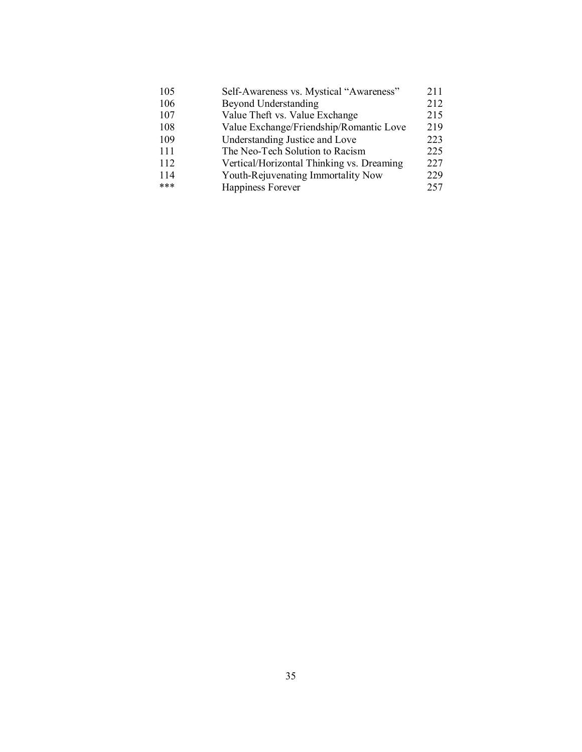| | | |
|---|---|---|
| 105 | Self-Awareness vs. Mystical "Awareness" | 211 |
| 106 | Beyond Understanding | 212 |
| 107 | Value Theft vs. Value Exchange | 215 |
| 108 | Value Exchange/Friendship/Romantic Love | 219 |
| 109 | Understanding Justice and Love | 223 |
| 111 | The Neo-Tech Solution to Racism | 225 |
| 112 | Vertical/Horizontal Thinking vs. Dreaming | 227 |
| 114 | Youth-Rejuvenating Immortality Now | 229 |
| *** | Happiness Forever | 257 |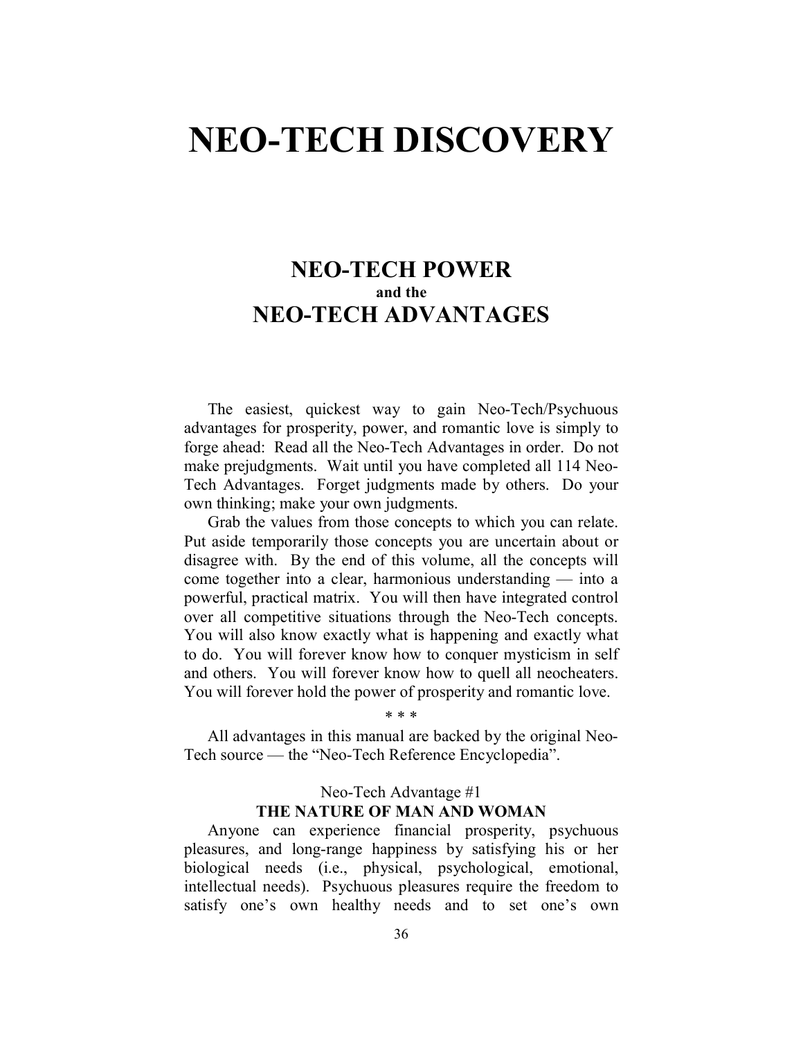# NEO-TECH DISCOVERY

## NEO-TECH POWER
### and the
## NEO-TECH ADVANTAGES

The easiest, quickest way to gain Neo-Tech/Psychuous advantages for prosperity, power, and romantic love is simply to forge ahead: Read all the Neo-Tech Advantages in order. Do not make prejudgments. Wait until you have completed all 114 Neo-Tech Advantages. Forget judgments made by others. Do your own thinking; make your own judgments.

Grab the values from those concepts to which you can relate. Put aside temporarily those concepts you are uncertain about or disagree with. By the end of this volume, all the concepts will come together into a clear, harmonious understanding — into a powerful, practical matrix. You will then have integrated control over all competitive situations through the Neo-Tech concepts. You will also know exactly what is happening and exactly what to do. You will forever know how to conquer mysticism in self and others. You will forever know how to quell all neocheaters. You will forever hold the power of prosperity and romantic love.

\* \* \*

All advantages in this manual are backed by the original Neo-Tech source — the "Neo-Tech Reference Encyclopedia".

Neo-Tech Advantage #1

**THE NATURE OF MAN AND WOMAN**

Anyone can experience financial prosperity, psychuous pleasures, and long-range happiness by satisfying his or her biological needs (i.e., physical, psychological, emotional, intellectual needs). Psychuous pleasures require the freedom to satisfy one's own healthy needs and to set one's own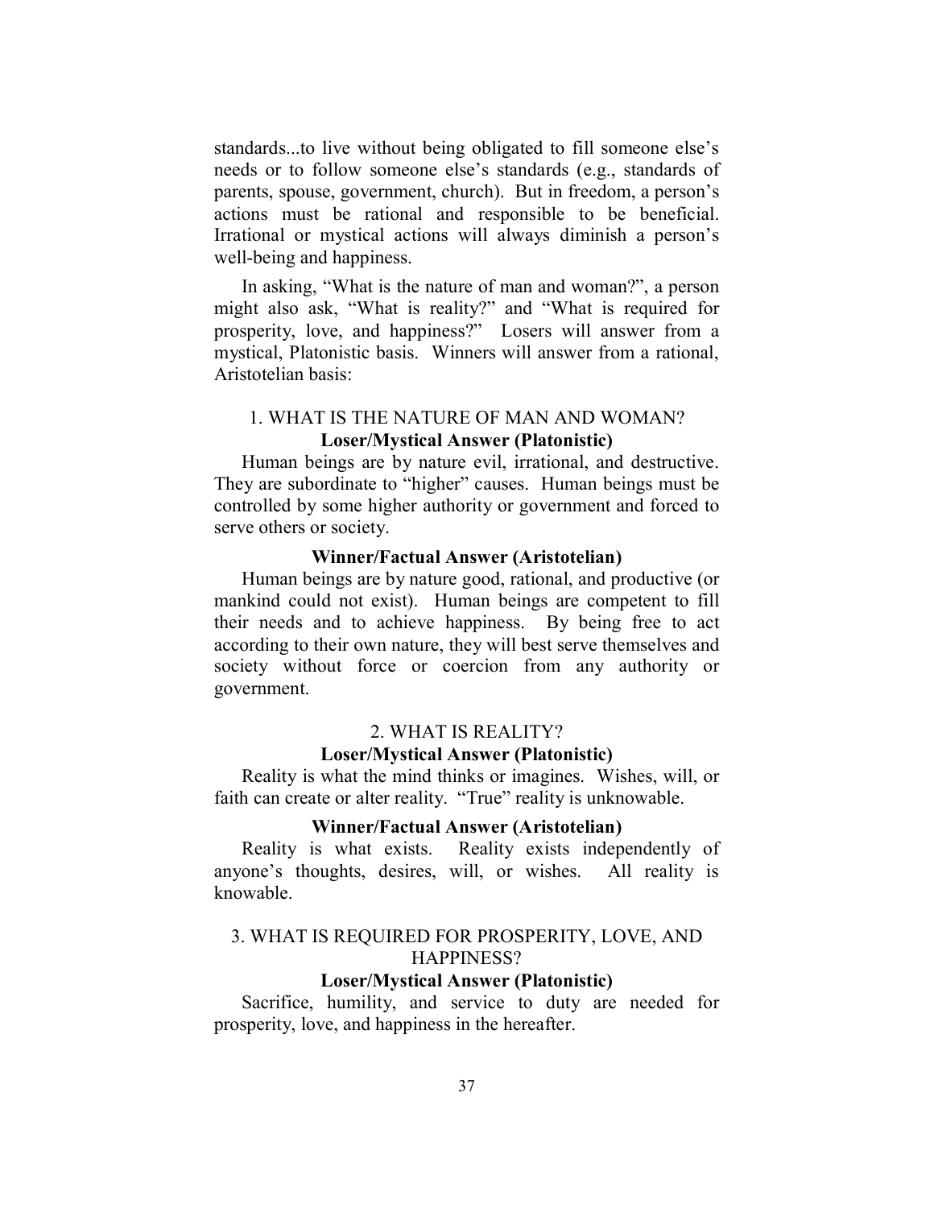standards...to live without being obligated to fill someone else's needs or to follow someone else's standards (e.g., standards of parents, spouse, government, church). But in freedom, a person's actions must be rational and responsible to be beneficial. Irrational or mystical actions will always diminish a person's well-being and happiness.

In asking, "What is the nature of man and woman?", a person might also ask, "What is reality?" and "What is required for prosperity, love, and happiness?" Losers will answer from a mystical, Platonistic basis. Winners will answer from a rational, Aristotelian basis:

### 1. WHAT IS THE NATURE OF MAN AND WOMAN?

**Loser/Mystical Answer (Platonistic)**

Human beings are by nature evil, irrational, and destructive. They are subordinate to "higher" causes. Human beings must be controlled by some higher authority or government and forced to serve others or society.

**Winner/Factual Answer (Aristotelian)**

Human beings are by nature good, rational, and productive (or mankind could not exist). Human beings are competent to fill their needs and to achieve happiness. By being free to act according to their own nature, they will best serve themselves and society without force or coercion from any authority or government.

### 2. WHAT IS REALITY?

**Loser/Mystical Answer (Platonistic)**

Reality is what the mind thinks or imagines. Wishes, will, or faith can create or alter reality. "True" reality is unknowable.

**Winner/Factual Answer (Aristotelian)**

Reality is what exists. Reality exists independently of anyone's thoughts, desires, will, or wishes. All reality is knowable.

### 3. WHAT IS REQUIRED FOR PROSPERITY, LOVE, AND HAPPINESS?

**Loser/Mystical Answer (Platonistic)**

Sacrifice, humility, and service to duty are needed for prosperity, love, and happiness in the hereafter.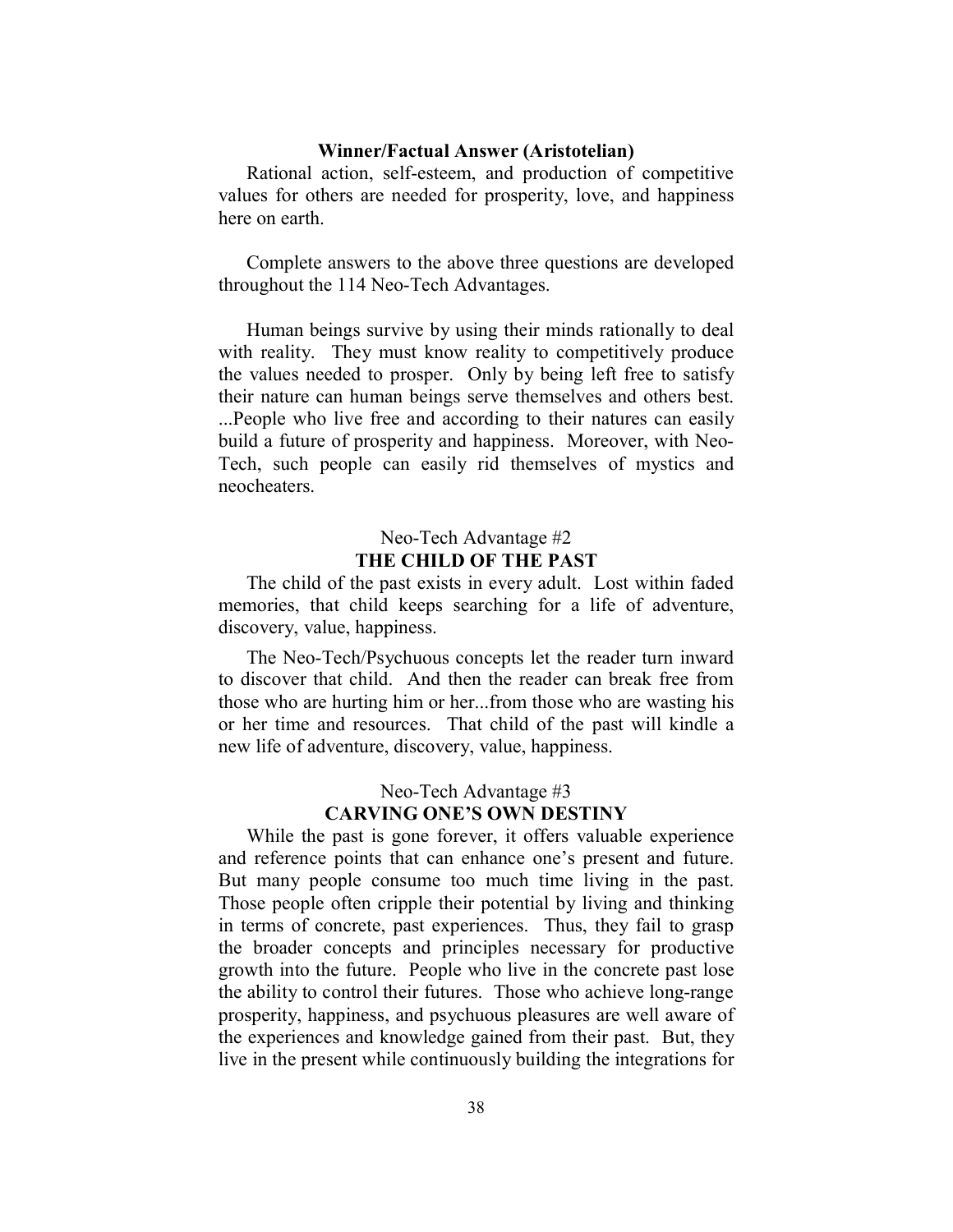**Winner/Factual Answer (Aristotelian)**

Rational action, self-esteem, and production of competitive values for others are needed for prosperity, love, and happiness here on earth.

Complete answers to the above three questions are developed throughout the 114 Neo-Tech Advantages.

Human beings survive by using their minds rationally to deal with reality. They must know reality to competitively produce the values needed to prosper. Only by being left free to satisfy their nature can human beings serve themselves and others best. ...People who live free and according to their natures can easily build a future of prosperity and happiness. Moreover, with Neo-Tech, such people can easily rid themselves of mystics and neocheaters.

## Neo-Tech Advantage #2
## THE CHILD OF THE PAST

The child of the past exists in every adult. Lost within faded memories, that child keeps searching for a life of adventure, discovery, value, happiness.

The Neo-Tech/Psychuous concepts let the reader turn inward to discover that child. And then the reader can break free from those who are hurting him or her...from those who are wasting his or her time and resources. That child of the past will kindle a new life of adventure, discovery, value, happiness.

## Neo-Tech Advantage #3
## CARVING ONE'S OWN DESTINY

While the past is gone forever, it offers valuable experience and reference points that can enhance one's present and future. But many people consume too much time living in the past. Those people often cripple their potential by living and thinking in terms of concrete, past experiences. Thus, they fail to grasp the broader concepts and principles necessary for productive growth into the future. People who live in the concrete past lose the ability to control their futures. Those who achieve long-range prosperity, happiness, and psychuous pleasures are well aware of the experiences and knowledge gained from their past. But, they live in the present while continuously building the integrations for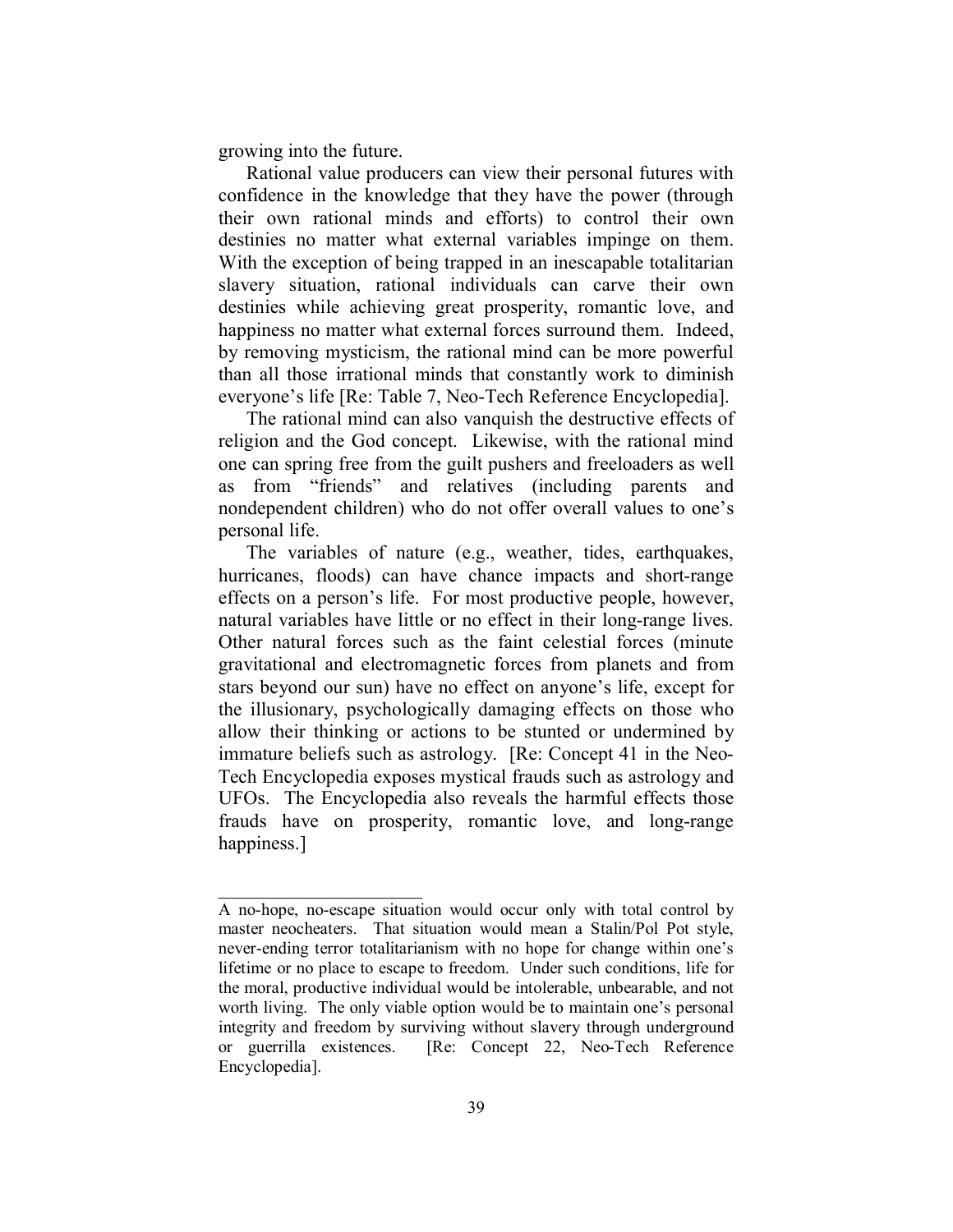growing into the future.

Rational value producers can view their personal futures with confidence in the knowledge that they have the power (through their own rational minds and efforts) to control their own destinies no matter what external variables impinge on them. With the exception of being trapped in an inescapable totalitarian slavery situation, rational individuals can carve their own destinies while achieving great prosperity, romantic love, and happiness no matter what external forces surround them. Indeed, by removing mysticism, the rational mind can be more powerful than all those irrational minds that constantly work to diminish everyone's life [Re: Table 7, Neo-Tech Reference Encyclopedia].

The rational mind can also vanquish the destructive effects of religion and the God concept. Likewise, with the rational mind one can spring free from the guilt pushers and freeloaders as well as from "friends" and relatives (including parents and nondependent children) who do not offer overall values to one's personal life.

The variables of nature (e.g., weather, tides, earthquakes, hurricanes, floods) can have chance impacts and short-range effects on a person's life. For most productive people, however, natural variables have little or no effect in their long-range lives. Other natural forces such as the faint celestial forces (minute gravitational and electromagnetic forces from planets and from stars beyond our sun) have no effect on anyone's life, except for the illusionary, psychologically damaging effects on those who allow their thinking or actions to be stunted or undermined by immature beliefs such as astrology. [Re: Concept 41 in the Neo-Tech Encyclopedia exposes mystical frauds such as astrology and UFOs. The Encyclopedia also reveals the harmful effects those frauds have on prosperity, romantic love, and long-range happiness.]

---

A no-hope, no-escape situation would occur only with total control by master neocheaters. That situation would mean a Stalin/Pol Pot style, never-ending terror totalitarianism with no hope for change within one's lifetime or no place to escape to freedom. Under such conditions, life for the moral, productive individual would be intolerable, unbearable, and not worth living. The only viable option would be to maintain one's personal integrity and freedom by surviving without slavery through underground or guerrilla existences. [Re: Concept 22, Neo-Tech Reference Encyclopedia].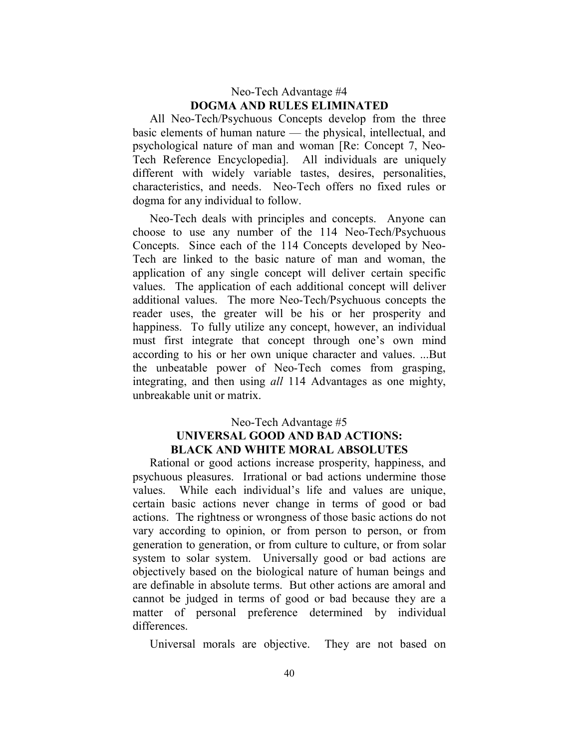## Neo-Tech Advantage #4
## DOGMA AND RULES ELIMINATED

All Neo-Tech/Psychuous Concepts develop from the three basic elements of human nature — the physical, intellectual, and psychological nature of man and woman [Re: Concept 7, Neo-Tech Reference Encyclopedia]. All individuals are uniquely different with widely variable tastes, desires, personalities, characteristics, and needs. Neo-Tech offers no fixed rules or dogma for any individual to follow.

Neo-Tech deals with principles and concepts. Anyone can choose to use any number of the 114 Neo-Tech/Psychuous Concepts. Since each of the 114 Concepts developed by Neo-Tech are linked to the basic nature of man and woman, the application of any single concept will deliver certain specific values. The application of each additional concept will deliver additional values. The more Neo-Tech/Psychuous concepts the reader uses, the greater will be his or her prosperity and happiness. To fully utilize any concept, however, an individual must first integrate that concept through one's own mind according to his or her own unique character and values. ...But the unbeatable power of Neo-Tech comes from grasping, integrating, and then using *all* 114 Advantages as one mighty, unbreakable unit or matrix.

## Neo-Tech Advantage #5
## UNIVERSAL GOOD AND BAD ACTIONS: BLACK AND WHITE MORAL ABSOLUTES

Rational or good actions increase prosperity, happiness, and psychuous pleasures. Irrational or bad actions undermine those values. While each individual's life and values are unique, certain basic actions never change in terms of good or bad actions. The rightness or wrongness of those basic actions do not vary according to opinion, or from person to person, or from generation to generation, or from culture to culture, or from solar system to solar system. Universally good or bad actions are objectively based on the biological nature of human beings and are definable in absolute terms. But other actions are amoral and cannot be judged in terms of good or bad because they are a matter of personal preference determined by individual differences.

Universal morals are objective. They are not based on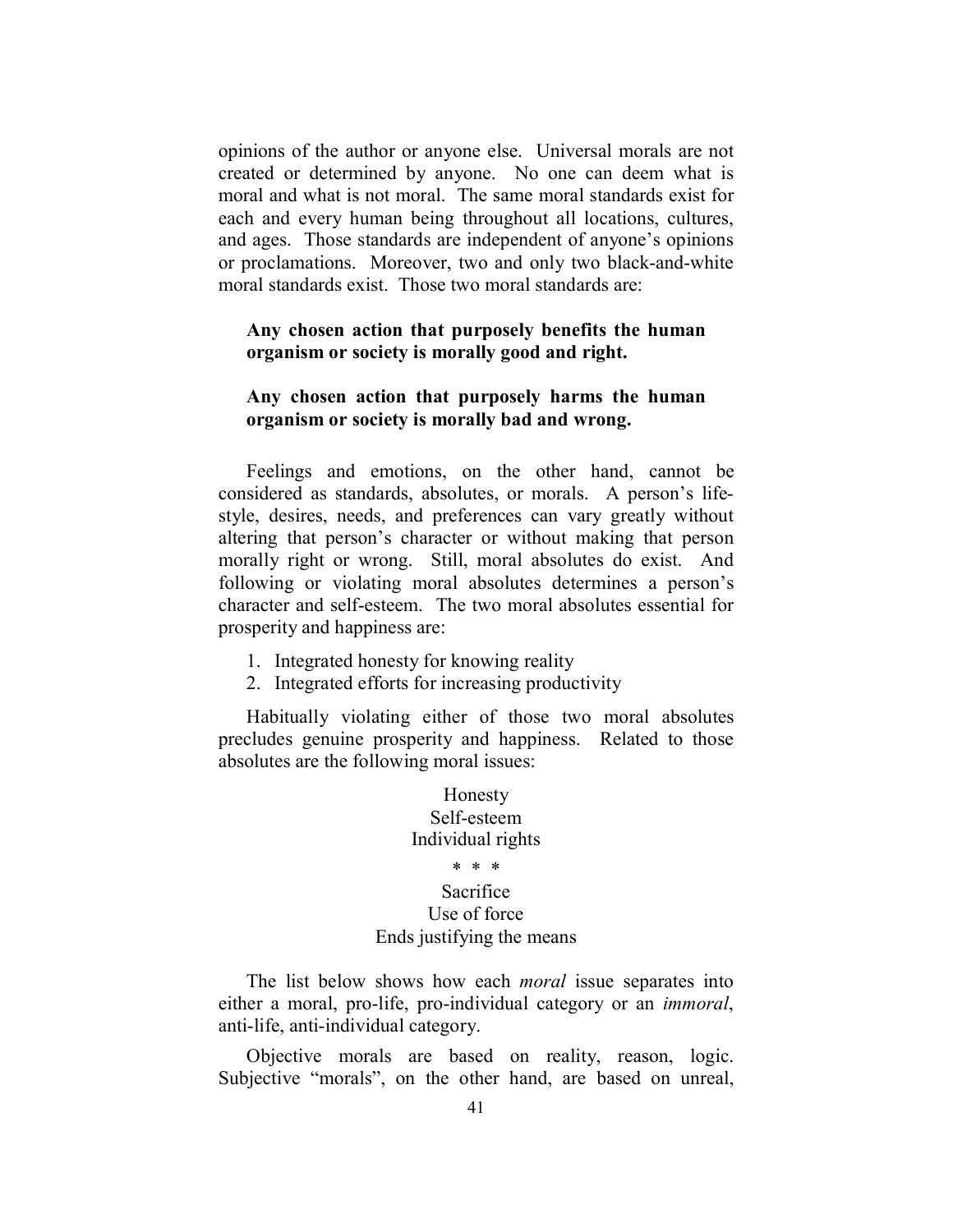opinions of the author or anyone else. Universal morals are not created or determined by anyone. No one can deem what is moral and what is not moral. The same moral standards exist for each and every human being throughout all locations, cultures, and ages. Those standards are independent of anyone's opinions or proclamations. Moreover, two and only two black-and-white moral standards exist. Those two moral standards are:

> **Any chosen action that purposely benefits the human organism or society is morally good and right.**
>
> **Any chosen action that purposely harms the human organism or society is morally bad and wrong.**

Feelings and emotions, on the other hand, cannot be considered as standards, absolutes, or morals. A person's life-style, desires, needs, and preferences can vary greatly without altering that person's character or without making that person morally right or wrong. Still, moral absolutes do exist. And following or violating moral absolutes determines a person's character and self-esteem. The two moral absolutes essential for prosperity and happiness are:

1. Integrated honesty for knowing reality
2. Integrated efforts for increasing productivity

Habitually violating either of those two moral absolutes precludes genuine prosperity and happiness. Related to those absolutes are the following moral issues:

Honesty
Self-esteem
Individual rights

\* \* \*

Sacrifice
Use of force
Ends justifying the means

The list below shows how each *moral* issue separates into either a moral, pro-life, pro-individual category or an *immoral*, anti-life, anti-individual category.

Objective morals are based on reality, reason, logic. Subjective "morals", on the other hand, are based on unreal,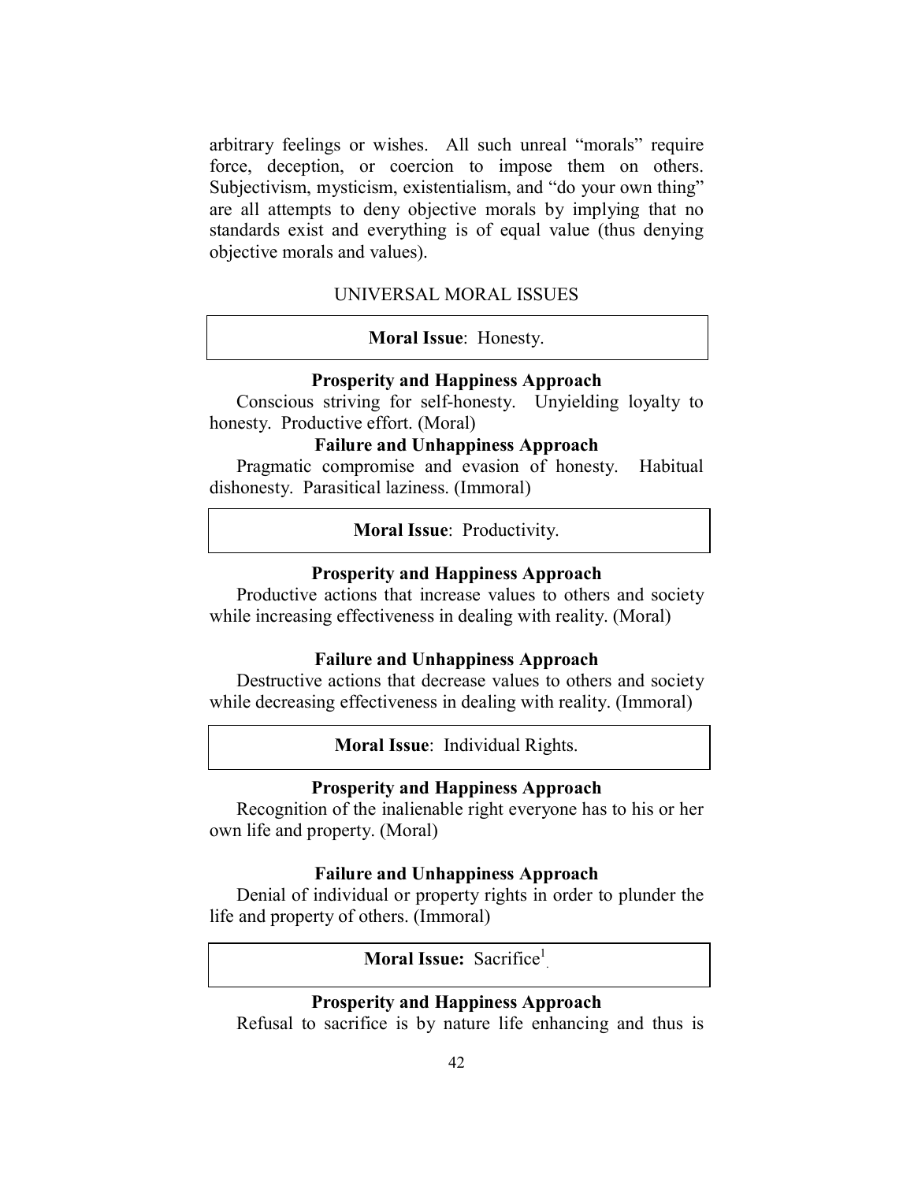arbitrary feelings or wishes. All such unreal "morals" require force, deception, or coercion to impose them on others. Subjectivism, mysticism, existentialism, and "do your own thing" are all attempts to deny objective morals by implying that no standards exist and everything is of equal value (thus denying objective morals and values).

## UNIVERSAL MORAL ISSUES

**Moral Issue**: Honesty.

**Prosperity and Happiness Approach**

Conscious striving for self-honesty. Unyielding loyalty to honesty. Productive effort. (Moral)

**Failure and Unhappiness Approach**

Pragmatic compromise and evasion of honesty. Habitual dishonesty. Parasitical laziness. (Immoral)

**Moral Issue**: Productivity.

**Prosperity and Happiness Approach**

Productive actions that increase values to others and society while increasing effectiveness in dealing with reality. (Moral)

**Failure and Unhappiness Approach**

Destructive actions that decrease values to others and society while decreasing effectiveness in dealing with reality. (Immoral)

**Moral Issue**: Individual Rights.

**Prosperity and Happiness Approach**

Recognition of the inalienable right everyone has to his or her own life and property. (Moral)

**Failure and Unhappiness Approach**

Denial of individual or property rights in order to plunder the life and property of others. (Immoral)

**Moral Issue:** Sacrifice[1].

**Prosperity and Happiness Approach**

Refusal to sacrifice is by nature life enhancing and thus is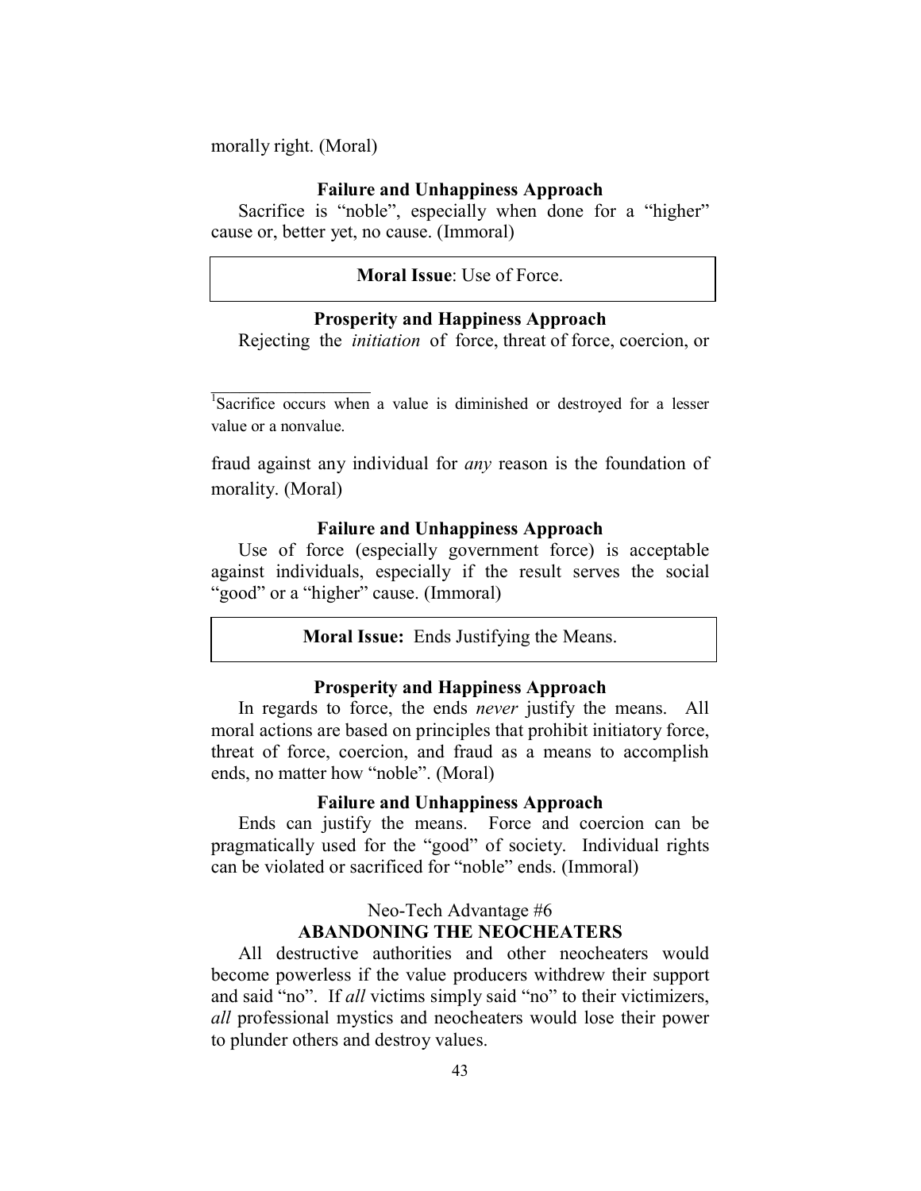morally right. (Moral)

**Failure and Unhappiness Approach**

Sacrifice is "noble", especially when done for a "higher" cause or, better yet, no cause. (Immoral)

**Moral Issue**: Use of Force.

**Prosperity and Happiness Approach**

Rejecting the *initiation* of force, threat of force, coercion, or fraud against any individual for *any* reason is the foundation of morality. (Moral)

**Failure and Unhappiness Approach**

Use of force (especially government force) is acceptable against individuals, especially if the result serves the social "good" or a "higher" cause. (Immoral)

**Moral Issue:** Ends Justifying the Means.

**Prosperity and Happiness Approach**

In regards to force, the ends *never* justify the means. All moral actions are based on principles that prohibit initiatory force, threat of force, coercion, and fraud as a means to accomplish ends, no matter how "noble". (Moral)

**Failure and Unhappiness Approach**

Ends can justify the means. Force and coercion can be pragmatically used for the "good" of society. Individual rights can be violated or sacrificed for "noble" ends. (Immoral)

Neo-Tech Advantage #6

**ABANDONING THE NEOCHEATERS**

All destructive authorities and other neocheaters would become powerless if the value producers withdrew their support and said "no". If *all* victims simply said "no" to their victimizers, *all* professional mystics and neocheaters would lose their power to plunder others and destroy values.

---

[1] Sacrifice occurs when a value is diminished or destroyed for a lesser value or a nonvalue.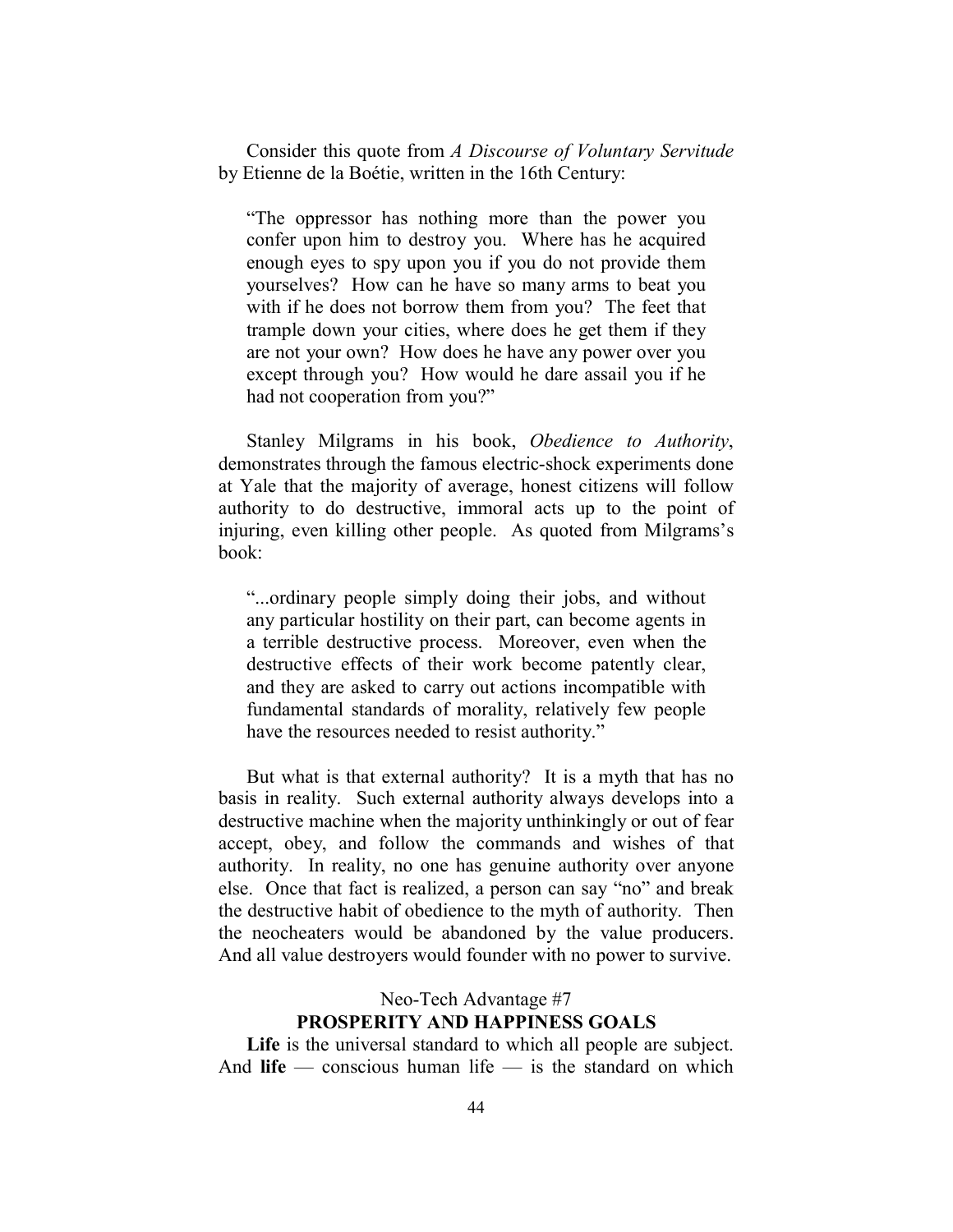Consider this quote from *A Discourse of Voluntary Servitude* by Etienne de la Boétie, written in the 16th Century:

> "The oppressor has nothing more than the power you confer upon him to destroy you. Where has he acquired enough eyes to spy upon you if you do not provide them yourselves? How can he have so many arms to beat you with if he does not borrow them from you? The feet that trample down your cities, where does he get them if they are not your own? How does he have any power over you except through you? How would he dare assail you if he had not cooperation from you?"

Stanley Milgrams in his book, *Obedience to Authority*, demonstrates through the famous electric-shock experiments done at Yale that the majority of average, honest citizens will follow authority to do destructive, immoral acts up to the point of injuring, even killing other people. As quoted from Milgrams's book:

> "...ordinary people simply doing their jobs, and without any particular hostility on their part, can become agents in a terrible destructive process. Moreover, even when the destructive effects of their work become patently clear, and they are asked to carry out actions incompatible with fundamental standards of morality, relatively few people have the resources needed to resist authority."

But what is that external authority? It is a myth that has no basis in reality. Such external authority always develops into a destructive machine when the majority unthinkingly or out of fear accept, obey, and follow the commands and wishes of that authority. In reality, no one has genuine authority over anyone else. Once that fact is realized, a person can say "no" and break the destructive habit of obedience to the myth of authority. Then the neocheaters would be abandoned by the value producers. And all value destroyers would founder with no power to survive.

## Neo-Tech Advantage #7
## PROSPERITY AND HAPPINESS GOALS

**Life** is the universal standard to which all people are subject. And **life** — conscious human life — is the standard on which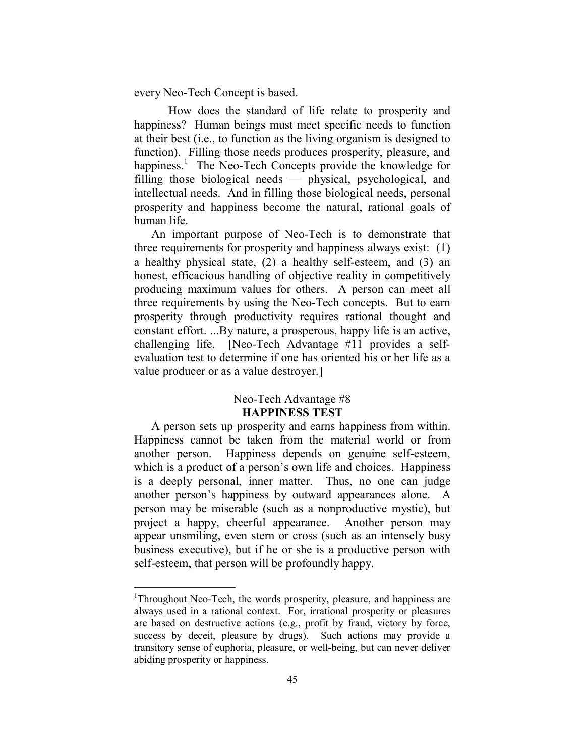every Neo-Tech Concept is based.

How does the standard of life relate to prosperity and happiness? Human beings must meet specific needs to function at their best (i.e., to function as the living organism is designed to function). Filling those needs produces prosperity, pleasure, and happiness.[1] The Neo-Tech Concepts provide the knowledge for filling those biological needs — physical, psychological, and intellectual needs. And in filling those biological needs, personal prosperity and happiness become the natural, rational goals of human life.

An important purpose of Neo-Tech is to demonstrate that three requirements for prosperity and happiness always exist: (1) a healthy physical state, (2) a healthy self-esteem, and (3) an honest, efficacious handling of objective reality in competitively producing maximum values for others. A person can meet all three requirements by using the Neo-Tech concepts. But to earn prosperity through productivity requires rational thought and constant effort. ...By nature, a prosperous, happy life is an active, challenging life. [Neo-Tech Advantage #11 provides a self-evaluation test to determine if one has oriented his or her life as a value producer or as a value destroyer.]

## Neo-Tech Advantage #8
## **HAPPINESS TEST**

A person sets up prosperity and earns happiness from within. Happiness cannot be taken from the material world or from another person. Happiness depends on genuine self-esteem, which is a product of a person's own life and choices. Happiness is a deeply personal, inner matter. Thus, no one can judge another person's happiness by outward appearances alone. A person may be miserable (such as a nonproductive mystic), but project a happy, cheerful appearance. Another person may appear unsmiling, even stern or cross (such as an intensely busy business executive), but if he or she is a productive person with self-esteem, that person will be profoundly happy.

---

[1]Throughout Neo-Tech, the words prosperity, pleasure, and happiness are always used in a rational context. For, irrational prosperity or pleasures are based on destructive actions (e.g., profit by fraud, victory by force, success by deceit, pleasure by drugs). Such actions may provide a transitory sense of euphoria, pleasure, or well-being, but can never deliver abiding prosperity or happiness.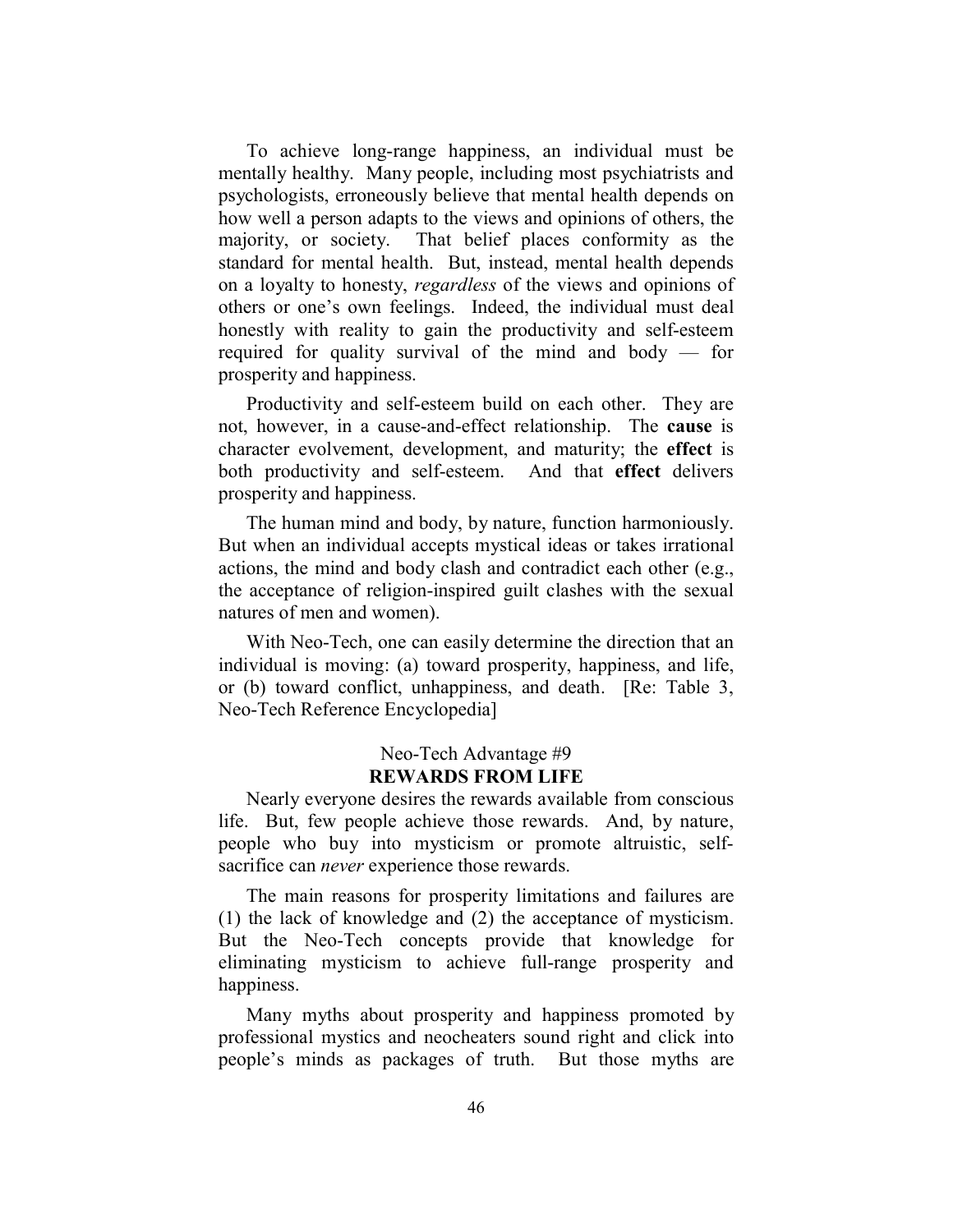To achieve long-range happiness, an individual must be mentally healthy. Many people, including most psychiatrists and psychologists, erroneously believe that mental health depends on how well a person adapts to the views and opinions of others, the majority, or society. That belief places conformity as the standard for mental health. But, instead, mental health depends on a loyalty to honesty, *regardless* of the views and opinions of others or one's own feelings. Indeed, the individual must deal honestly with reality to gain the productivity and self-esteem required for quality survival of the mind and body — for prosperity and happiness.

Productivity and self-esteem build on each other. They are not, however, in a cause-and-effect relationship. The **cause** is character evolvement, development, and maturity; the **effect** is both productivity and self-esteem. And that **effect** delivers prosperity and happiness.

The human mind and body, by nature, function harmoniously. But when an individual accepts mystical ideas or takes irrational actions, the mind and body clash and contradict each other (e.g., the acceptance of religion-inspired guilt clashes with the sexual natures of men and women).

With Neo-Tech, one can easily determine the direction that an individual is moving: (a) toward prosperity, happiness, and life, or (b) toward conflict, unhappiness, and death. [Re: Table 3, Neo-Tech Reference Encyclopedia]

## Neo-Tech Advantage #9
## **REWARDS FROM LIFE**

Nearly everyone desires the rewards available from conscious life. But, few people achieve those rewards. And, by nature, people who buy into mysticism or promote altruistic, self-sacrifice can *never* experience those rewards.

The main reasons for prosperity limitations and failures are (1) the lack of knowledge and (2) the acceptance of mysticism. But the Neo-Tech concepts provide that knowledge for eliminating mysticism to achieve full-range prosperity and happiness.

Many myths about prosperity and happiness promoted by professional mystics and neocheaters sound right and click into people's minds as packages of truth. But those myths are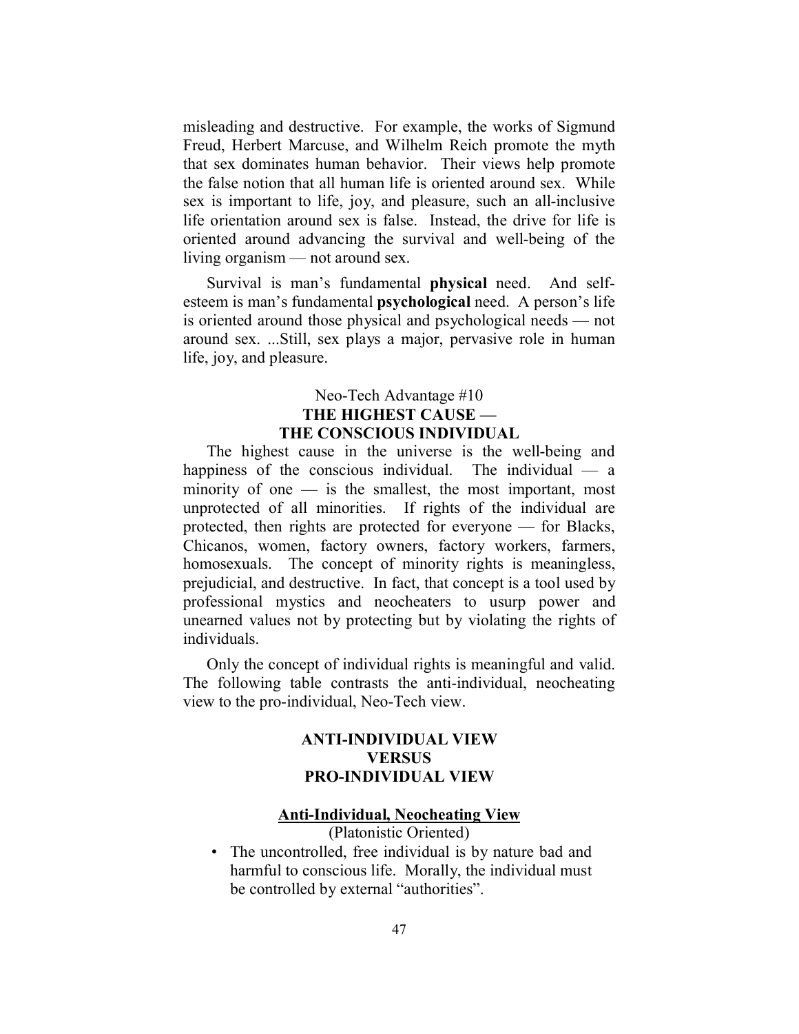misleading and destructive. For example, the works of Sigmund Freud, Herbert Marcuse, and Wilhelm Reich promote the myth that sex dominates human behavior. Their views help promote the false notion that all human life is oriented around sex. While sex is important to life, joy, and pleasure, such an all-inclusive life orientation around sex is false. Instead, the drive for life is oriented around advancing the survival and well-being of the living organism — not around sex.

Survival is man's fundamental **physical** need. And self-esteem is man's fundamental **psychological** need. A person's life is oriented around those physical and psychological needs — not around sex. ...Still, sex plays a major, pervasive role in human life, joy, and pleasure.

## Neo-Tech Advantage #10
## THE HIGHEST CAUSE — THE CONSCIOUS INDIVIDUAL

The highest cause in the universe is the well-being and happiness of the conscious individual. The individual — a minority of one — is the smallest, the most important, most unprotected of all minorities. If rights of the individual are protected, then rights are protected for everyone — for Blacks, Chicanos, women, factory owners, factory workers, farmers, homosexuals. The concept of minority rights is meaningless, prejudicial, and destructive. In fact, that concept is a tool used by professional mystics and neocheaters to usurp power and unearned values not by protecting but by violating the rights of individuals.

Only the concept of individual rights is meaningful and valid. The following table contrasts the anti-individual, neocheating view to the pro-individual, Neo-Tech view.

### ANTI-INDIVIDUAL VIEW VERSUS PRO-INDIVIDUAL VIEW

**Anti-Individual, Neocheating View**
(Platonistic Oriented)

- The uncontrolled, free individual is by nature bad and harmful to conscious life. Morally, the individual must be controlled by external "authorities".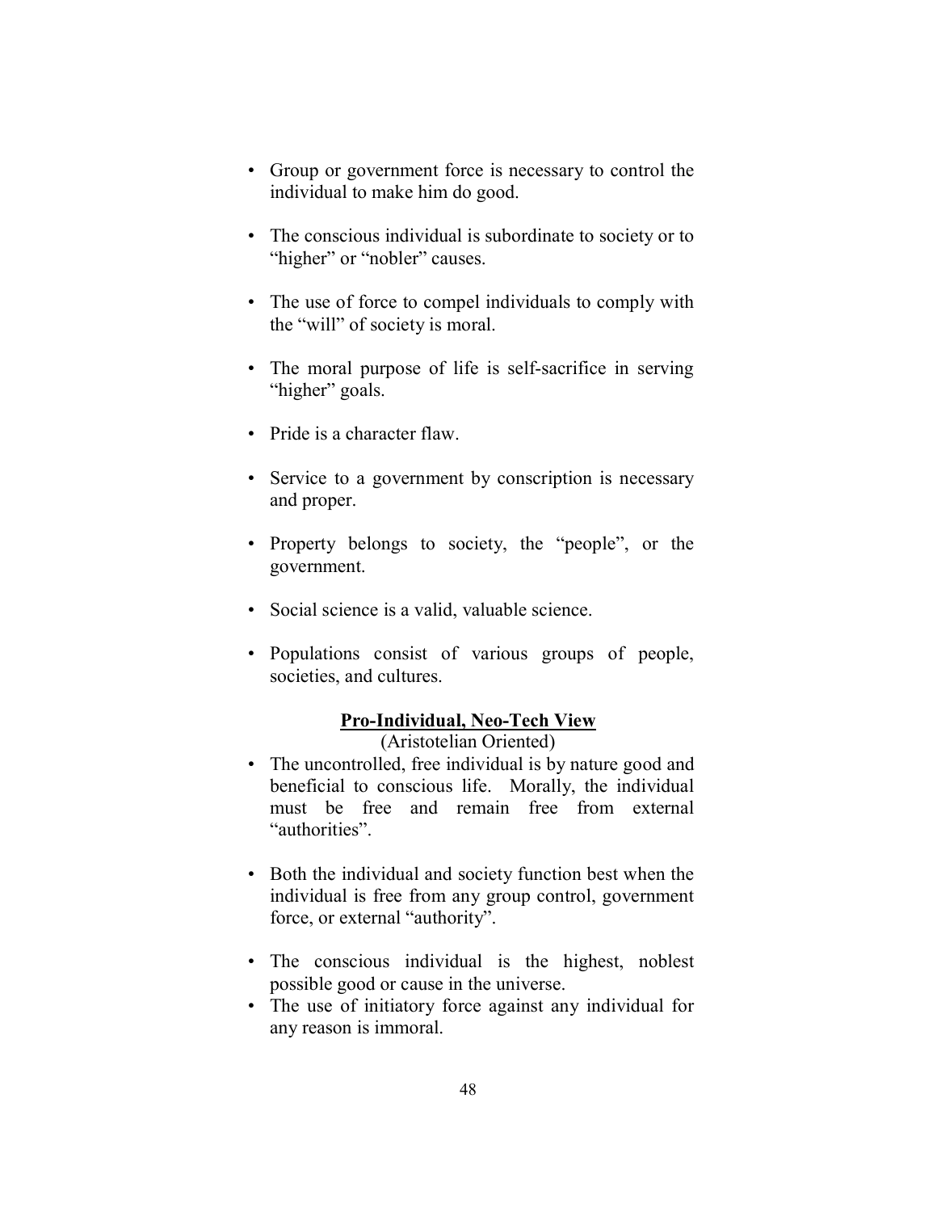- Group or government force is necessary to control the individual to make him do good.

- The conscious individual is subordinate to society or to "higher" or "nobler" causes.

- The use of force to compel individuals to comply with the "will" of society is moral.

- The moral purpose of life is self-sacrifice in serving "higher" goals.

- Pride is a character flaw.

- Service to a government by conscription is necessary and proper.

- Property belongs to society, the "people", or the government.

- Social science is a valid, valuable science.

- Populations consist of various groups of people, societies, and cultures.

**Pro-Individual, Neo-Tech View**

(Aristotelian Oriented)

- The uncontrolled, free individual is by nature good and beneficial to conscious life. Morally, the individual must be free and remain free from external "authorities".

- Both the individual and society function best when the individual is free from any group control, government force, or external "authority".

- The conscious individual is the highest, noblest possible good or cause in the universe.
- The use of initiatory force against any individual for any reason is immoral.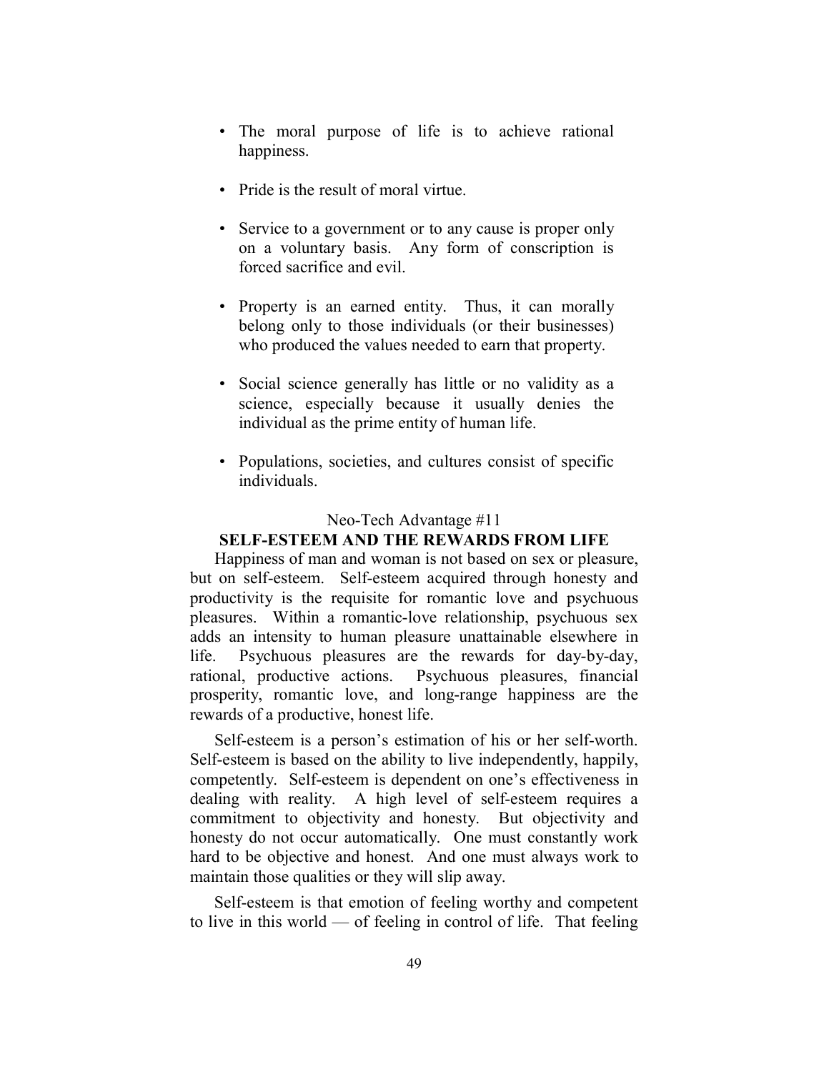- The moral purpose of life is to achieve rational happiness.

- Pride is the result of moral virtue.

- Service to a government or to any cause is proper only on a voluntary basis. Any form of conscription is forced sacrifice and evil.

- Property is an earned entity. Thus, it can morally belong only to those individuals (or their businesses) who produced the values needed to earn that property.

- Social science generally has little or no validity as a science, especially because it usually denies the individual as the prime entity of human life.

- Populations, societies, and cultures consist of specific individuals.

Neo-Tech Advantage #11

**SELF-ESTEEM AND THE REWARDS FROM LIFE**

Happiness of man and woman is not based on sex or pleasure, but on self-esteem. Self-esteem acquired through honesty and productivity is the requisite for romantic love and psychuous pleasures. Within a romantic-love relationship, psychuous sex adds an intensity to human pleasure unattainable elsewhere in life. Psychuous pleasures are the rewards for day-by-day, rational, productive actions. Psychuous pleasures, financial prosperity, romantic love, and long-range happiness are the rewards of a productive, honest life.

Self-esteem is a person's estimation of his or her self-worth. Self-esteem is based on the ability to live independently, happily, competently. Self-esteem is dependent on one's effectiveness in dealing with reality. A high level of self-esteem requires a commitment to objectivity and honesty. But objectivity and honesty do not occur automatically. One must constantly work hard to be objective and honest. And one must always work to maintain those qualities or they will slip away.

Self-esteem is that emotion of feeling worthy and competent to live in this world — of feeling in control of life. That feeling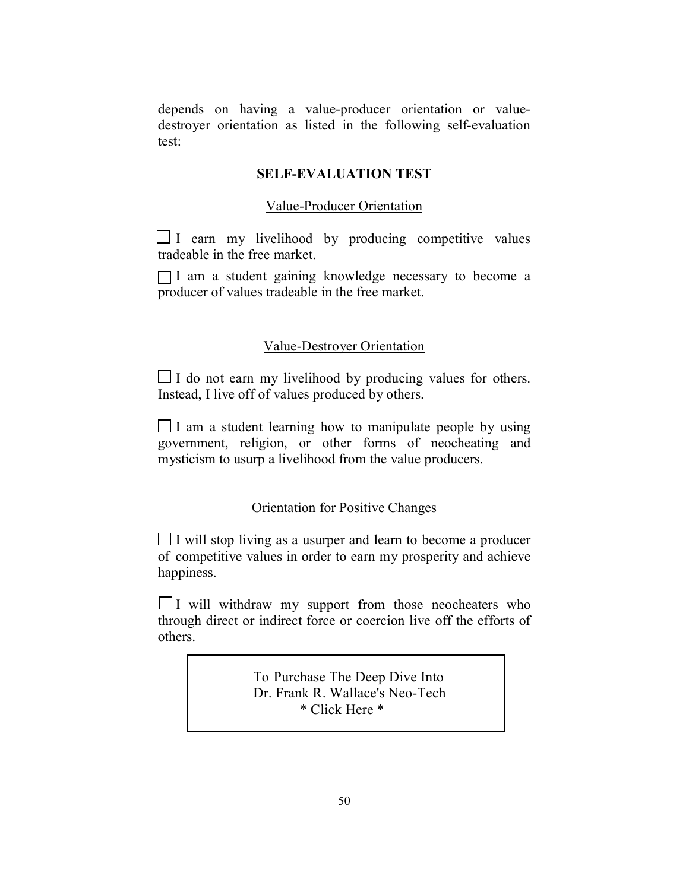depends on having a value-producer orientation or value-destroyer orientation as listed in the following self-evaluation test:

## SELF-EVALUATION TEST

### Value-Producer Orientation

☐ I earn my livelihood by producing competitive values tradeable in the free market.

☐ I am a student gaining knowledge necessary to become a producer of values tradeable in the free market.

### Value-Destroyer Orientation

☐ I do not earn my livelihood by producing values for others. Instead, I live off of values produced by others.

☐ I am a student learning how to manipulate people by using government, religion, or other forms of neocheating and mysticism to usurp a livelihood from the value producers.

### Orientation for Positive Changes

☐ I will stop living as a usurper and learn to become a producer of competitive values in order to earn my prosperity and achieve happiness.

☐ I will withdraw my support from those neocheaters who through direct or indirect force or coercion live off the efforts of others.

To Purchase The Deep Dive Into
Dr. Frank R. Wallace's Neo-Tech
* Click Here *